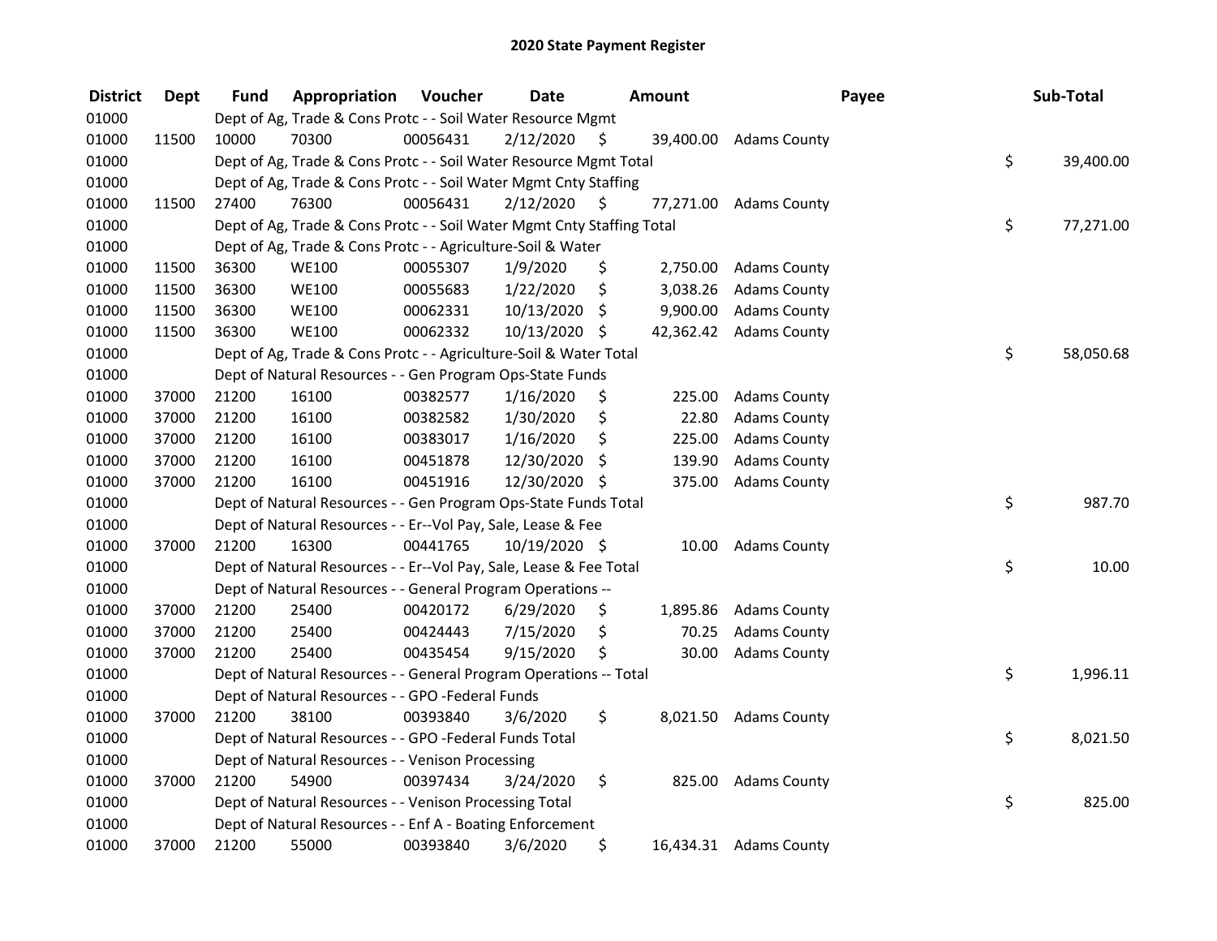# 2020 State Payment Register

| District | Dept | Fund | Appropriation | Voucher | Date | Amount | Payee | Sub-Total |
|---|---|---|---|---|---|---|---|---|
| 01000 | | Dept of Ag, Trade & Cons Protc - - Soil Water Resource Mgmt | | | | | | |
| 01000 | 11500 | 10000 | 70300 | 00056431 | 2/12/2020 | $ 39,400.00 | Adams County | |
| 01000 | | Dept of Ag, Trade & Cons Protc - - Soil Water Resource Mgmt Total | | | | | | $ 39,400.00 |
| 01000 | | Dept of Ag, Trade & Cons Protc - - Soil Water Mgmt Cnty Staffing | | | | | | |
| 01000 | 11500 | 27400 | 76300 | 00056431 | 2/12/2020 | $ 77,271.00 | Adams County | |
| 01000 | | Dept of Ag, Trade & Cons Protc - - Soil Water Mgmt Cnty Staffing Total | | | | | | $ 77,271.00 |
| 01000 | | Dept of Ag, Trade & Cons Protc - - Agriculture-Soil & Water | | | | | | |
| 01000 | 11500 | 36300 | WE100 | 00055307 | 1/9/2020 | $ 2,750.00 | Adams County | |
| 01000 | 11500 | 36300 | WE100 | 00055683 | 1/22/2020 | $ 3,038.26 | Adams County | |
| 01000 | 11500 | 36300 | WE100 | 00062331 | 10/13/2020 | $ 9,900.00 | Adams County | |
| 01000 | 11500 | 36300 | WE100 | 00062332 | 10/13/2020 | $ 42,362.42 | Adams County | |
| 01000 | | Dept of Ag, Trade & Cons Protc - - Agriculture-Soil & Water Total | | | | | | $ 58,050.68 |
| 01000 | | Dept of Natural Resources - - Gen Program Ops-State Funds | | | | | | |
| 01000 | 37000 | 21200 | 16100 | 00382577 | 1/16/2020 | $ 225.00 | Adams County | |
| 01000 | 37000 | 21200 | 16100 | 00382582 | 1/30/2020 | $ 22.80 | Adams County | |
| 01000 | 37000 | 21200 | 16100 | 00383017 | 1/16/2020 | $ 225.00 | Adams County | |
| 01000 | 37000 | 21200 | 16100 | 00451878 | 12/30/2020 | $ 139.90 | Adams County | |
| 01000 | 37000 | 21200 | 16100 | 00451916 | 12/30/2020 | $ 375.00 | Adams County | |
| 01000 | | Dept of Natural Resources - - Gen Program Ops-State Funds Total | | | | | | $ 987.70 |
| 01000 | | Dept of Natural Resources - - Er--Vol Pay, Sale, Lease & Fee | | | | | | |
| 01000 | 37000 | 21200 | 16300 | 00441765 | 10/19/2020 | $ 10.00 | Adams County | |
| 01000 | | Dept of Natural Resources - - Er--Vol Pay, Sale, Lease & Fee Total | | | | | | $ 10.00 |
| 01000 | | Dept of Natural Resources - - General Program Operations -- | | | | | | |
| 01000 | 37000 | 21200 | 25400 | 00420172 | 6/29/2020 | $ 1,895.86 | Adams County | |
| 01000 | 37000 | 21200 | 25400 | 00424443 | 7/15/2020 | $ 70.25 | Adams County | |
| 01000 | 37000 | 21200 | 25400 | 00435454 | 9/15/2020 | $ 30.00 | Adams County | |
| 01000 | | Dept of Natural Resources - - General Program Operations -- Total | | | | | | $ 1,996.11 |
| 01000 | | Dept of Natural Resources - - GPO -Federal Funds | | | | | | |
| 01000 | 37000 | 21200 | 38100 | 00393840 | 3/6/2020 | $ 8,021.50 | Adams County | |
| 01000 | | Dept of Natural Resources - - GPO -Federal Funds Total | | | | | | $ 8,021.50 |
| 01000 | | Dept of Natural Resources - - Venison Processing | | | | | | |
| 01000 | 37000 | 21200 | 54900 | 00397434 | 3/24/2020 | $ 825.00 | Adams County | |
| 01000 | | Dept of Natural Resources - - Venison Processing Total | | | | | | $ 825.00 |
| 01000 | | Dept of Natural Resources - - Enf A - Boating Enforcement | | | | | | |
| 01000 | 37000 | 21200 | 55000 | 00393840 | 3/6/2020 | $ 16,434.31 | Adams County | |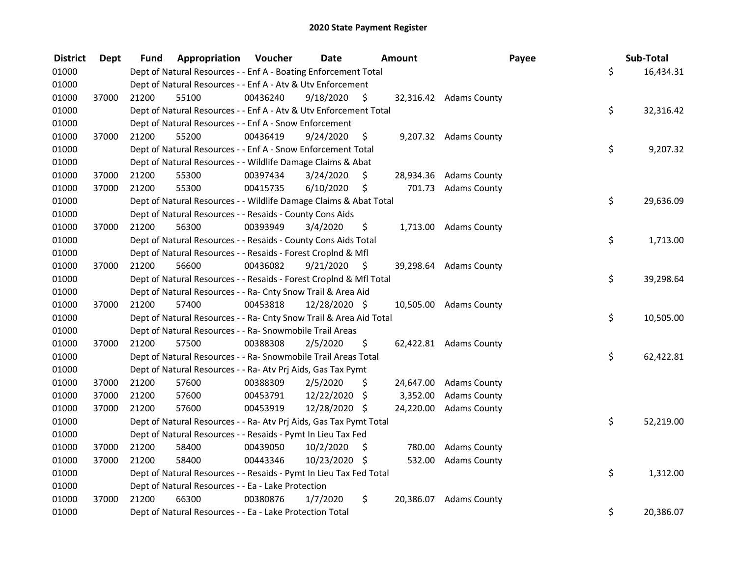# 2020 State Payment Register

| District | Dept | Fund | Appropriation | Voucher | Date | Amount | Payee | Sub-Total |
|---|---|---|---|---|---|---|---|---|
| 01000 | | Dept of Natural Resources - - Enf A - Boating Enforcement Total | | | | | | $ 16,434.31 |
| 01000 | | Dept of Natural Resources - - Enf A - Atv & Utv Enforcement | | | | | | |
| 01000 | 37000 | 21200 | 55100 | 00436240 | 9/18/2020 | $ 32,316.42 | Adams County | |
| 01000 | | Dept of Natural Resources - - Enf A - Atv & Utv Enforcement Total | | | | | | $ 32,316.42 |
| 01000 | | Dept of Natural Resources - - Enf A - Snow Enforcement | | | | | | |
| 01000 | 37000 | 21200 | 55200 | 00436419 | 9/24/2020 | $ 9,207.32 | Adams County | |
| 01000 | | Dept of Natural Resources - - Enf A - Snow Enforcement Total | | | | | | $ 9,207.32 |
| 01000 | | Dept of Natural Resources - - Wildlife Damage Claims & Abat | | | | | | |
| 01000 | 37000 | 21200 | 55300 | 00397434 | 3/24/2020 | $ 28,934.36 | Adams County | |
| 01000 | 37000 | 21200 | 55300 | 00415735 | 6/10/2020 | $ 701.73 | Adams County | |
| 01000 | | Dept of Natural Resources - - Wildlife Damage Claims & Abat Total | | | | | | $ 29,636.09 |
| 01000 | | Dept of Natural Resources - - Resaids - County Cons Aids | | | | | | |
| 01000 | 37000 | 21200 | 56300 | 00393949 | 3/4/2020 | $ 1,713.00 | Adams County | |
| 01000 | | Dept of Natural Resources - - Resaids - County Cons Aids Total | | | | | | $ 1,713.00 |
| 01000 | | Dept of Natural Resources - - Resaids - Forest Croplnd & Mfl | | | | | | |
| 01000 | 37000 | 21200 | 56600 | 00436082 | 9/21/2020 | $ 39,298.64 | Adams County | |
| 01000 | | Dept of Natural Resources - - Resaids - Forest Croplnd & Mfl Total | | | | | | $ 39,298.64 |
| 01000 | | Dept of Natural Resources - - Ra- Cnty Snow Trail & Area Aid | | | | | | |
| 01000 | 37000 | 21200 | 57400 | 00453818 | 12/28/2020 | $ 10,505.00 | Adams County | |
| 01000 | | Dept of Natural Resources - - Ra- Cnty Snow Trail & Area Aid Total | | | | | | $ 10,505.00 |
| 01000 | | Dept of Natural Resources - - Ra- Snowmobile Trail Areas | | | | | | |
| 01000 | 37000 | 21200 | 57500 | 00388308 | 2/5/2020 | $ 62,422.81 | Adams County | |
| 01000 | | Dept of Natural Resources - - Ra- Snowmobile Trail Areas Total | | | | | | $ 62,422.81 |
| 01000 | | Dept of Natural Resources - - Ra- Atv Prj Aids, Gas Tax Pymt | | | | | | |
| 01000 | 37000 | 21200 | 57600 | 00388309 | 2/5/2020 | $ 24,647.00 | Adams County | |
| 01000 | 37000 | 21200 | 57600 | 00453791 | 12/22/2020 | $ 3,352.00 | Adams County | |
| 01000 | 37000 | 21200 | 57600 | 00453919 | 12/28/2020 | $ 24,220.00 | Adams County | |
| 01000 | | Dept of Natural Resources - - Ra- Atv Prj Aids, Gas Tax Pymt Total | | | | | | $ 52,219.00 |
| 01000 | | Dept of Natural Resources - - Resaids - Pymt In Lieu Tax Fed | | | | | | |
| 01000 | 37000 | 21200 | 58400 | 00439050 | 10/2/2020 | $ 780.00 | Adams County | |
| 01000 | 37000 | 21200 | 58400 | 00443346 | 10/23/2020 | $ 532.00 | Adams County | |
| 01000 | | Dept of Natural Resources - - Resaids - Pymt In Lieu Tax Fed Total | | | | | | $ 1,312.00 |
| 01000 | | Dept of Natural Resources - - Ea - Lake Protection | | | | | | |
| 01000 | 37000 | 21200 | 66300 | 00380876 | 1/7/2020 | $ 20,386.07 | Adams County | |
| 01000 | | Dept of Natural Resources - - Ea - Lake Protection Total | | | | | | $ 20,386.07 |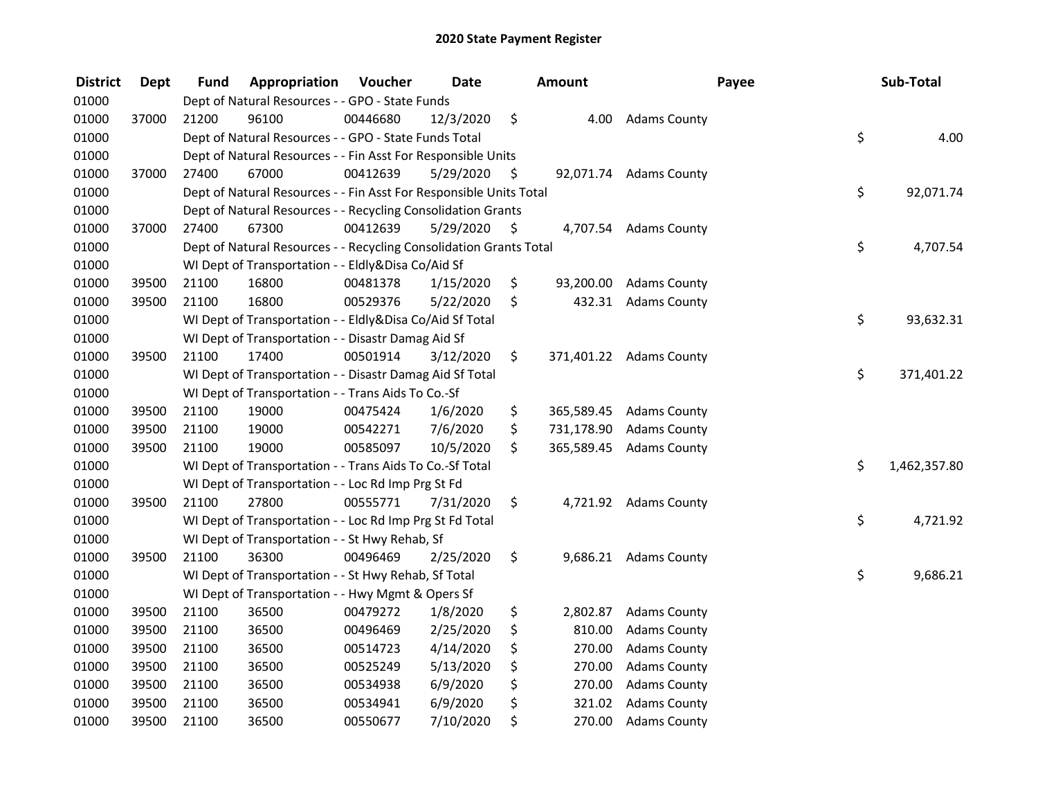# 2020 State Payment Register

| District | Dept | Fund | Appropriation | Voucher | Date | Amount | Payee | Sub-Total |
|---|---|---|---|---|---|---|---|---|
| 01000 | | Dept of Natural Resources - - GPO - State Funds | | | | | | |
| 01000 | 37000 | 21200 | 96100 | 00446680 | 12/3/2020 | $ 4.00 | Adams County | |
| 01000 | | Dept of Natural Resources - - GPO - State Funds Total | | | | | | $ 4.00 |
| 01000 | | Dept of Natural Resources - - Fin Asst For Responsible Units | | | | | | |
| 01000 | 37000 | 27400 | 67000 | 00412639 | 5/29/2020 | $ 92,071.74 | Adams County | |
| 01000 | | Dept of Natural Resources - - Fin Asst For Responsible Units Total | | | | | | $ 92,071.74 |
| 01000 | | Dept of Natural Resources - - Recycling Consolidation Grants | | | | | | |
| 01000 | 37000 | 27400 | 67300 | 00412639 | 5/29/2020 | $ 4,707.54 | Adams County | |
| 01000 | | Dept of Natural Resources - - Recycling Consolidation Grants Total | | | | | | $ 4,707.54 |
| 01000 | | WI Dept of Transportation - - Eldly&Disa Co/Aid Sf | | | | | | |
| 01000 | 39500 | 21100 | 16800 | 00481378 | 1/15/2020 | $ 93,200.00 | Adams County | |
| 01000 | 39500 | 21100 | 16800 | 00529376 | 5/22/2020 | $ 432.31 | Adams County | |
| 01000 | | WI Dept of Transportation - - Eldly&Disa Co/Aid Sf Total | | | | | | $ 93,632.31 |
| 01000 | | WI Dept of Transportation - - Disastr Damag Aid Sf | | | | | | |
| 01000 | 39500 | 21100 | 17400 | 00501914 | 3/12/2020 | $ 371,401.22 | Adams County | |
| 01000 | | WI Dept of Transportation - - Disastr Damag Aid Sf Total | | | | | | $ 371,401.22 |
| 01000 | | WI Dept of Transportation - - Trans Aids To Co.-Sf | | | | | | |
| 01000 | 39500 | 21100 | 19000 | 00475424 | 1/6/2020 | $ 365,589.45 | Adams County | |
| 01000 | 39500 | 21100 | 19000 | 00542271 | 7/6/2020 | $ 731,178.90 | Adams County | |
| 01000 | 39500 | 21100 | 19000 | 00585097 | 10/5/2020 | $ 365,589.45 | Adams County | |
| 01000 | | WI Dept of Transportation - - Trans Aids To Co.-Sf Total | | | | | | $ 1,462,357.80 |
| 01000 | | WI Dept of Transportation - - Loc Rd Imp Prg St Fd | | | | | | |
| 01000 | 39500 | 21100 | 27800 | 00555771 | 7/31/2020 | $ 4,721.92 | Adams County | |
| 01000 | | WI Dept of Transportation - - Loc Rd Imp Prg St Fd Total | | | | | | $ 4,721.92 |
| 01000 | | WI Dept of Transportation - - St Hwy Rehab, Sf | | | | | | |
| 01000 | 39500 | 21100 | 36300 | 00496469 | 2/25/2020 | $ 9,686.21 | Adams County | |
| 01000 | | WI Dept of Transportation - - St Hwy Rehab, Sf Total | | | | | | $ 9,686.21 |
| 01000 | | WI Dept of Transportation - - Hwy Mgmt & Opers Sf | | | | | | |
| 01000 | 39500 | 21100 | 36500 | 00479272 | 1/8/2020 | $ 2,802.87 | Adams County | |
| 01000 | 39500 | 21100 | 36500 | 00496469 | 2/25/2020 | $ 810.00 | Adams County | |
| 01000 | 39500 | 21100 | 36500 | 00514723 | 4/14/2020 | $ 270.00 | Adams County | |
| 01000 | 39500 | 21100 | 36500 | 00525249 | 5/13/2020 | $ 270.00 | Adams County | |
| 01000 | 39500 | 21100 | 36500 | 00534938 | 6/9/2020 | $ 270.00 | Adams County | |
| 01000 | 39500 | 21100 | 36500 | 00534941 | 6/9/2020 | $ 321.02 | Adams County | |
| 01000 | 39500 | 21100 | 36500 | 00550677 | 7/10/2020 | $ 270.00 | Adams County | |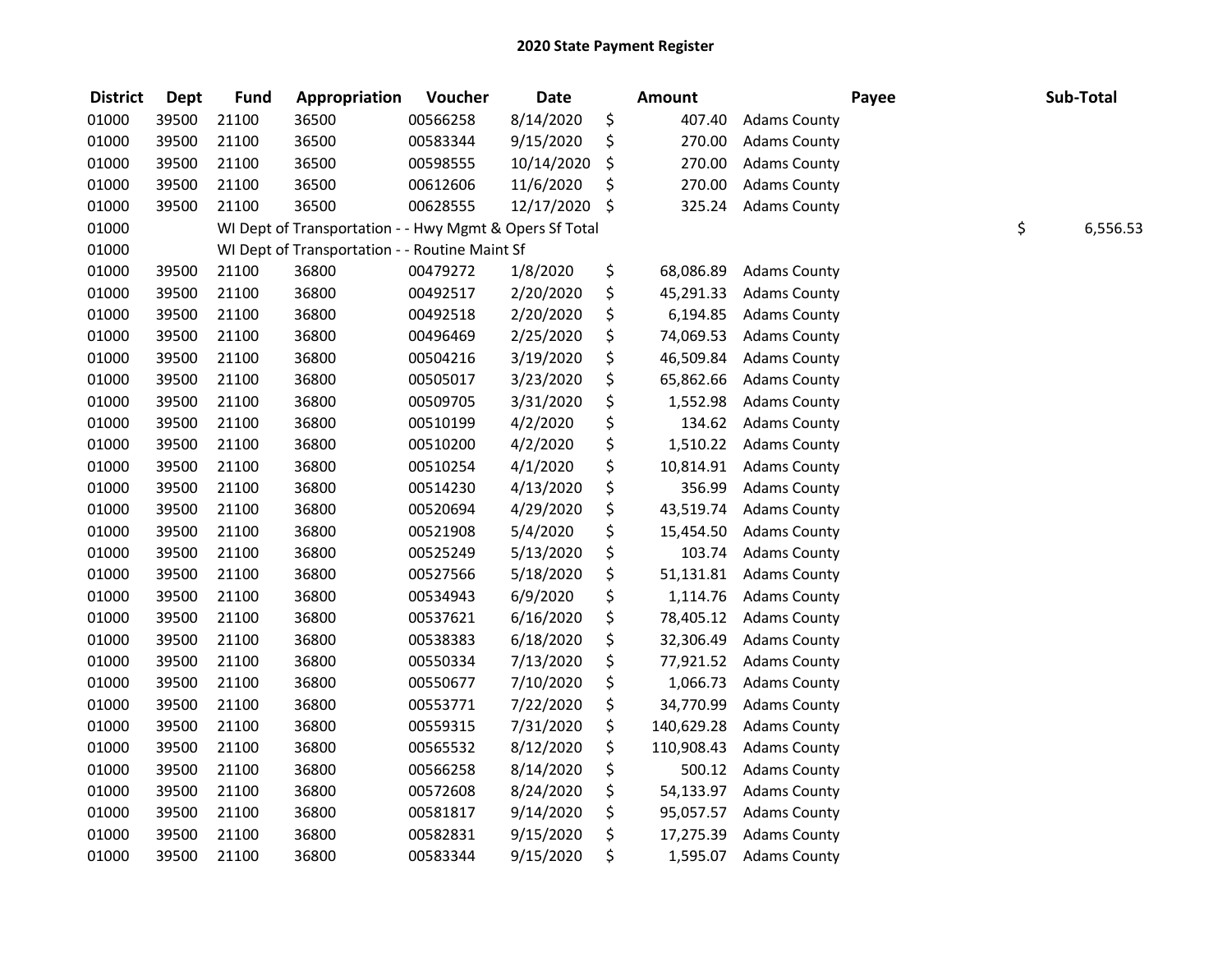# 2020 State Payment Register

| District | Dept | Fund | Appropriation | Voucher | Date | Amount | Payee | Sub-Total |
|---|---|---|---|---|---|---|---|---|
| 01000 | 39500 | 21100 | 36500 | 00566258 | 8/14/2020 | $ 407.40 | Adams County | |
| 01000 | 39500 | 21100 | 36500 | 00583344 | 9/15/2020 | $ 270.00 | Adams County | |
| 01000 | 39500 | 21100 | 36500 | 00598555 | 10/14/2020 | $ 270.00 | Adams County | |
| 01000 | 39500 | 21100 | 36500 | 00612606 | 11/6/2020 | $ 270.00 | Adams County | |
| 01000 | 39500 | 21100 | 36500 | 00628555 | 12/17/2020 | $ 325.24 | Adams County | |
| 01000 | | WI Dept of Transportation - - Hwy Mgmt & Opers Sf Total | | | | | | $ 6,556.53 |
| 01000 | | WI Dept of Transportation - - Routine Maint Sf | | | | | | |
| 01000 | 39500 | 21100 | 36800 | 00479272 | 1/8/2020 | $ 68,086.89 | Adams County | |
| 01000 | 39500 | 21100 | 36800 | 00492517 | 2/20/2020 | $ 45,291.33 | Adams County | |
| 01000 | 39500 | 21100 | 36800 | 00492518 | 2/20/2020 | $ 6,194.85 | Adams County | |
| 01000 | 39500 | 21100 | 36800 | 00496469 | 2/25/2020 | $ 74,069.53 | Adams County | |
| 01000 | 39500 | 21100 | 36800 | 00504216 | 3/19/2020 | $ 46,509.84 | Adams County | |
| 01000 | 39500 | 21100 | 36800 | 00505017 | 3/23/2020 | $ 65,862.66 | Adams County | |
| 01000 | 39500 | 21100 | 36800 | 00509705 | 3/31/2020 | $ 1,552.98 | Adams County | |
| 01000 | 39500 | 21100 | 36800 | 00510199 | 4/2/2020 | $ 134.62 | Adams County | |
| 01000 | 39500 | 21100 | 36800 | 00510200 | 4/2/2020 | $ 1,510.22 | Adams County | |
| 01000 | 39500 | 21100 | 36800 | 00510254 | 4/1/2020 | $ 10,814.91 | Adams County | |
| 01000 | 39500 | 21100 | 36800 | 00514230 | 4/13/2020 | $ 356.99 | Adams County | |
| 01000 | 39500 | 21100 | 36800 | 00520694 | 4/29/2020 | $ 43,519.74 | Adams County | |
| 01000 | 39500 | 21100 | 36800 | 00521908 | 5/4/2020 | $ 15,454.50 | Adams County | |
| 01000 | 39500 | 21100 | 36800 | 00525249 | 5/13/2020 | $ 103.74 | Adams County | |
| 01000 | 39500 | 21100 | 36800 | 00527566 | 5/18/2020 | $ 51,131.81 | Adams County | |
| 01000 | 39500 | 21100 | 36800 | 00534943 | 6/9/2020 | $ 1,114.76 | Adams County | |
| 01000 | 39500 | 21100 | 36800 | 00537621 | 6/16/2020 | $ 78,405.12 | Adams County | |
| 01000 | 39500 | 21100 | 36800 | 00538383 | 6/18/2020 | $ 32,306.49 | Adams County | |
| 01000 | 39500 | 21100 | 36800 | 00550334 | 7/13/2020 | $ 77,921.52 | Adams County | |
| 01000 | 39500 | 21100 | 36800 | 00550677 | 7/10/2020 | $ 1,066.73 | Adams County | |
| 01000 | 39500 | 21100 | 36800 | 00553771 | 7/22/2020 | $ 34,770.99 | Adams County | |
| 01000 | 39500 | 21100 | 36800 | 00559315 | 7/31/2020 | $ 140,629.28 | Adams County | |
| 01000 | 39500 | 21100 | 36800 | 00565532 | 8/12/2020 | $ 110,908.43 | Adams County | |
| 01000 | 39500 | 21100 | 36800 | 00566258 | 8/14/2020 | $ 500.12 | Adams County | |
| 01000 | 39500 | 21100 | 36800 | 00572608 | 8/24/2020 | $ 54,133.97 | Adams County | |
| 01000 | 39500 | 21100 | 36800 | 00581817 | 9/14/2020 | $ 95,057.57 | Adams County | |
| 01000 | 39500 | 21100 | 36800 | 00582831 | 9/15/2020 | $ 17,275.39 | Adams County | |
| 01000 | 39500 | 21100 | 36800 | 00583344 | 9/15/2020 | $ 1,595.07 | Adams County | |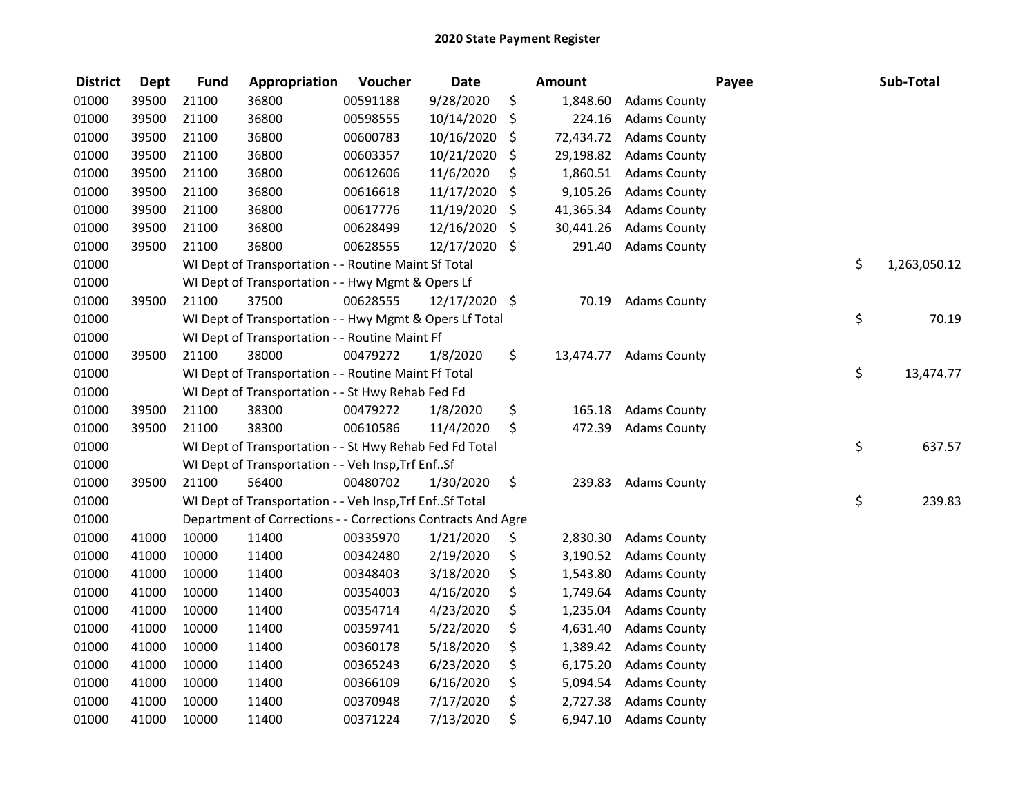## 2020 State Payment Register

| District | Dept | Fund | Appropriation | Voucher | Date | Amount | Payee | Sub-Total |
|---|---|---|---|---|---|---|---|---|
| 01000 | 39500 | 21100 | 36800 | 00591188 | 9/28/2020 | $ 1,848.60 | Adams County | |
| 01000 | 39500 | 21100 | 36800 | 00598555 | 10/14/2020 | $ 224.16 | Adams County | |
| 01000 | 39500 | 21100 | 36800 | 00600783 | 10/16/2020 | $ 72,434.72 | Adams County | |
| 01000 | 39500 | 21100 | 36800 | 00603357 | 10/21/2020 | $ 29,198.82 | Adams County | |
| 01000 | 39500 | 21100 | 36800 | 00612606 | 11/6/2020 | $ 1,860.51 | Adams County | |
| 01000 | 39500 | 21100 | 36800 | 00616618 | 11/17/2020 | $ 9,105.26 | Adams County | |
| 01000 | 39500 | 21100 | 36800 | 00617776 | 11/19/2020 | $ 41,365.34 | Adams County | |
| 01000 | 39500 | 21100 | 36800 | 00628499 | 12/16/2020 | $ 30,441.26 | Adams County | |
| 01000 | 39500 | 21100 | 36800 | 00628555 | 12/17/2020 | $ 291.40 | Adams County | |
| 01000 | | WI Dept of Transportation - - Routine Maint Sf Total | | | | | | $ 1,263,050.12 |
| 01000 | | WI Dept of Transportation - - Hwy Mgmt & Opers Lf | | | | | | |
| 01000 | 39500 | 21100 | 37500 | 00628555 | 12/17/2020 | $ 70.19 | Adams County | |
| 01000 | | WI Dept of Transportation - - Hwy Mgmt & Opers Lf Total | | | | | | $ 70.19 |
| 01000 | | WI Dept of Transportation - - Routine Maint Ff | | | | | | |
| 01000 | 39500 | 21100 | 38000 | 00479272 | 1/8/2020 | $ 13,474.77 | Adams County | |
| 01000 | | WI Dept of Transportation - - Routine Maint Ff Total | | | | | | $ 13,474.77 |
| 01000 | | WI Dept of Transportation - - St Hwy Rehab Fed Fd | | | | | | |
| 01000 | 39500 | 21100 | 38300 | 00479272 | 1/8/2020 | $ 165.18 | Adams County | |
| 01000 | 39500 | 21100 | 38300 | 00610586 | 11/4/2020 | $ 472.39 | Adams County | |
| 01000 | | WI Dept of Transportation - - St Hwy Rehab Fed Fd Total | | | | | | $ 637.57 |
| 01000 | | WI Dept of Transportation - - Veh Insp,Trf Enf..Sf | | | | | | |
| 01000 | 39500 | 21100 | 56400 | 00480702 | 1/30/2020 | $ 239.83 | Adams County | |
| 01000 | | WI Dept of Transportation - - Veh Insp,Trf Enf..Sf Total | | | | | | $ 239.83 |
| 01000 | | Department of Corrections - - Corrections Contracts And Agre | | | | | | |
| 01000 | 41000 | 10000 | 11400 | 00335970 | 1/21/2020 | $ 2,830.30 | Adams County | |
| 01000 | 41000 | 10000 | 11400 | 00342480 | 2/19/2020 | $ 3,190.52 | Adams County | |
| 01000 | 41000 | 10000 | 11400 | 00348403 | 3/18/2020 | $ 1,543.80 | Adams County | |
| 01000 | 41000 | 10000 | 11400 | 00354003 | 4/16/2020 | $ 1,749.64 | Adams County | |
| 01000 | 41000 | 10000 | 11400 | 00354714 | 4/23/2020 | $ 1,235.04 | Adams County | |
| 01000 | 41000 | 10000 | 11400 | 00359741 | 5/22/2020 | $ 4,631.40 | Adams County | |
| 01000 | 41000 | 10000 | 11400 | 00360178 | 5/18/2020 | $ 1,389.42 | Adams County | |
| 01000 | 41000 | 10000 | 11400 | 00365243 | 6/23/2020 | $ 6,175.20 | Adams County | |
| 01000 | 41000 | 10000 | 11400 | 00366109 | 6/16/2020 | $ 5,094.54 | Adams County | |
| 01000 | 41000 | 10000 | 11400 | 00370948 | 7/17/2020 | $ 2,727.38 | Adams County | |
| 01000 | 41000 | 10000 | 11400 | 00371224 | 7/13/2020 | $ 6,947.10 | Adams County | |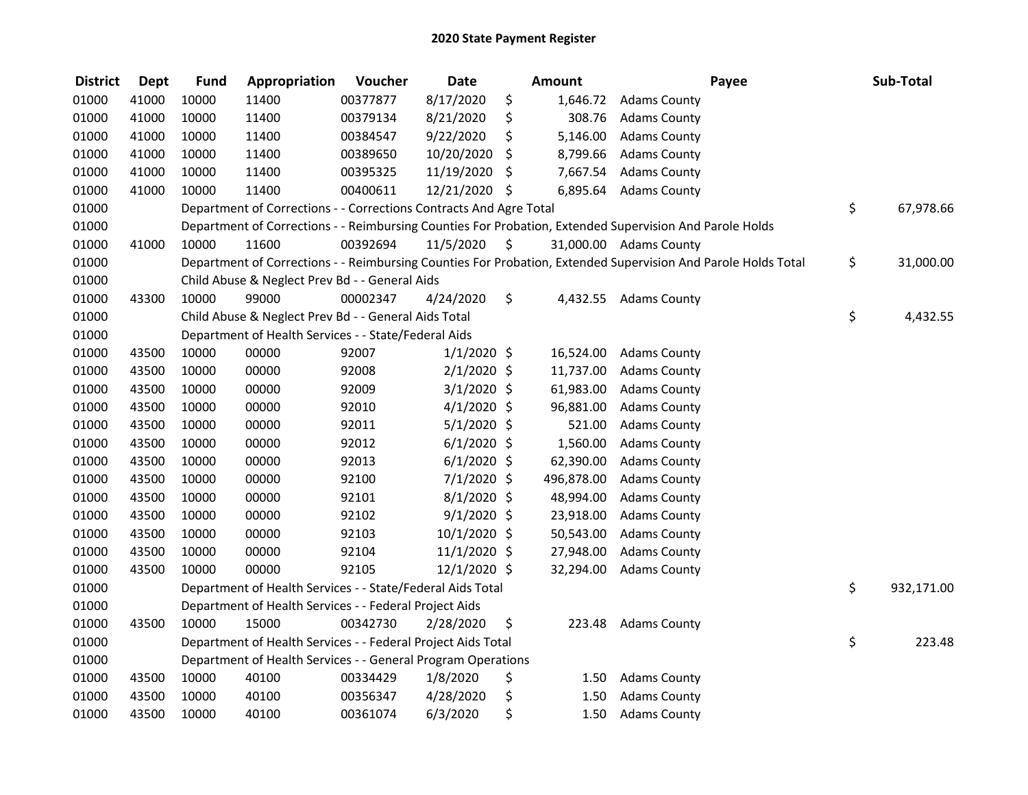# 2020 State Payment Register

| District | Dept | Fund | Appropriation | Voucher | Date | Amount | Payee | Sub-Total |
|---|---|---|---|---|---|---|---|---|
| 01000 | 41000 | 10000 | 11400 | 00377877 | 8/17/2020 | $ 1,646.72 | Adams County | |
| 01000 | 41000 | 10000 | 11400 | 00379134 | 8/21/2020 | $ 308.76 | Adams County | |
| 01000 | 41000 | 10000 | 11400 | 00384547 | 9/22/2020 | $ 5,146.00 | Adams County | |
| 01000 | 41000 | 10000 | 11400 | 00389650 | 10/20/2020 | $ 8,799.66 | Adams County | |
| 01000 | 41000 | 10000 | 11400 | 00395325 | 11/19/2020 | $ 7,667.54 | Adams County | |
| 01000 | 41000 | 10000 | 11400 | 00400611 | 12/21/2020 | $ 6,895.64 | Adams County | |
| 01000 | | Department of Corrections - - Corrections Contracts And Agre Total | | | | | | $ 67,978.66 |
| 01000 | | Department of Corrections - - Reimbursing Counties For Probation, Extended Supervision And Parole Holds | | | | | | |
| 01000 | 41000 | 10000 | 11600 | 00392694 | 11/5/2020 | $ 31,000.00 | Adams County | |
| 01000 | | Department of Corrections - - Reimbursing Counties For Probation, Extended Supervision And Parole Holds Total | | | | | | $ 31,000.00 |
| 01000 | | Child Abuse & Neglect Prev Bd - - General Aids | | | | | | |
| 01000 | 43300 | 10000 | 99000 | 00002347 | 4/24/2020 | $ 4,432.55 | Adams County | |
| 01000 | | Child Abuse & Neglect Prev Bd - - General Aids Total | | | | | | $ 4,432.55 |
| 01000 | | Department of Health Services - - State/Federal Aids | | | | | | |
| 01000 | 43500 | 10000 | 00000 | 92007 | 1/1/2020 | $ 16,524.00 | Adams County | |
| 01000 | 43500 | 10000 | 00000 | 92008 | 2/1/2020 | $ 11,737.00 | Adams County | |
| 01000 | 43500 | 10000 | 00000 | 92009 | 3/1/2020 | $ 61,983.00 | Adams County | |
| 01000 | 43500 | 10000 | 00000 | 92010 | 4/1/2020 | $ 96,881.00 | Adams County | |
| 01000 | 43500 | 10000 | 00000 | 92011 | 5/1/2020 | $ 521.00 | Adams County | |
| 01000 | 43500 | 10000 | 00000 | 92012 | 6/1/2020 | $ 1,560.00 | Adams County | |
| 01000 | 43500 | 10000 | 00000 | 92013 | 6/1/2020 | $ 62,390.00 | Adams County | |
| 01000 | 43500 | 10000 | 00000 | 92100 | 7/1/2020 | $ 496,878.00 | Adams County | |
| 01000 | 43500 | 10000 | 00000 | 92101 | 8/1/2020 | $ 48,994.00 | Adams County | |
| 01000 | 43500 | 10000 | 00000 | 92102 | 9/1/2020 | $ 23,918.00 | Adams County | |
| 01000 | 43500 | 10000 | 00000 | 92103 | 10/1/2020 | $ 50,543.00 | Adams County | |
| 01000 | 43500 | 10000 | 00000 | 92104 | 11/1/2020 | $ 27,948.00 | Adams County | |
| 01000 | 43500 | 10000 | 00000 | 92105 | 12/1/2020 | $ 32,294.00 | Adams County | |
| 01000 | | Department of Health Services - - State/Federal Aids Total | | | | | | $ 932,171.00 |
| 01000 | | Department of Health Services - - Federal Project Aids | | | | | | |
| 01000 | 43500 | 10000 | 15000 | 00342730 | 2/28/2020 | $ 223.48 | Adams County | |
| 01000 | | Department of Health Services - - Federal Project Aids Total | | | | | | $ 223.48 |
| 01000 | | Department of Health Services - - General Program Operations | | | | | | |
| 01000 | 43500 | 10000 | 40100 | 00334429 | 1/8/2020 | $ 1.50 | Adams County | |
| 01000 | 43500 | 10000 | 40100 | 00356347 | 4/28/2020 | $ 1.50 | Adams County | |
| 01000 | 43500 | 10000 | 40100 | 00361074 | 6/3/2020 | $ 1.50 | Adams County | |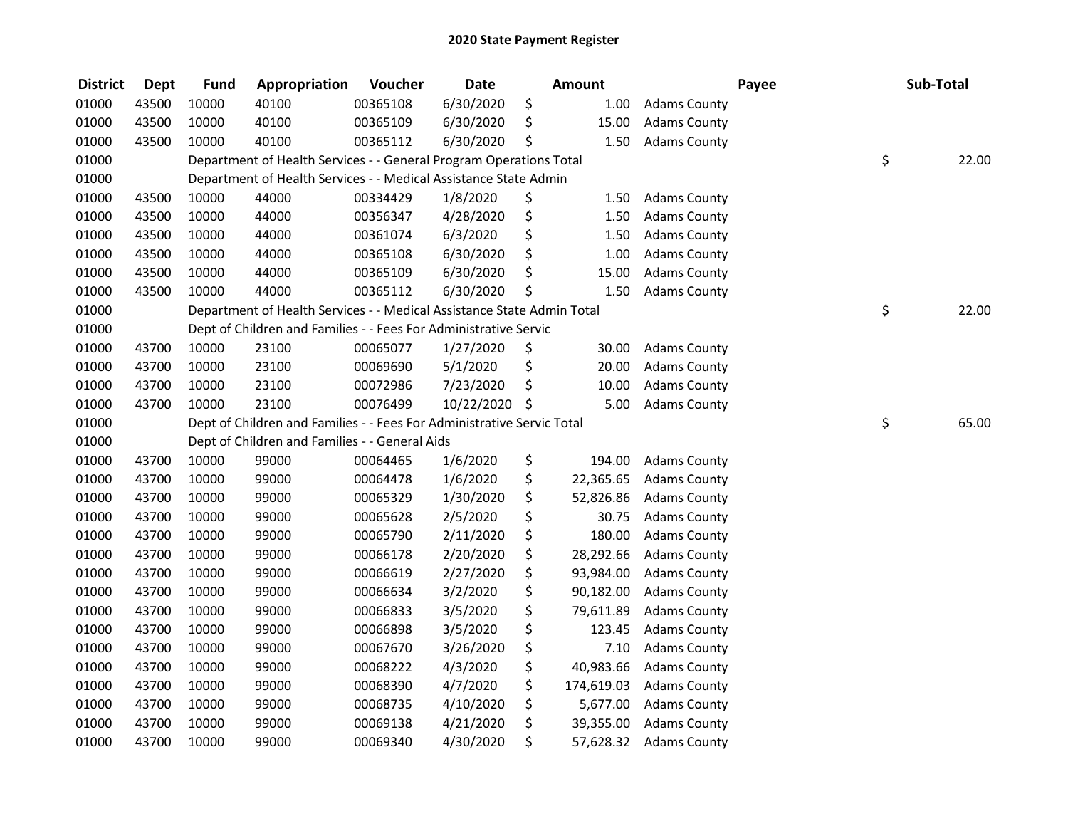# 2020 State Payment Register

| District | Dept | Fund | Appropriation | Voucher | Date | Amount | Payee | Sub-Total |
|---|---|---|---|---|---|---|---|---|
| 01000 | 43500 | 10000 | 40100 | 00365108 | 6/30/2020 | $ 1.00 | Adams County | |
| 01000 | 43500 | 10000 | 40100 | 00365109 | 6/30/2020 | $ 15.00 | Adams County | |
| 01000 | 43500 | 10000 | 40100 | 00365112 | 6/30/2020 | $ 1.50 | Adams County | |
| 01000 | | Department of Health Services - - General Program Operations Total | | | | | | $ 22.00 |
| 01000 | | Department of Health Services - - Medical Assistance State Admin | | | | | | |
| 01000 | 43500 | 10000 | 44000 | 00334429 | 1/8/2020 | $ 1.50 | Adams County | |
| 01000 | 43500 | 10000 | 44000 | 00356347 | 4/28/2020 | $ 1.50 | Adams County | |
| 01000 | 43500 | 10000 | 44000 | 00361074 | 6/3/2020 | $ 1.50 | Adams County | |
| 01000 | 43500 | 10000 | 44000 | 00365108 | 6/30/2020 | $ 1.00 | Adams County | |
| 01000 | 43500 | 10000 | 44000 | 00365109 | 6/30/2020 | $ 15.00 | Adams County | |
| 01000 | 43500 | 10000 | 44000 | 00365112 | 6/30/2020 | $ 1.50 | Adams County | |
| 01000 | | Department of Health Services - - Medical Assistance State Admin Total | | | | | | $ 22.00 |
| 01000 | | Dept of Children and Families - - Fees For Administrative Servic | | | | | | |
| 01000 | 43700 | 10000 | 23100 | 00065077 | 1/27/2020 | $ 30.00 | Adams County | |
| 01000 | 43700 | 10000 | 23100 | 00069690 | 5/1/2020 | $ 20.00 | Adams County | |
| 01000 | 43700 | 10000 | 23100 | 00072986 | 7/23/2020 | $ 10.00 | Adams County | |
| 01000 | 43700 | 10000 | 23100 | 00076499 | 10/22/2020 | $ 5.00 | Adams County | |
| 01000 | | Dept of Children and Families - - Fees For Administrative Servic Total | | | | | | $ 65.00 |
| 01000 | | Dept of Children and Families - - General Aids | | | | | | |
| 01000 | 43700 | 10000 | 99000 | 00064465 | 1/6/2020 | $ 194.00 | Adams County | |
| 01000 | 43700 | 10000 | 99000 | 00064478 | 1/6/2020 | $ 22,365.65 | Adams County | |
| 01000 | 43700 | 10000 | 99000 | 00065329 | 1/30/2020 | $ 52,826.86 | Adams County | |
| 01000 | 43700 | 10000 | 99000 | 00065628 | 2/5/2020 | $ 30.75 | Adams County | |
| 01000 | 43700 | 10000 | 99000 | 00065790 | 2/11/2020 | $ 180.00 | Adams County | |
| 01000 | 43700 | 10000 | 99000 | 00066178 | 2/20/2020 | $ 28,292.66 | Adams County | |
| 01000 | 43700 | 10000 | 99000 | 00066619 | 2/27/2020 | $ 93,984.00 | Adams County | |
| 01000 | 43700 | 10000 | 99000 | 00066634 | 3/2/2020 | $ 90,182.00 | Adams County | |
| 01000 | 43700 | 10000 | 99000 | 00066833 | 3/5/2020 | $ 79,611.89 | Adams County | |
| 01000 | 43700 | 10000 | 99000 | 00066898 | 3/5/2020 | $ 123.45 | Adams County | |
| 01000 | 43700 | 10000 | 99000 | 00067670 | 3/26/2020 | $ 7.10 | Adams County | |
| 01000 | 43700 | 10000 | 99000 | 00068222 | 4/3/2020 | $ 40,983.66 | Adams County | |
| 01000 | 43700 | 10000 | 99000 | 00068390 | 4/7/2020 | $ 174,619.03 | Adams County | |
| 01000 | 43700 | 10000 | 99000 | 00068735 | 4/10/2020 | $ 5,677.00 | Adams County | |
| 01000 | 43700 | 10000 | 99000 | 00069138 | 4/21/2020 | $ 39,355.00 | Adams County | |
| 01000 | 43700 | 10000 | 99000 | 00069340 | 4/30/2020 | $ 57,628.32 | Adams County | |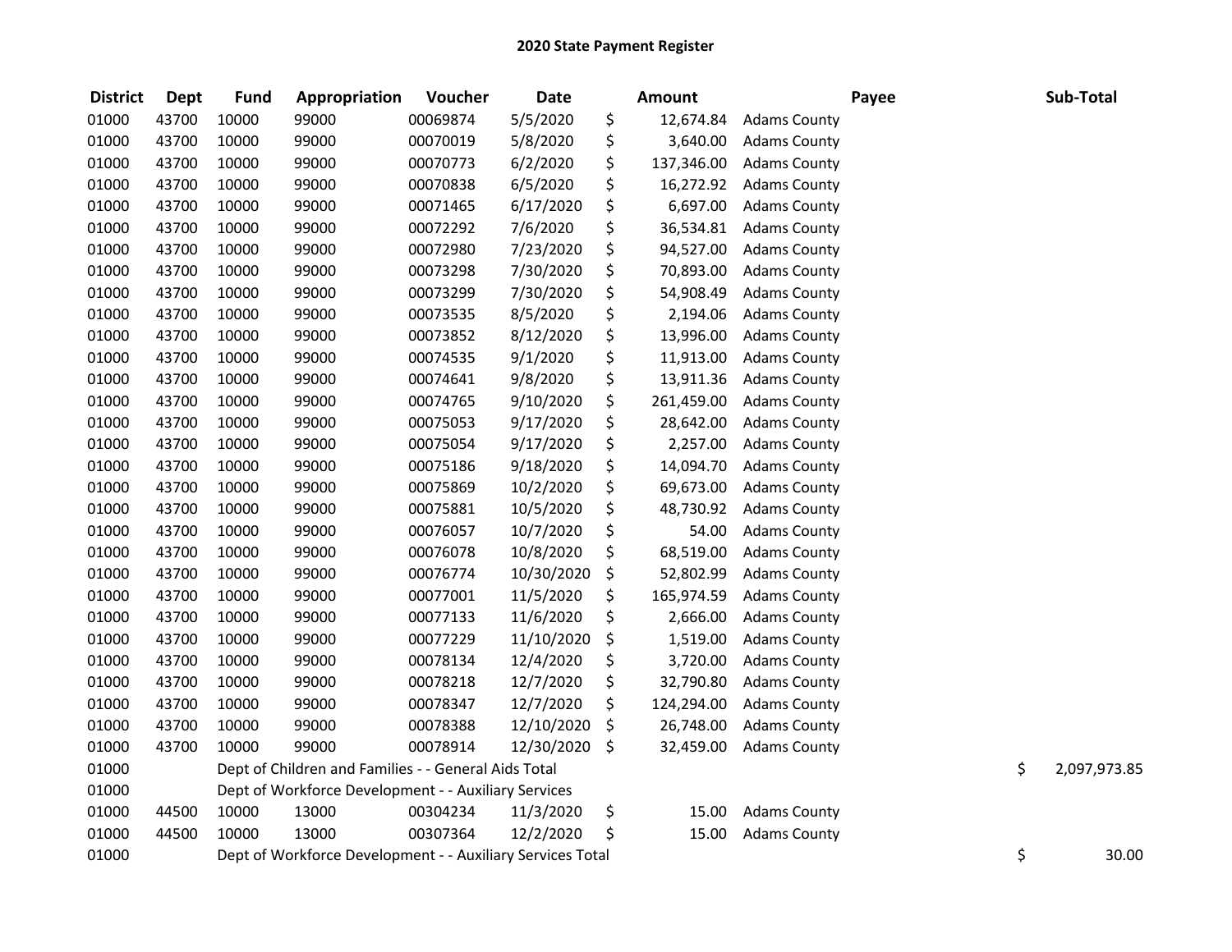# 2020 State Payment Register

| District | Dept | Fund | Appropriation | Voucher | Date | Amount | Payee | Sub-Total |
|---|---|---|---|---|---|---|---|---|
| 01000 | 43700 | 10000 | 99000 | 00069874 | 5/5/2020 | $ 12,674.84 | Adams County | |
| 01000 | 43700 | 10000 | 99000 | 00070019 | 5/8/2020 | $ 3,640.00 | Adams County | |
| 01000 | 43700 | 10000 | 99000 | 00070773 | 6/2/2020 | $ 137,346.00 | Adams County | |
| 01000 | 43700 | 10000 | 99000 | 00070838 | 6/5/2020 | $ 16,272.92 | Adams County | |
| 01000 | 43700 | 10000 | 99000 | 00071465 | 6/17/2020 | $ 6,697.00 | Adams County | |
| 01000 | 43700 | 10000 | 99000 | 00072292 | 7/6/2020 | $ 36,534.81 | Adams County | |
| 01000 | 43700 | 10000 | 99000 | 00072980 | 7/23/2020 | $ 94,527.00 | Adams County | |
| 01000 | 43700 | 10000 | 99000 | 00073298 | 7/30/2020 | $ 70,893.00 | Adams County | |
| 01000 | 43700 | 10000 | 99000 | 00073299 | 7/30/2020 | $ 54,908.49 | Adams County | |
| 01000 | 43700 | 10000 | 99000 | 00073535 | 8/5/2020 | $ 2,194.06 | Adams County | |
| 01000 | 43700 | 10000 | 99000 | 00073852 | 8/12/2020 | $ 13,996.00 | Adams County | |
| 01000 | 43700 | 10000 | 99000 | 00074535 | 9/1/2020 | $ 11,913.00 | Adams County | |
| 01000 | 43700 | 10000 | 99000 | 00074641 | 9/8/2020 | $ 13,911.36 | Adams County | |
| 01000 | 43700 | 10000 | 99000 | 00074765 | 9/10/2020 | $ 261,459.00 | Adams County | |
| 01000 | 43700 | 10000 | 99000 | 00075053 | 9/17/2020 | $ 28,642.00 | Adams County | |
| 01000 | 43700 | 10000 | 99000 | 00075054 | 9/17/2020 | $ 2,257.00 | Adams County | |
| 01000 | 43700 | 10000 | 99000 | 00075186 | 9/18/2020 | $ 14,094.70 | Adams County | |
| 01000 | 43700 | 10000 | 99000 | 00075869 | 10/2/2020 | $ 69,673.00 | Adams County | |
| 01000 | 43700 | 10000 | 99000 | 00075881 | 10/5/2020 | $ 48,730.92 | Adams County | |
| 01000 | 43700 | 10000 | 99000 | 00076057 | 10/7/2020 | $ 54.00 | Adams County | |
| 01000 | 43700 | 10000 | 99000 | 00076078 | 10/8/2020 | $ 68,519.00 | Adams County | |
| 01000 | 43700 | 10000 | 99000 | 00076774 | 10/30/2020 | $ 52,802.99 | Adams County | |
| 01000 | 43700 | 10000 | 99000 | 00077001 | 11/5/2020 | $ 165,974.59 | Adams County | |
| 01000 | 43700 | 10000 | 99000 | 00077133 | 11/6/2020 | $ 2,666.00 | Adams County | |
| 01000 | 43700 | 10000 | 99000 | 00077229 | 11/10/2020 | $ 1,519.00 | Adams County | |
| 01000 | 43700 | 10000 | 99000 | 00078134 | 12/4/2020 | $ 3,720.00 | Adams County | |
| 01000 | 43700 | 10000 | 99000 | 00078218 | 12/7/2020 | $ 32,790.80 | Adams County | |
| 01000 | 43700 | 10000 | 99000 | 00078347 | 12/7/2020 | $ 124,294.00 | Adams County | |
| 01000 | 43700 | 10000 | 99000 | 00078388 | 12/10/2020 | $ 26,748.00 | Adams County | |
| 01000 | 43700 | 10000 | 99000 | 00078914 | 12/30/2020 | $ 32,459.00 | Adams County | |
| 01000 | | Dept of Children and Families - - General Aids Total | | | | | | $ 2,097,973.85 |
| 01000 | | Dept of Workforce Development - - Auxiliary Services | | | | | | |
| 01000 | 44500 | 10000 | 13000 | 00304234 | 11/3/2020 | $ 15.00 | Adams County | |
| 01000 | 44500 | 10000 | 13000 | 00307364 | 12/2/2020 | $ 15.00 | Adams County | |
| 01000 | | Dept of Workforce Development - - Auxiliary Services Total | | | | | | $ 30.00 |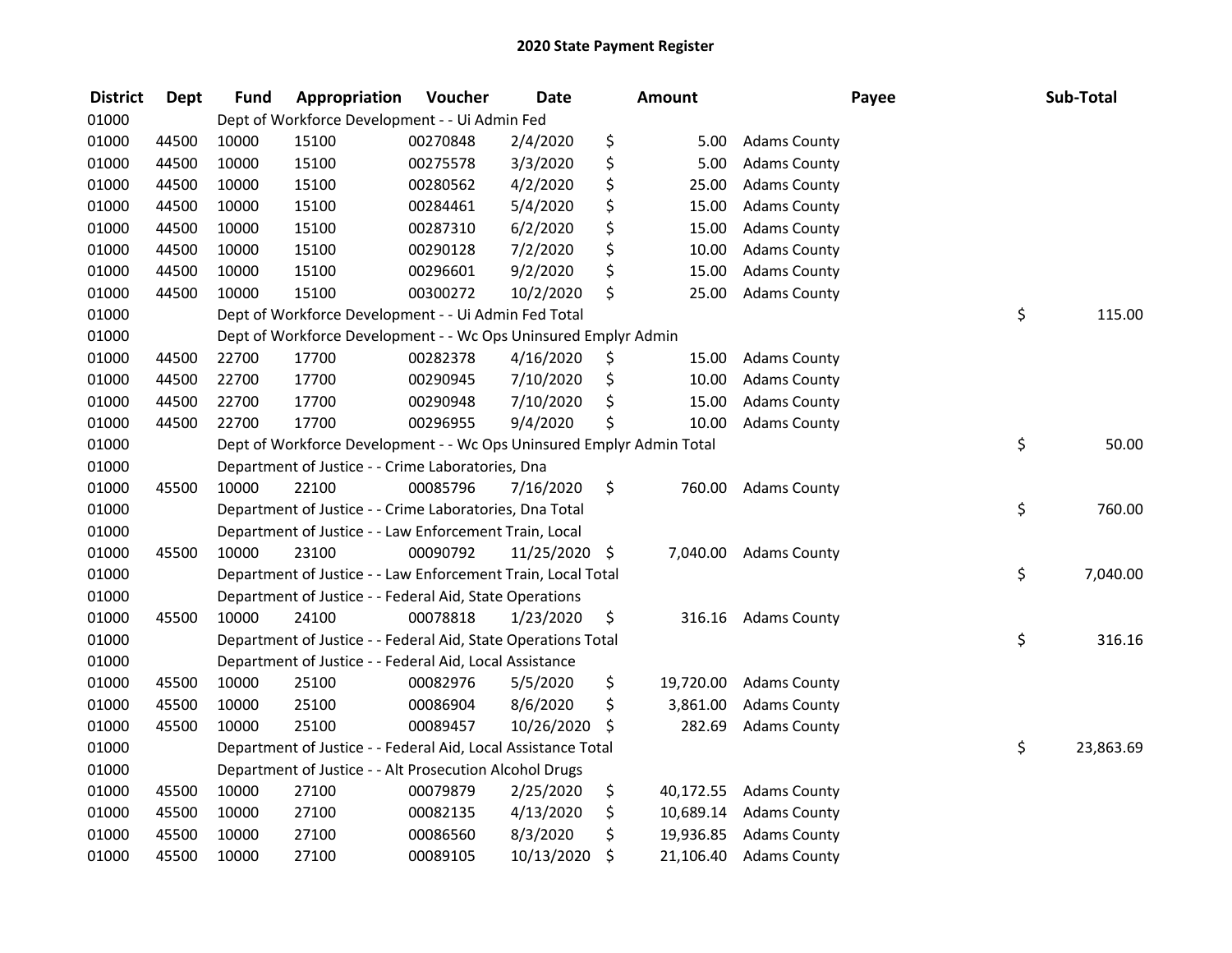# 2020 State Payment Register

| District | Dept | Fund | Appropriation | Voucher | Date | Amount | Payee | Sub-Total |
|---|---|---|---|---|---|---|---|---|
| 01000 | | Dept of Workforce Development - - Ui Admin Fed | | | | | | |
| 01000 | 44500 | 10000 | 15100 | 00270848 | 2/4/2020 | $ 5.00 | Adams County | |
| 01000 | 44500 | 10000 | 15100 | 00275578 | 3/3/2020 | $ 5.00 | Adams County | |
| 01000 | 44500 | 10000 | 15100 | 00280562 | 4/2/2020 | $ 25.00 | Adams County | |
| 01000 | 44500 | 10000 | 15100 | 00284461 | 5/4/2020 | $ 15.00 | Adams County | |
| 01000 | 44500 | 10000 | 15100 | 00287310 | 6/2/2020 | $ 15.00 | Adams County | |
| 01000 | 44500 | 10000 | 15100 | 00290128 | 7/2/2020 | $ 10.00 | Adams County | |
| 01000 | 44500 | 10000 | 15100 | 00296601 | 9/2/2020 | $ 15.00 | Adams County | |
| 01000 | 44500 | 10000 | 15100 | 00300272 | 10/2/2020 | $ 25.00 | Adams County | |
| 01000 | | Dept of Workforce Development - - Ui Admin Fed Total | | | | | | $ 115.00 |
| 01000 | | Dept of Workforce Development - - Wc Ops Uninsured Emplyr Admin | | | | | | |
| 01000 | 44500 | 22700 | 17700 | 00282378 | 4/16/2020 | $ 15.00 | Adams County | |
| 01000 | 44500 | 22700 | 17700 | 00290945 | 7/10/2020 | $ 10.00 | Adams County | |
| 01000 | 44500 | 22700 | 17700 | 00290948 | 7/10/2020 | $ 15.00 | Adams County | |
| 01000 | 44500 | 22700 | 17700 | 00296955 | 9/4/2020 | $ 10.00 | Adams County | |
| 01000 | | Dept of Workforce Development - - Wc Ops Uninsured Emplyr Admin Total | | | | | | $ 50.00 |
| 01000 | | Department of Justice - - Crime Laboratories, Dna | | | | | | |
| 01000 | 45500 | 10000 | 22100 | 00085796 | 7/16/2020 | $ 760.00 | Adams County | |
| 01000 | | Department of Justice - - Crime Laboratories, Dna Total | | | | | | $ 760.00 |
| 01000 | | Department of Justice - - Law Enforcement Train, Local | | | | | | |
| 01000 | 45500 | 10000 | 23100 | 00090792 | 11/25/2020 | $ 7,040.00 | Adams County | |
| 01000 | | Department of Justice - - Law Enforcement Train, Local Total | | | | | | $ 7,040.00 |
| 01000 | | Department of Justice - - Federal Aid, State Operations | | | | | | |
| 01000 | 45500 | 10000 | 24100 | 00078818 | 1/23/2020 | $ 316.16 | Adams County | |
| 01000 | | Department of Justice - - Federal Aid, State Operations Total | | | | | | $ 316.16 |
| 01000 | | Department of Justice - - Federal Aid, Local Assistance | | | | | | |
| 01000 | 45500 | 10000 | 25100 | 00082976 | 5/5/2020 | $ 19,720.00 | Adams County | |
| 01000 | 45500 | 10000 | 25100 | 00086904 | 8/6/2020 | $ 3,861.00 | Adams County | |
| 01000 | 45500 | 10000 | 25100 | 00089457 | 10/26/2020 | $ 282.69 | Adams County | |
| 01000 | | Department of Justice - - Federal Aid, Local Assistance Total | | | | | | $ 23,863.69 |
| 01000 | | Department of Justice - - Alt Prosecution Alcohol Drugs | | | | | | |
| 01000 | 45500 | 10000 | 27100 | 00079879 | 2/25/2020 | $ 40,172.55 | Adams County | |
| 01000 | 45500 | 10000 | 27100 | 00082135 | 4/13/2020 | $ 10,689.14 | Adams County | |
| 01000 | 45500 | 10000 | 27100 | 00086560 | 8/3/2020 | $ 19,936.85 | Adams County | |
| 01000 | 45500 | 10000 | 27100 | 00089105 | 10/13/2020 | $ 21,106.40 | Adams County | |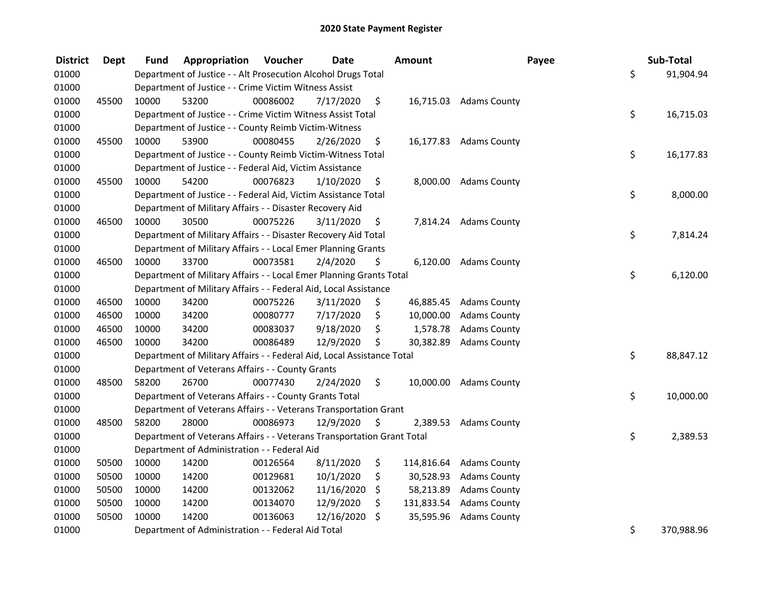# 2020 State Payment Register

| District | Dept | Fund | Appropriation | Voucher | Date | Amount | Payee | Sub-Total |
|---|---|---|---|---|---|---|---|---|
| 01000 | | Department of Justice - - Alt Prosecution Alcohol Drugs Total | | | | | | $ 91,904.94 |
| 01000 | | Department of Justice - - Crime Victim Witness Assist | | | | | | |
| 01000 | 45500 | 10000 | 53200 | 00086002 | 7/17/2020 | $ 16,715.03 | Adams County | |
| 01000 | | Department of Justice - - Crime Victim Witness Assist Total | | | | | | $ 16,715.03 |
| 01000 | | Department of Justice - - County Reimb Victim-Witness | | | | | | |
| 01000 | 45500 | 10000 | 53900 | 00080455 | 2/26/2020 | $ 16,177.83 | Adams County | |
| 01000 | | Department of Justice - - County Reimb Victim-Witness Total | | | | | | $ 16,177.83 |
| 01000 | | Department of Justice - - Federal Aid, Victim Assistance | | | | | | |
| 01000 | 45500 | 10000 | 54200 | 00076823 | 1/10/2020 | $ 8,000.00 | Adams County | |
| 01000 | | Department of Justice - - Federal Aid, Victim Assistance Total | | | | | | $ 8,000.00 |
| 01000 | | Department of Military Affairs - - Disaster Recovery Aid | | | | | | |
| 01000 | 46500 | 10000 | 30500 | 00075226 | 3/11/2020 | $ 7,814.24 | Adams County | |
| 01000 | | Department of Military Affairs - - Disaster Recovery Aid Total | | | | | | $ 7,814.24 |
| 01000 | | Department of Military Affairs - - Local Emer Planning Grants | | | | | | |
| 01000 | 46500 | 10000 | 33700 | 00073581 | 2/4/2020 | $ 6,120.00 | Adams County | |
| 01000 | | Department of Military Affairs - - Local Emer Planning Grants Total | | | | | | $ 6,120.00 |
| 01000 | | Department of Military Affairs - - Federal Aid, Local Assistance | | | | | | |
| 01000 | 46500 | 10000 | 34200 | 00075226 | 3/11/2020 | $ 46,885.45 | Adams County | |
| 01000 | 46500 | 10000 | 34200 | 00080777 | 7/17/2020 | $ 10,000.00 | Adams County | |
| 01000 | 46500 | 10000 | 34200 | 00083037 | 9/18/2020 | $ 1,578.78 | Adams County | |
| 01000 | 46500 | 10000 | 34200 | 00086489 | 12/9/2020 | $ 30,382.89 | Adams County | |
| 01000 | | Department of Military Affairs - - Federal Aid, Local Assistance Total | | | | | | $ 88,847.12 |
| 01000 | | Department of Veterans Affairs - - County Grants | | | | | | |
| 01000 | 48500 | 58200 | 26700 | 00077430 | 2/24/2020 | $ 10,000.00 | Adams County | |
| 01000 | | Department of Veterans Affairs - - County Grants Total | | | | | | $ 10,000.00 |
| 01000 | | Department of Veterans Affairs - - Veterans Transportation Grant | | | | | | |
| 01000 | 48500 | 58200 | 28000 | 00086973 | 12/9/2020 | $ 2,389.53 | Adams County | |
| 01000 | | Department of Veterans Affairs - - Veterans Transportation Grant Total | | | | | | $ 2,389.53 |
| 01000 | | Department of Administration - - Federal Aid | | | | | | |
| 01000 | 50500 | 10000 | 14200 | 00126564 | 8/11/2020 | $ 114,816.64 | Adams County | |
| 01000 | 50500 | 10000 | 14200 | 00129681 | 10/1/2020 | $ 30,528.93 | Adams County | |
| 01000 | 50500 | 10000 | 14200 | 00132062 | 11/16/2020 | $ 58,213.89 | Adams County | |
| 01000 | 50500 | 10000 | 14200 | 00134070 | 12/9/2020 | $ 131,833.54 | Adams County | |
| 01000 | 50500 | 10000 | 14200 | 00136063 | 12/16/2020 | $ 35,595.96 | Adams County | |
| 01000 | | Department of Administration - - Federal Aid Total | | | | | | $ 370,988.96 |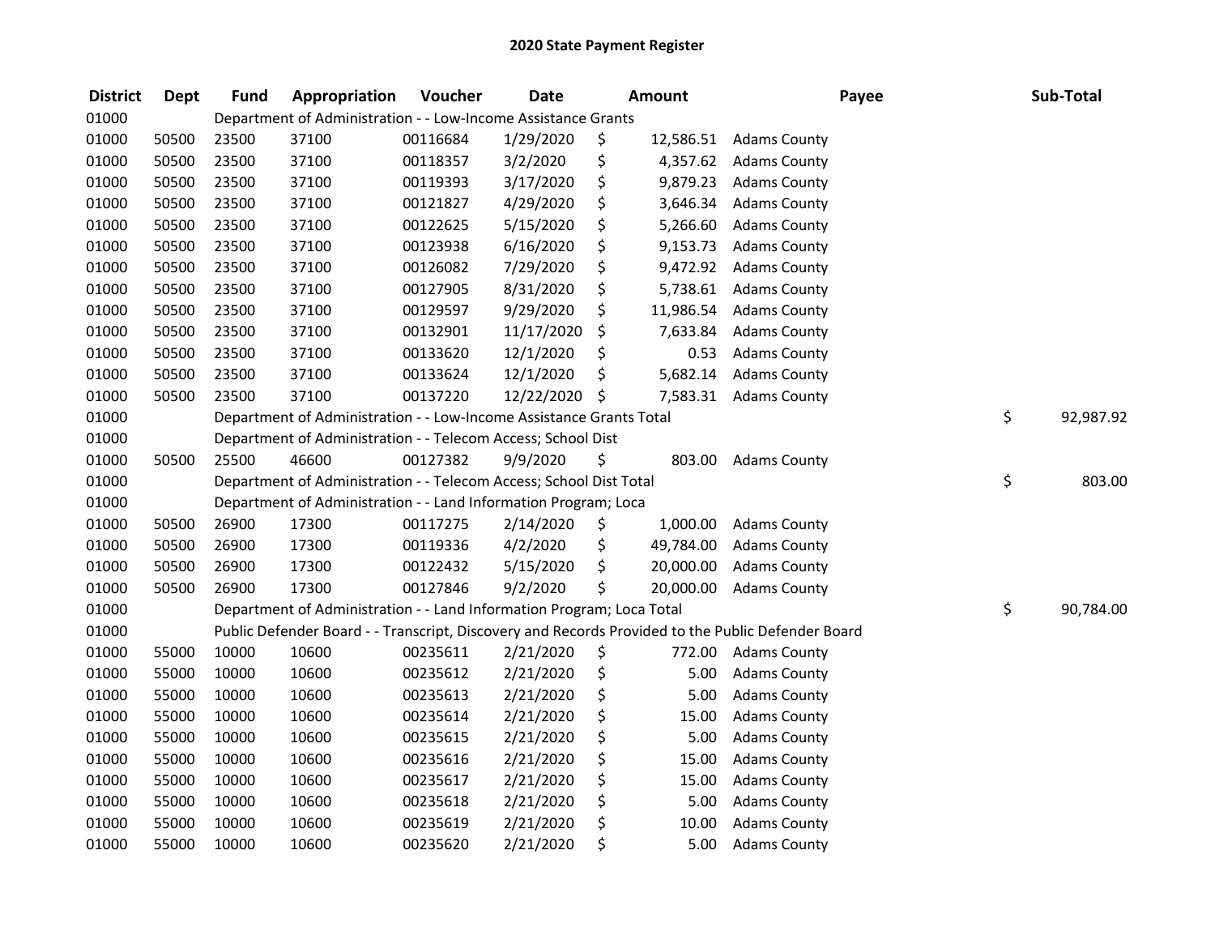# 2020 State Payment Register

| District | Dept | Fund | Appropriation | Voucher | Date | Amount | Payee | Sub-Total |
|---|---|---|---|---|---|---|---|---|
| 01000 | | Department of Administration - - Low-Income Assistance Grants | | | | | | |
| 01000 | 50500 | 23500 | 37100 | 00116684 | 1/29/2020 | $ 12,586.51 | Adams County | |
| 01000 | 50500 | 23500 | 37100 | 00118357 | 3/2/2020 | $ 4,357.62 | Adams County | |
| 01000 | 50500 | 23500 | 37100 | 00119393 | 3/17/2020 | $ 9,879.23 | Adams County | |
| 01000 | 50500 | 23500 | 37100 | 00121827 | 4/29/2020 | $ 3,646.34 | Adams County | |
| 01000 | 50500 | 23500 | 37100 | 00122625 | 5/15/2020 | $ 5,266.60 | Adams County | |
| 01000 | 50500 | 23500 | 37100 | 00123938 | 6/16/2020 | $ 9,153.73 | Adams County | |
| 01000 | 50500 | 23500 | 37100 | 00126082 | 7/29/2020 | $ 9,472.92 | Adams County | |
| 01000 | 50500 | 23500 | 37100 | 00127905 | 8/31/2020 | $ 5,738.61 | Adams County | |
| 01000 | 50500 | 23500 | 37100 | 00129597 | 9/29/2020 | $ 11,986.54 | Adams County | |
| 01000 | 50500 | 23500 | 37100 | 00132901 | 11/17/2020 | $ 7,633.84 | Adams County | |
| 01000 | 50500 | 23500 | 37100 | 00133620 | 12/1/2020 | $ 0.53 | Adams County | |
| 01000 | 50500 | 23500 | 37100 | 00133624 | 12/1/2020 | $ 5,682.14 | Adams County | |
| 01000 | 50500 | 23500 | 37100 | 00137220 | 12/22/2020 | $ 7,583.31 | Adams County | |
| 01000 | | Department of Administration - - Low-Income Assistance Grants Total | | | | | | $ 92,987.92 |
| 01000 | | Department of Administration - - Telecom Access; School Dist | | | | | | |
| 01000 | 50500 | 25500 | 46600 | 00127382 | 9/9/2020 | $ 803.00 | Adams County | |
| 01000 | | Department of Administration - - Telecom Access; School Dist Total | | | | | | $ 803.00 |
| 01000 | | Department of Administration - - Land Information Program; Loca | | | | | | |
| 01000 | 50500 | 26900 | 17300 | 00117275 | 2/14/2020 | $ 1,000.00 | Adams County | |
| 01000 | 50500 | 26900 | 17300 | 00119336 | 4/2/2020 | $ 49,784.00 | Adams County | |
| 01000 | 50500 | 26900 | 17300 | 00122432 | 5/15/2020 | $ 20,000.00 | Adams County | |
| 01000 | 50500 | 26900 | 17300 | 00127846 | 9/2/2020 | $ 20,000.00 | Adams County | |
| 01000 | | Department of Administration - - Land Information Program; Loca Total | | | | | | $ 90,784.00 |
| 01000 | | Public Defender Board - - Transcript, Discovery and Records Provided to the Public Defender Board | | | | | | |
| 01000 | 55000 | 10000 | 10600 | 00235611 | 2/21/2020 | $ 772.00 | Adams County | |
| 01000 | 55000 | 10000 | 10600 | 00235612 | 2/21/2020 | $ 5.00 | Adams County | |
| 01000 | 55000 | 10000 | 10600 | 00235613 | 2/21/2020 | $ 5.00 | Adams County | |
| 01000 | 55000 | 10000 | 10600 | 00235614 | 2/21/2020 | $ 15.00 | Adams County | |
| 01000 | 55000 | 10000 | 10600 | 00235615 | 2/21/2020 | $ 5.00 | Adams County | |
| 01000 | 55000 | 10000 | 10600 | 00235616 | 2/21/2020 | $ 15.00 | Adams County | |
| 01000 | 55000 | 10000 | 10600 | 00235617 | 2/21/2020 | $ 15.00 | Adams County | |
| 01000 | 55000 | 10000 | 10600 | 00235618 | 2/21/2020 | $ 5.00 | Adams County | |
| 01000 | 55000 | 10000 | 10600 | 00235619 | 2/21/2020 | $ 10.00 | Adams County | |
| 01000 | 55000 | 10000 | 10600 | 00235620 | 2/21/2020 | $ 5.00 | Adams County | |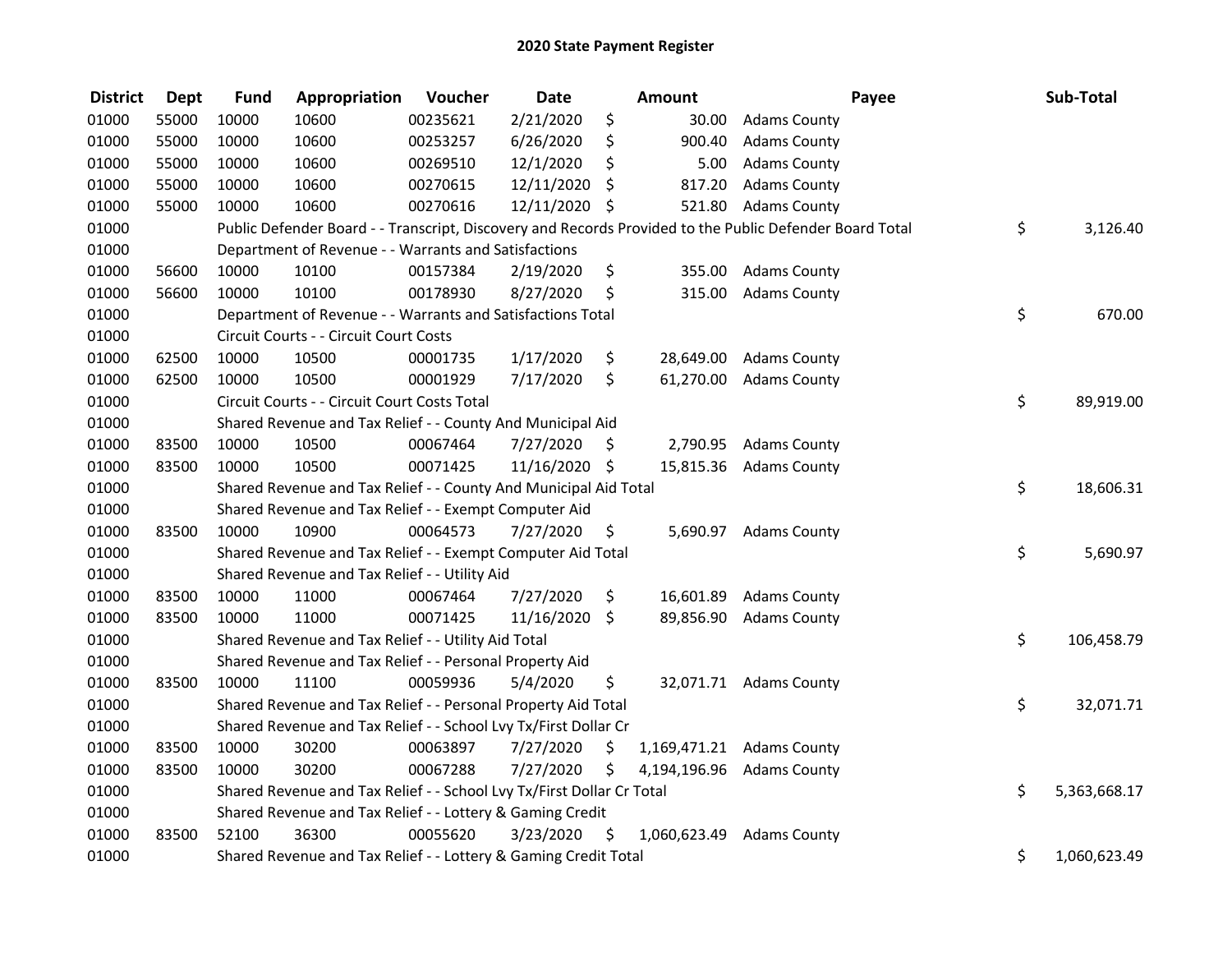# 2020 State Payment Register

| District | Dept | Fund | Appropriation | Voucher | Date | Amount | Payee | Sub-Total |
|---|---|---|---|---|---|---|---|---|
| 01000 | 55000 | 10000 | 10600 | 00235621 | 2/21/2020 | $ 30.00 | Adams County | |
| 01000 | 55000 | 10000 | 10600 | 00253257 | 6/26/2020 | $ 900.40 | Adams County | |
| 01000 | 55000 | 10000 | 10600 | 00269510 | 12/1/2020 | $ 5.00 | Adams County | |
| 01000 | 55000 | 10000 | 10600 | 00270615 | 12/11/2020 | $ 817.20 | Adams County | |
| 01000 | 55000 | 10000 | 10600 | 00270616 | 12/11/2020 | $ 521.80 | Adams County | |
| 01000 | | Public Defender Board - - Transcript, Discovery and Records Provided to the Public Defender Board Total | | | | | | $ 3,126.40 |
| 01000 | | Department of Revenue - - Warrants and Satisfactions | | | | | | |
| 01000 | 56600 | 10000 | 10100 | 00157384 | 2/19/2020 | $ 355.00 | Adams County | |
| 01000 | 56600 | 10000 | 10100 | 00178930 | 8/27/2020 | $ 315.00 | Adams County | |
| 01000 | | Department of Revenue - - Warrants and Satisfactions Total | | | | | | $ 670.00 |
| 01000 | | Circuit Courts - - Circuit Court Costs | | | | | | |
| 01000 | 62500 | 10000 | 10500 | 00001735 | 1/17/2020 | $ 28,649.00 | Adams County | |
| 01000 | 62500 | 10000 | 10500 | 00001929 | 7/17/2020 | $ 61,270.00 | Adams County | |
| 01000 | | Circuit Courts - - Circuit Court Costs Total | | | | | | $ 89,919.00 |
| 01000 | | Shared Revenue and Tax Relief - - County And Municipal Aid | | | | | | |
| 01000 | 83500 | 10000 | 10500 | 00067464 | 7/27/2020 | $ 2,790.95 | Adams County | |
| 01000 | 83500 | 10000 | 10500 | 00071425 | 11/16/2020 | $ 15,815.36 | Adams County | |
| 01000 | | Shared Revenue and Tax Relief - - County And Municipal Aid Total | | | | | | $ 18,606.31 |
| 01000 | | Shared Revenue and Tax Relief - - Exempt Computer Aid | | | | | | |
| 01000 | 83500 | 10000 | 10900 | 00064573 | 7/27/2020 | $ 5,690.97 | Adams County | |
| 01000 | | Shared Revenue and Tax Relief - - Exempt Computer Aid Total | | | | | | $ 5,690.97 |
| 01000 | | Shared Revenue and Tax Relief - - Utility Aid | | | | | | |
| 01000 | 83500 | 10000 | 11000 | 00067464 | 7/27/2020 | $ 16,601.89 | Adams County | |
| 01000 | 83500 | 10000 | 11000 | 00071425 | 11/16/2020 | $ 89,856.90 | Adams County | |
| 01000 | | Shared Revenue and Tax Relief - - Utility Aid Total | | | | | | $ 106,458.79 |
| 01000 | | Shared Revenue and Tax Relief - - Personal Property Aid | | | | | | |
| 01000 | 83500 | 10000 | 11100 | 00059936 | 5/4/2020 | $ 32,071.71 | Adams County | |
| 01000 | | Shared Revenue and Tax Relief - - Personal Property Aid Total | | | | | | $ 32,071.71 |
| 01000 | | Shared Revenue and Tax Relief - - School Lvy Tx/First Dollar Cr | | | | | | |
| 01000 | 83500 | 10000 | 30200 | 00063897 | 7/27/2020 | $ 1,169,471.21 | Adams County | |
| 01000 | 83500 | 10000 | 30200 | 00067288 | 7/27/2020 | $ 4,194,196.96 | Adams County | |
| 01000 | | Shared Revenue and Tax Relief - - School Lvy Tx/First Dollar Cr Total | | | | | | $ 5,363,668.17 |
| 01000 | | Shared Revenue and Tax Relief - - Lottery & Gaming Credit | | | | | | |
| 01000 | 83500 | 52100 | 36300 | 00055620 | 3/23/2020 | $ 1,060,623.49 | Adams County | |
| 01000 | | Shared Revenue and Tax Relief - - Lottery & Gaming Credit Total | | | | | | $ 1,060,623.49 |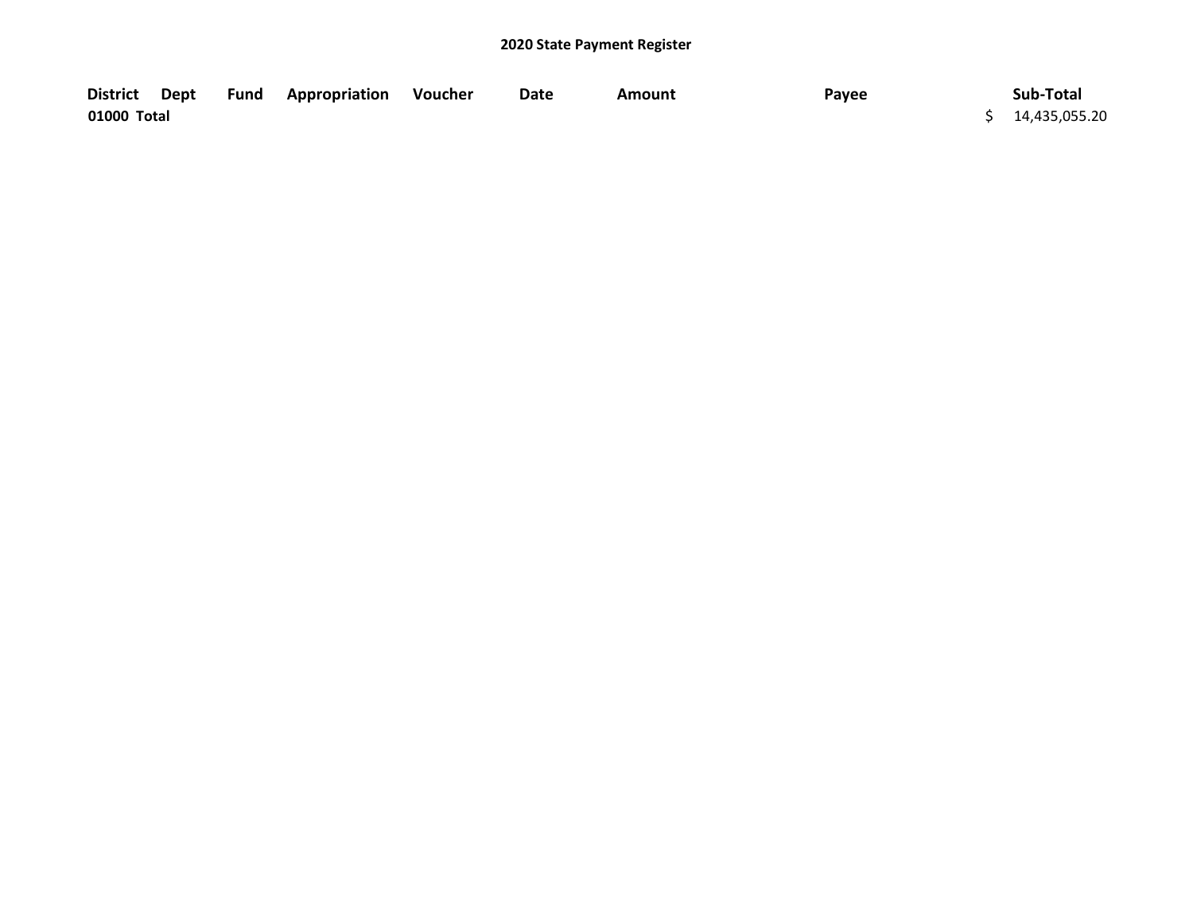**2020 State Payment Register**

| District | Dept | Fund | Appropriation | Voucher | Date | Amount | Payee | Sub-Total |
|---|---|---|---|---|---|---|---|---|
| **01000 Total** | | | | | | | | $ 14,435,055.20 |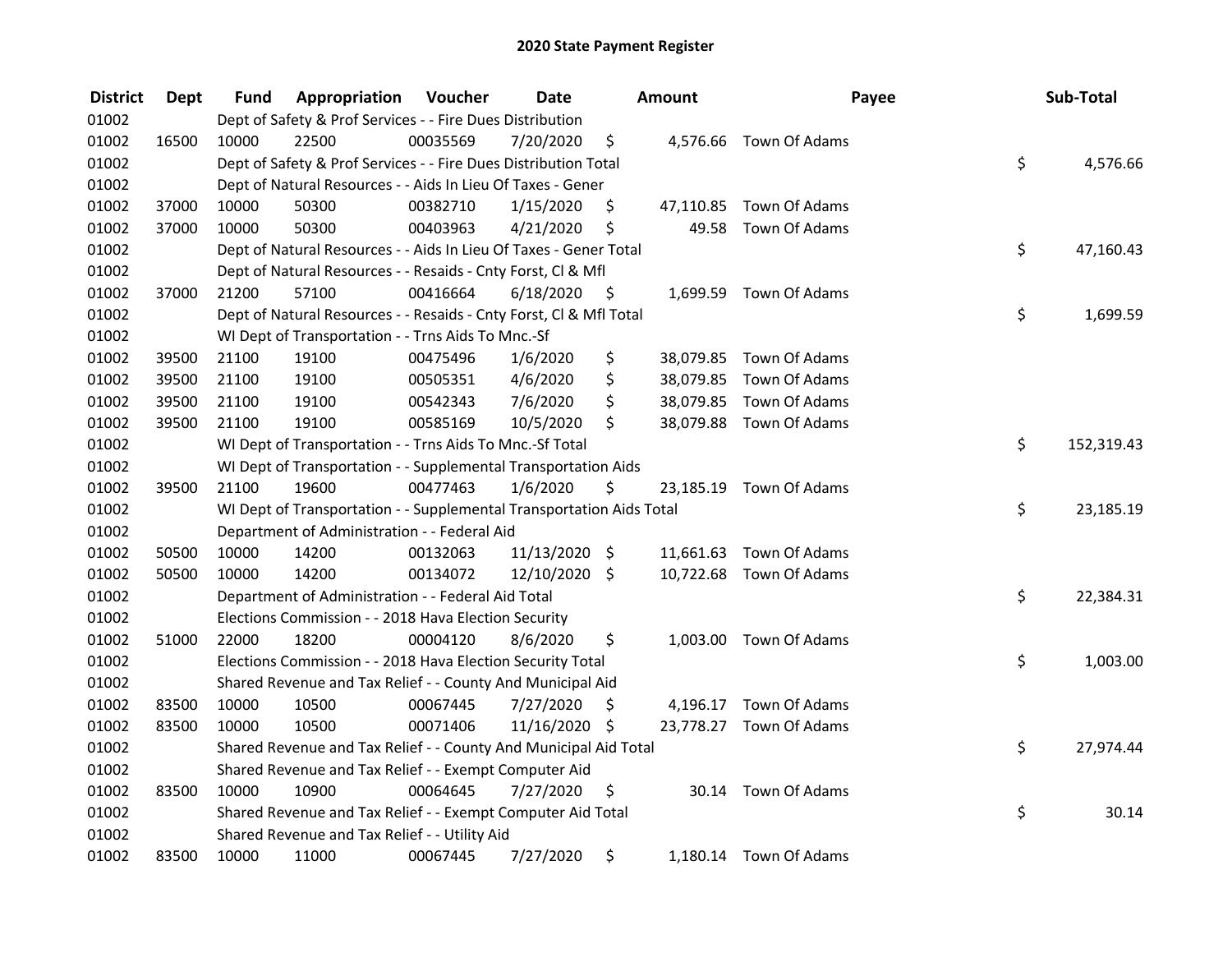# 2020 State Payment Register

| District | Dept | Fund | Appropriation | Voucher | Date | Amount | Payee | Sub-Total |
|---|---|---|---|---|---|---|---|---|
| 01002 | | Dept of Safety & Prof Services - - Fire Dues Distribution | | | | | | |
| 01002 | 16500 | 10000 | 22500 | 00035569 | 7/20/2020 | $ 4,576.66 | Town Of Adams | |
| 01002 | | Dept of Safety & Prof Services - - Fire Dues Distribution Total | | | | | | $ 4,576.66 |
| 01002 | | Dept of Natural Resources - - Aids In Lieu Of Taxes - Gener | | | | | | |
| 01002 | 37000 | 10000 | 50300 | 00382710 | 1/15/2020 | $ 47,110.85 | Town Of Adams | |
| 01002 | 37000 | 10000 | 50300 | 00403963 | 4/21/2020 | $ 49.58 | Town Of Adams | |
| 01002 | | Dept of Natural Resources - - Aids In Lieu Of Taxes - Gener Total | | | | | | $ 47,160.43 |
| 01002 | | Dept of Natural Resources - - Resaids - Cnty Forst, Cl & Mfl | | | | | | |
| 01002 | 37000 | 21200 | 57100 | 00416664 | 6/18/2020 | $ 1,699.59 | Town Of Adams | |
| 01002 | | Dept of Natural Resources - - Resaids - Cnty Forst, Cl & Mfl Total | | | | | | $ 1,699.59 |
| 01002 | | WI Dept of Transportation - - Trns Aids To Mnc.-Sf | | | | | | |
| 01002 | 39500 | 21100 | 19100 | 00475496 | 1/6/2020 | $ 38,079.85 | Town Of Adams | |
| 01002 | 39500 | 21100 | 19100 | 00505351 | 4/6/2020 | $ 38,079.85 | Town Of Adams | |
| 01002 | 39500 | 21100 | 19100 | 00542343 | 7/6/2020 | $ 38,079.85 | Town Of Adams | |
| 01002 | 39500 | 21100 | 19100 | 00585169 | 10/5/2020 | $ 38,079.88 | Town Of Adams | |
| 01002 | | WI Dept of Transportation - - Trns Aids To Mnc.-Sf Total | | | | | | $ 152,319.43 |
| 01002 | | WI Dept of Transportation - - Supplemental Transportation Aids | | | | | | |
| 01002 | 39500 | 21100 | 19600 | 00477463 | 1/6/2020 | $ 23,185.19 | Town Of Adams | |
| 01002 | | WI Dept of Transportation - - Supplemental Transportation Aids Total | | | | | | $ 23,185.19 |
| 01002 | | Department of Administration - - Federal Aid | | | | | | |
| 01002 | 50500 | 10000 | 14200 | 00132063 | 11/13/2020 | $ 11,661.63 | Town Of Adams | |
| 01002 | 50500 | 10000 | 14200 | 00134072 | 12/10/2020 | $ 10,722.68 | Town Of Adams | |
| 01002 | | Department of Administration - - Federal Aid Total | | | | | | $ 22,384.31 |
| 01002 | | Elections Commission - - 2018 Hava Election Security | | | | | | |
| 01002 | 51000 | 22000 | 18200 | 00004120 | 8/6/2020 | $ 1,003.00 | Town Of Adams | |
| 01002 | | Elections Commission - - 2018 Hava Election Security Total | | | | | | $ 1,003.00 |
| 01002 | | Shared Revenue and Tax Relief - - County And Municipal Aid | | | | | | |
| 01002 | 83500 | 10000 | 10500 | 00067445 | 7/27/2020 | $ 4,196.17 | Town Of Adams | |
| 01002 | 83500 | 10000 | 10500 | 00071406 | 11/16/2020 | $ 23,778.27 | Town Of Adams | |
| 01002 | | Shared Revenue and Tax Relief - - County And Municipal Aid Total | | | | | | $ 27,974.44 |
| 01002 | | Shared Revenue and Tax Relief - - Exempt Computer Aid | | | | | | |
| 01002 | 83500 | 10000 | 10900 | 00064645 | 7/27/2020 | $ 30.14 | Town Of Adams | |
| 01002 | | Shared Revenue and Tax Relief - - Exempt Computer Aid Total | | | | | | $ 30.14 |
| 01002 | | Shared Revenue and Tax Relief - - Utility Aid | | | | | | |
| 01002 | 83500 | 10000 | 11000 | 00067445 | 7/27/2020 | $ 1,180.14 | Town Of Adams | |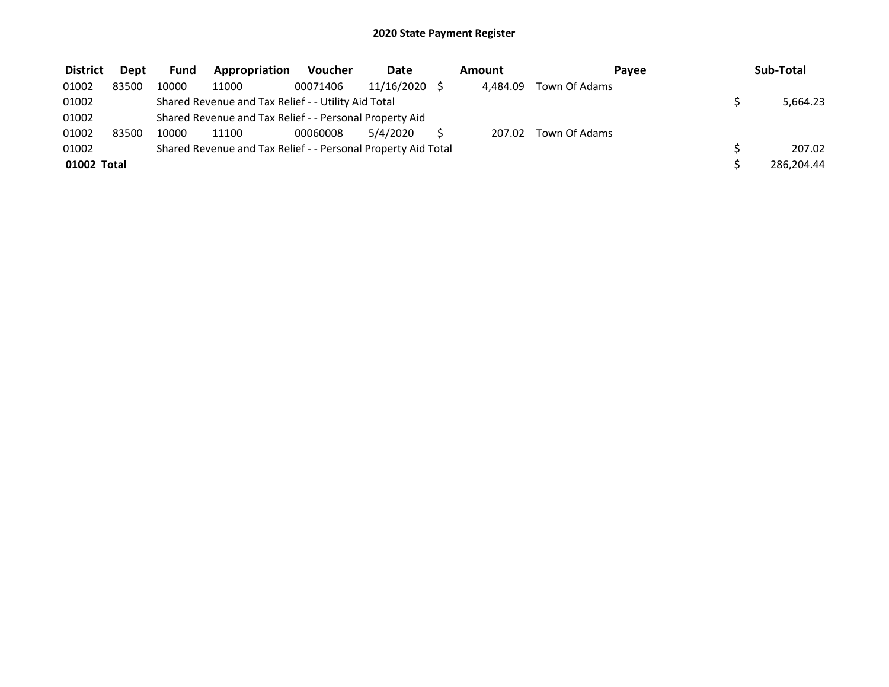# 2020 State Payment Register

| District | Dept | Fund | Appropriation | Voucher | Date | Amount | Payee | Sub-Total |
|---|---|---|---|---|---|---|---|---|
| 01002 | 83500 | 10000 | 11000 | 00071406 | 11/16/2020 | $ 4,484.09 | Town Of Adams | |
| 01002 | | Shared Revenue and Tax Relief - - Utility Aid Total | | | | | | $ 5,664.23 |
| 01002 | | Shared Revenue and Tax Relief - - Personal Property Aid | | | | | | |
| 01002 | 83500 | 10000 | 11100 | 00060008 | 5/4/2020 | $ 207.02 | Town Of Adams | |
| 01002 | | Shared Revenue and Tax Relief - - Personal Property Aid Total | | | | | | $ 207.02 |
| **01002 Total** | | | | | | | | $ 286,204.44 |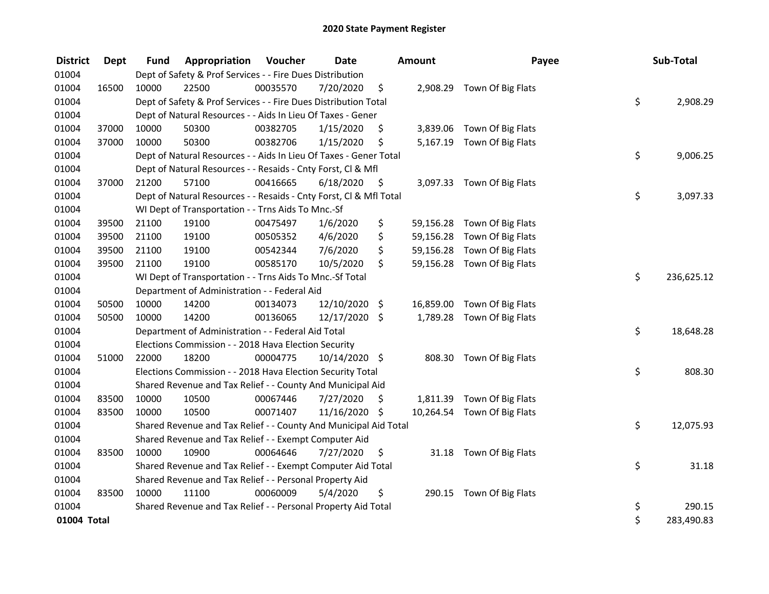# 2020 State Payment Register

| District | Dept | Fund | Appropriation | Voucher | Date | Amount | Payee | Sub-Total |
|---|---|---|---|---|---|---|---|---|
| 01004 | | Dept of Safety & Prof Services - - Fire Dues Distribution | | | | | | |
| 01004 | 16500 | 10000 | 22500 | 00035570 | 7/20/2020 | $ 2,908.29 | Town Of Big Flats | |
| 01004 | | Dept of Safety & Prof Services - - Fire Dues Distribution Total | | | | | | $ 2,908.29 |
| 01004 | | Dept of Natural Resources - - Aids In Lieu Of Taxes - Gener | | | | | | |
| 01004 | 37000 | 10000 | 50300 | 00382705 | 1/15/2020 | $ 3,839.06 | Town Of Big Flats | |
| 01004 | 37000 | 10000 | 50300 | 00382706 | 1/15/2020 | $ 5,167.19 | Town Of Big Flats | |
| 01004 | | Dept of Natural Resources - - Aids In Lieu Of Taxes - Gener Total | | | | | | $ 9,006.25 |
| 01004 | | Dept of Natural Resources - - Resaids - Cnty Forst, Cl & Mfl | | | | | | |
| 01004 | 37000 | 21200 | 57100 | 00416665 | 6/18/2020 | $ 3,097.33 | Town Of Big Flats | |
| 01004 | | Dept of Natural Resources - - Resaids - Cnty Forst, Cl & Mfl Total | | | | | | $ 3,097.33 |
| 01004 | | WI Dept of Transportation - - Trns Aids To Mnc.-Sf | | | | | | |
| 01004 | 39500 | 21100 | 19100 | 00475497 | 1/6/2020 | $ 59,156.28 | Town Of Big Flats | |
| 01004 | 39500 | 21100 | 19100 | 00505352 | 4/6/2020 | $ 59,156.28 | Town Of Big Flats | |
| 01004 | 39500 | 21100 | 19100 | 00542344 | 7/6/2020 | $ 59,156.28 | Town Of Big Flats | |
| 01004 | 39500 | 21100 | 19100 | 00585170 | 10/5/2020 | $ 59,156.28 | Town Of Big Flats | |
| 01004 | | WI Dept of Transportation - - Trns Aids To Mnc.-Sf Total | | | | | | $ 236,625.12 |
| 01004 | | Department of Administration - - Federal Aid | | | | | | |
| 01004 | 50500 | 10000 | 14200 | 00134073 | 12/10/2020 | $ 16,859.00 | Town Of Big Flats | |
| 01004 | 50500 | 10000 | 14200 | 00136065 | 12/17/2020 | $ 1,789.28 | Town Of Big Flats | |
| 01004 | | Department of Administration - - Federal Aid Total | | | | | | $ 18,648.28 |
| 01004 | | Elections Commission - - 2018 Hava Election Security | | | | | | |
| 01004 | 51000 | 22000 | 18200 | 00004775 | 10/14/2020 | $ 808.30 | Town Of Big Flats | |
| 01004 | | Elections Commission - - 2018 Hava Election Security Total | | | | | | $ 808.30 |
| 01004 | | Shared Revenue and Tax Relief - - County And Municipal Aid | | | | | | |
| 01004 | 83500 | 10000 | 10500 | 00067446 | 7/27/2020 | $ 1,811.39 | Town Of Big Flats | |
| 01004 | 83500 | 10000 | 10500 | 00071407 | 11/16/2020 | $ 10,264.54 | Town Of Big Flats | |
| 01004 | | Shared Revenue and Tax Relief - - County And Municipal Aid Total | | | | | | $ 12,075.93 |
| 01004 | | Shared Revenue and Tax Relief - - Exempt Computer Aid | | | | | | |
| 01004 | 83500 | 10000 | 10900 | 00064646 | 7/27/2020 | $ 31.18 | Town Of Big Flats | |
| 01004 | | Shared Revenue and Tax Relief - - Exempt Computer Aid Total | | | | | | $ 31.18 |
| 01004 | | Shared Revenue and Tax Relief - - Personal Property Aid | | | | | | |
| 01004 | 83500 | 10000 | 11100 | 00060009 | 5/4/2020 | $ 290.15 | Town Of Big Flats | |
| 01004 | | Shared Revenue and Tax Relief - - Personal Property Aid Total | | | | | | $ 290.15 |
| **01004 Total** | | | | | | | | $ 283,490.83 |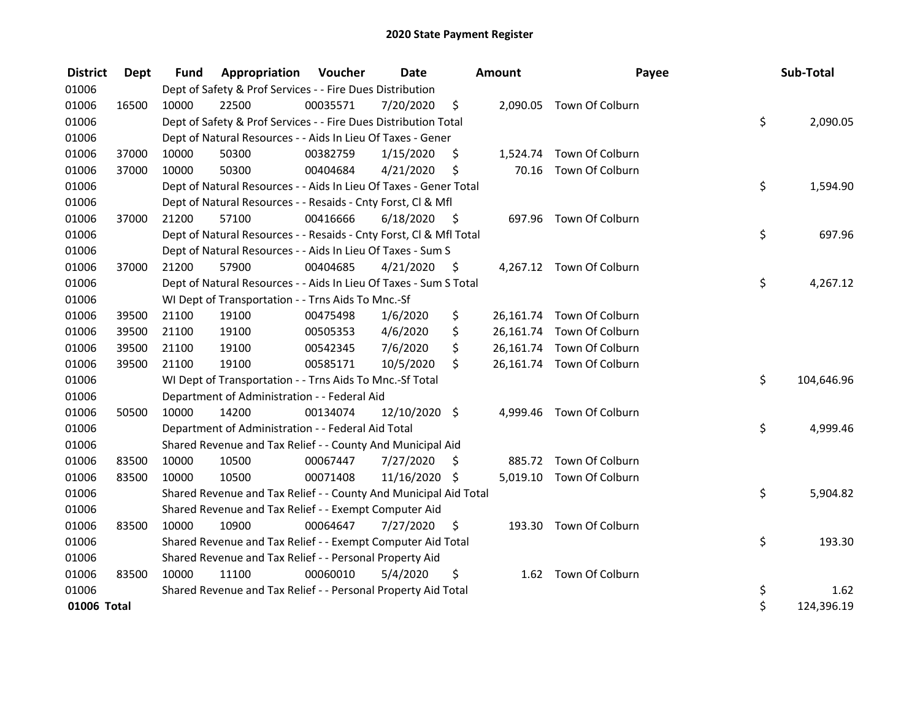# 2020 State Payment Register

| District | Dept | Fund | Appropriation | Voucher | Date | Amount | Payee | Sub-Total |
|---|---|---|---|---|---|---|---|---|
| 01006 | | Dept of Safety & Prof Services - - Fire Dues Distribution | | | | | | |
| 01006 | 16500 | 10000 | 22500 | 00035571 | 7/20/2020 | $ 2,090.05 | Town Of Colburn | |
| 01006 | | Dept of Safety & Prof Services - - Fire Dues Distribution Total | | | | | | $ 2,090.05 |
| 01006 | | Dept of Natural Resources - - Aids In Lieu Of Taxes - Gener | | | | | | |
| 01006 | 37000 | 10000 | 50300 | 00382759 | 1/15/2020 | $ 1,524.74 | Town Of Colburn | |
| 01006 | 37000 | 10000 | 50300 | 00404684 | 4/21/2020 | $ 70.16 | Town Of Colburn | |
| 01006 | | Dept of Natural Resources - - Aids In Lieu Of Taxes - Gener Total | | | | | | $ 1,594.90 |
| 01006 | | Dept of Natural Resources - - Resaids - Cnty Forst, Cl & Mfl | | | | | | |
| 01006 | 37000 | 21200 | 57100 | 00416666 | 6/18/2020 | $ 697.96 | Town Of Colburn | |
| 01006 | | Dept of Natural Resources - - Resaids - Cnty Forst, Cl & Mfl Total | | | | | | $ 697.96 |
| 01006 | | Dept of Natural Resources - - Aids In Lieu Of Taxes - Sum S | | | | | | |
| 01006 | 37000 | 21200 | 57900 | 00404685 | 4/21/2020 | $ 4,267.12 | Town Of Colburn | |
| 01006 | | Dept of Natural Resources - - Aids In Lieu Of Taxes - Sum S Total | | | | | | $ 4,267.12 |
| 01006 | | WI Dept of Transportation - - Trns Aids To Mnc.-Sf | | | | | | |
| 01006 | 39500 | 21100 | 19100 | 00475498 | 1/6/2020 | $ 26,161.74 | Town Of Colburn | |
| 01006 | 39500 | 21100 | 19100 | 00505353 | 4/6/2020 | $ 26,161.74 | Town Of Colburn | |
| 01006 | 39500 | 21100 | 19100 | 00542345 | 7/6/2020 | $ 26,161.74 | Town Of Colburn | |
| 01006 | 39500 | 21100 | 19100 | 00585171 | 10/5/2020 | $ 26,161.74 | Town Of Colburn | |
| 01006 | | WI Dept of Transportation - - Trns Aids To Mnc.-Sf Total | | | | | | $ 104,646.96 |
| 01006 | | Department of Administration - - Federal Aid | | | | | | |
| 01006 | 50500 | 10000 | 14200 | 00134074 | 12/10/2020 | $ 4,999.46 | Town Of Colburn | |
| 01006 | | Department of Administration - - Federal Aid Total | | | | | | $ 4,999.46 |
| 01006 | | Shared Revenue and Tax Relief - - County And Municipal Aid | | | | | | |
| 01006 | 83500 | 10000 | 10500 | 00067447 | 7/27/2020 | $ 885.72 | Town Of Colburn | |
| 01006 | 83500 | 10000 | 10500 | 00071408 | 11/16/2020 | $ 5,019.10 | Town Of Colburn | |
| 01006 | | Shared Revenue and Tax Relief - - County And Municipal Aid Total | | | | | | $ 5,904.82 |
| 01006 | | Shared Revenue and Tax Relief - - Exempt Computer Aid | | | | | | |
| 01006 | 83500 | 10000 | 10900 | 00064647 | 7/27/2020 | $ 193.30 | Town Of Colburn | |
| 01006 | | Shared Revenue and Tax Relief - - Exempt Computer Aid Total | | | | | | $ 193.30 |
| 01006 | | Shared Revenue and Tax Relief - - Personal Property Aid | | | | | | |
| 01006 | 83500 | 10000 | 11100 | 00060010 | 5/4/2020 | $ 1.62 | Town Of Colburn | |
| 01006 | | Shared Revenue and Tax Relief - - Personal Property Aid Total | | | | | | $ 1.62 |
| **01006 Total** | | | | | | | | $ 124,396.19 |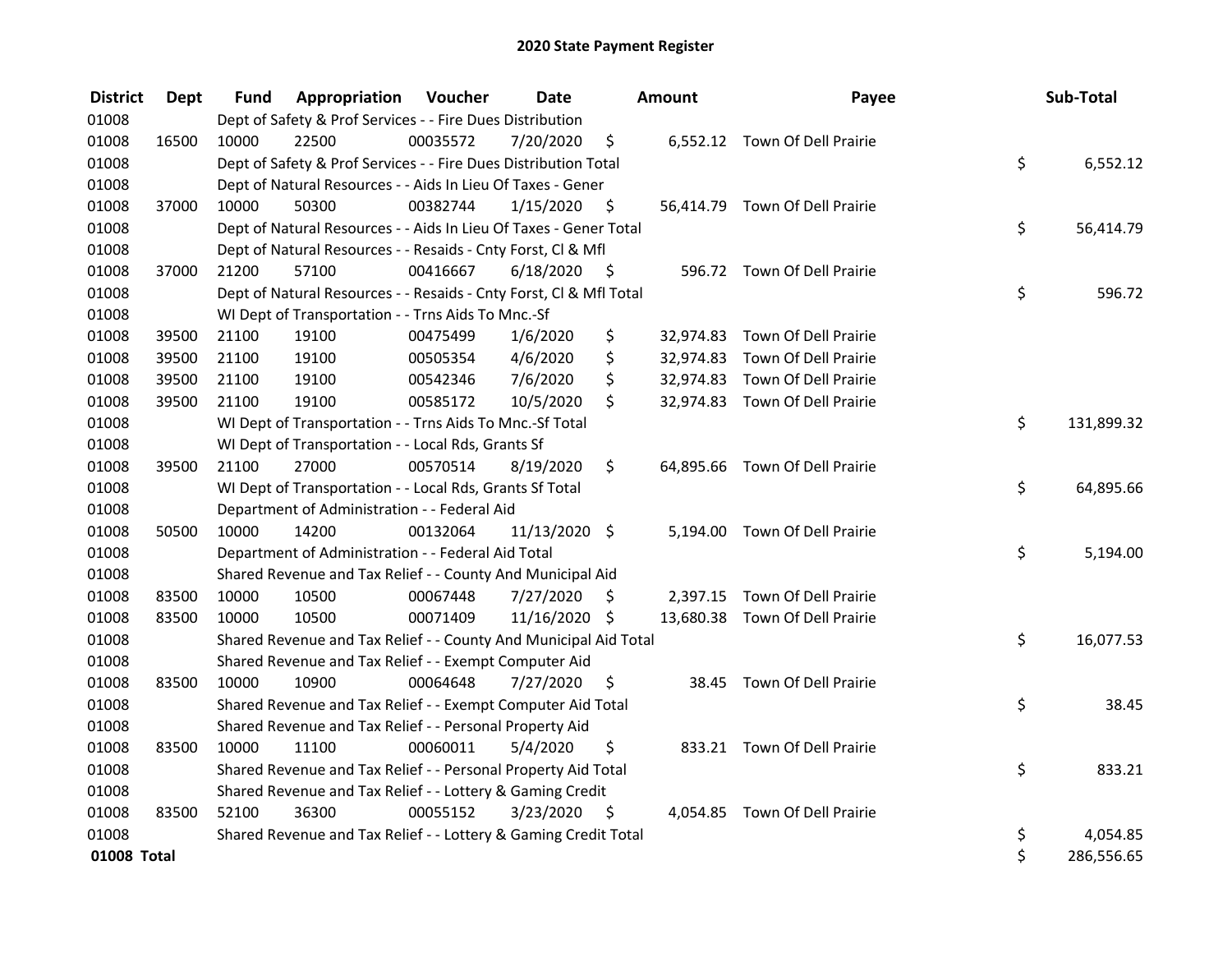# 2020 State Payment Register

| District | Dept | Fund | Appropriation | Voucher | Date | Amount | Payee | Sub-Total |
|---|---|---|---|---|---|---|---|---|
| 01008 | | Dept of Safety & Prof Services - - Fire Dues Distribution | | | | | | |
| 01008 | 16500 | 10000 | 22500 | 00035572 | 7/20/2020 | $ 6,552.12 | Town Of Dell Prairie | |
| 01008 | | Dept of Safety & Prof Services - - Fire Dues Distribution Total | | | | | | $ 6,552.12 |
| 01008 | | Dept of Natural Resources - - Aids In Lieu Of Taxes - Gener | | | | | | |
| 01008 | 37000 | 10000 | 50300 | 00382744 | 1/15/2020 | $ 56,414.79 | Town Of Dell Prairie | |
| 01008 | | Dept of Natural Resources - - Aids In Lieu Of Taxes - Gener Total | | | | | | $ 56,414.79 |
| 01008 | | Dept of Natural Resources - - Resaids - Cnty Forst, Cl & Mfl | | | | | | |
| 01008 | 37000 | 21200 | 57100 | 00416667 | 6/18/2020 | $ 596.72 | Town Of Dell Prairie | |
| 01008 | | Dept of Natural Resources - - Resaids - Cnty Forst, Cl & Mfl Total | | | | | | $ 596.72 |
| 01008 | | WI Dept of Transportation - - Trns Aids To Mnc.-Sf | | | | | | |
| 01008 | 39500 | 21100 | 19100 | 00475499 | 1/6/2020 | $ 32,974.83 | Town Of Dell Prairie | |
| 01008 | 39500 | 21100 | 19100 | 00505354 | 4/6/2020 | $ 32,974.83 | Town Of Dell Prairie | |
| 01008 | 39500 | 21100 | 19100 | 00542346 | 7/6/2020 | $ 32,974.83 | Town Of Dell Prairie | |
| 01008 | 39500 | 21100 | 19100 | 00585172 | 10/5/2020 | $ 32,974.83 | Town Of Dell Prairie | |
| 01008 | | WI Dept of Transportation - - Trns Aids To Mnc.-Sf Total | | | | | | $ 131,899.32 |
| 01008 | | WI Dept of Transportation - - Local Rds, Grants Sf | | | | | | |
| 01008 | 39500 | 21100 | 27000 | 00570514 | 8/19/2020 | $ 64,895.66 | Town Of Dell Prairie | |
| 01008 | | WI Dept of Transportation - - Local Rds, Grants Sf Total | | | | | | $ 64,895.66 |
| 01008 | | Department of Administration - - Federal Aid | | | | | | |
| 01008 | 50500 | 10000 | 14200 | 00132064 | 11/13/2020 | $ 5,194.00 | Town Of Dell Prairie | |
| 01008 | | Department of Administration - - Federal Aid Total | | | | | | $ 5,194.00 |
| 01008 | | Shared Revenue and Tax Relief - - County And Municipal Aid | | | | | | |
| 01008 | 83500 | 10000 | 10500 | 00067448 | 7/27/2020 | $ 2,397.15 | Town Of Dell Prairie | |
| 01008 | 83500 | 10000 | 10500 | 00071409 | 11/16/2020 | $ 13,680.38 | Town Of Dell Prairie | |
| 01008 | | Shared Revenue and Tax Relief - - County And Municipal Aid Total | | | | | | $ 16,077.53 |
| 01008 | | Shared Revenue and Tax Relief - - Exempt Computer Aid | | | | | | |
| 01008 | 83500 | 10000 | 10900 | 00064648 | 7/27/2020 | $ 38.45 | Town Of Dell Prairie | |
| 01008 | | Shared Revenue and Tax Relief - - Exempt Computer Aid Total | | | | | | $ 38.45 |
| 01008 | | Shared Revenue and Tax Relief - - Personal Property Aid | | | | | | |
| 01008 | 83500 | 10000 | 11100 | 00060011 | 5/4/2020 | $ 833.21 | Town Of Dell Prairie | |
| 01008 | | Shared Revenue and Tax Relief - - Personal Property Aid Total | | | | | | $ 833.21 |
| 01008 | | Shared Revenue and Tax Relief - - Lottery & Gaming Credit | | | | | | |
| 01008 | 83500 | 52100 | 36300 | 00055152 | 3/23/2020 | $ 4,054.85 | Town Of Dell Prairie | |
| 01008 | | Shared Revenue and Tax Relief - - Lottery & Gaming Credit Total | | | | | | $ 4,054.85 |
| **01008 Total** | | | | | | | | $ 286,556.65 |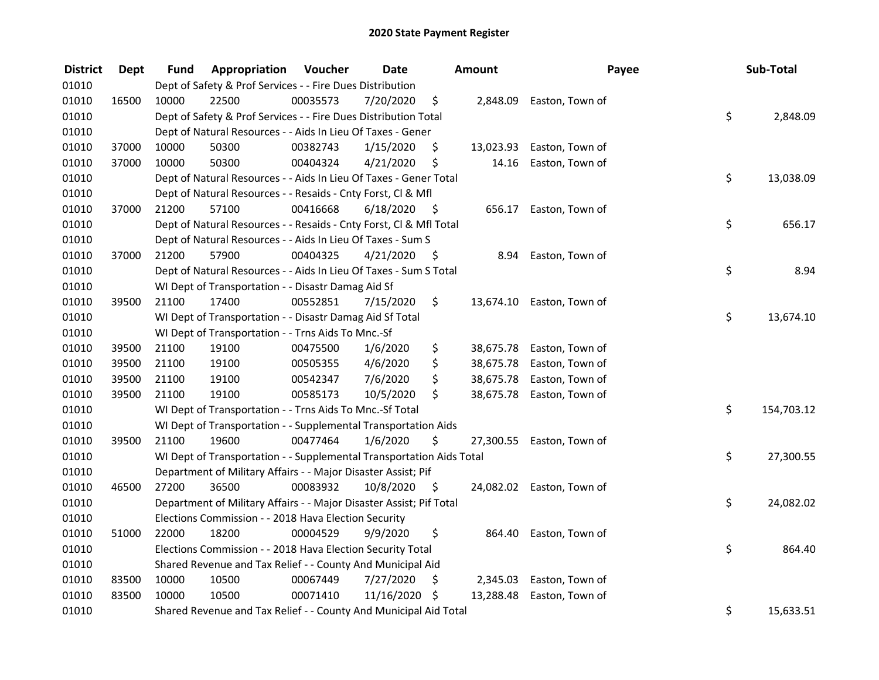# 2020 State Payment Register

| District | Dept | Fund | Appropriation | Voucher | Date | Amount | Payee | Sub-Total |
|---|---|---|---|---|---|---|---|---|
| 01010 | | Dept of Safety & Prof Services - - Fire Dues Distribution | | | | | | |
| 01010 | 16500 | 10000 | 22500 | 00035573 | 7/20/2020 | $ 2,848.09 | Easton, Town of | |
| 01010 | | Dept of Safety & Prof Services - - Fire Dues Distribution Total | | | | | | $ 2,848.09 |
| 01010 | | Dept of Natural Resources - - Aids In Lieu Of Taxes - Gener | | | | | | |
| 01010 | 37000 | 10000 | 50300 | 00382743 | 1/15/2020 | $ 13,023.93 | Easton, Town of | |
| 01010 | 37000 | 10000 | 50300 | 00404324 | 4/21/2020 | $ 14.16 | Easton, Town of | |
| 01010 | | Dept of Natural Resources - - Aids In Lieu Of Taxes - Gener Total | | | | | | $ 13,038.09 |
| 01010 | | Dept of Natural Resources - - Resaids - Cnty Forst, Cl & Mfl | | | | | | |
| 01010 | 37000 | 21200 | 57100 | 00416668 | 6/18/2020 | $ 656.17 | Easton, Town of | |
| 01010 | | Dept of Natural Resources - - Resaids - Cnty Forst, Cl & Mfl Total | | | | | | $ 656.17 |
| 01010 | | Dept of Natural Resources - - Aids In Lieu Of Taxes - Sum S | | | | | | |
| 01010 | 37000 | 21200 | 57900 | 00404325 | 4/21/2020 | $ 8.94 | Easton, Town of | |
| 01010 | | Dept of Natural Resources - - Aids In Lieu Of Taxes - Sum S Total | | | | | | $ 8.94 |
| 01010 | | WI Dept of Transportation - - Disastr Damag Aid Sf | | | | | | |
| 01010 | 39500 | 21100 | 17400 | 00552851 | 7/15/2020 | $ 13,674.10 | Easton, Town of | |
| 01010 | | WI Dept of Transportation - - Disastr Damag Aid Sf Total | | | | | | $ 13,674.10 |
| 01010 | | WI Dept of Transportation - - Trns Aids To Mnc.-Sf | | | | | | |
| 01010 | 39500 | 21100 | 19100 | 00475500 | 1/6/2020 | $ 38,675.78 | Easton, Town of | |
| 01010 | 39500 | 21100 | 19100 | 00505355 | 4/6/2020 | $ 38,675.78 | Easton, Town of | |
| 01010 | 39500 | 21100 | 19100 | 00542347 | 7/6/2020 | $ 38,675.78 | Easton, Town of | |
| 01010 | 39500 | 21100 | 19100 | 00585173 | 10/5/2020 | $ 38,675.78 | Easton, Town of | |
| 01010 | | WI Dept of Transportation - - Trns Aids To Mnc.-Sf Total | | | | | | $ 154,703.12 |
| 01010 | | WI Dept of Transportation - - Supplemental Transportation Aids | | | | | | |
| 01010 | 39500 | 21100 | 19600 | 00477464 | 1/6/2020 | $ 27,300.55 | Easton, Town of | |
| 01010 | | WI Dept of Transportation - - Supplemental Transportation Aids Total | | | | | | $ 27,300.55 |
| 01010 | | Department of Military Affairs - - Major Disaster Assist; Pif | | | | | | |
| 01010 | 46500 | 27200 | 36500 | 00083932 | 10/8/2020 | $ 24,082.02 | Easton, Town of | |
| 01010 | | Department of Military Affairs - - Major Disaster Assist; Pif Total | | | | | | $ 24,082.02 |
| 01010 | | Elections Commission - - 2018 Hava Election Security | | | | | | |
| 01010 | 51000 | 22000 | 18200 | 00004529 | 9/9/2020 | $ 864.40 | Easton, Town of | |
| 01010 | | Elections Commission - - 2018 Hava Election Security Total | | | | | | $ 864.40 |
| 01010 | | Shared Revenue and Tax Relief - - County And Municipal Aid | | | | | | |
| 01010 | 83500 | 10000 | 10500 | 00067449 | 7/27/2020 | $ 2,345.03 | Easton, Town of | |
| 01010 | 83500 | 10000 | 10500 | 00071410 | 11/16/2020 | $ 13,288.48 | Easton, Town of | |
| 01010 | | Shared Revenue and Tax Relief - - County And Municipal Aid Total | | | | | | $ 15,633.51 |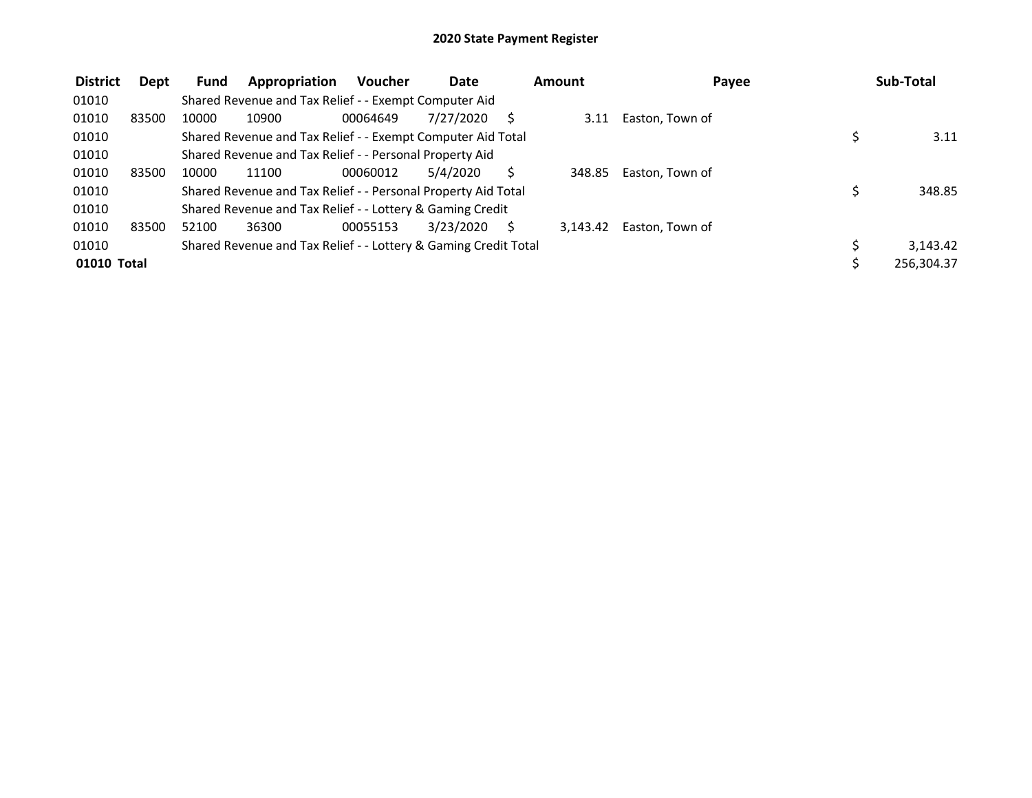# 2020 State Payment Register

| District | Dept | Fund | Appropriation | Voucher | Date | Amount | Payee | Sub-Total |
|---|---|---|---|---|---|---|---|---|
| 01010 | | Shared Revenue and Tax Relief - - Exempt Computer Aid | | | | | | |
| 01010 | 83500 | 10000 | 10900 | 00064649 | 7/27/2020 | $ 3.11 | Easton, Town of | |
| 01010 | | Shared Revenue and Tax Relief - - Exempt Computer Aid Total | | | | | | $ 3.11 |
| 01010 | | Shared Revenue and Tax Relief - - Personal Property Aid | | | | | | |
| 01010 | 83500 | 10000 | 11100 | 00060012 | 5/4/2020 | $ 348.85 | Easton, Town of | |
| 01010 | | Shared Revenue and Tax Relief - - Personal Property Aid Total | | | | | | $ 348.85 |
| 01010 | | Shared Revenue and Tax Relief - - Lottery & Gaming Credit | | | | | | |
| 01010 | 83500 | 52100 | 36300 | 00055153 | 3/23/2020 | $ 3,143.42 | Easton, Town of | |
| 01010 | | Shared Revenue and Tax Relief - - Lottery & Gaming Credit Total | | | | | | $ 3,143.42 |
| **01010 Total** | | | | | | | | $ 256,304.37 |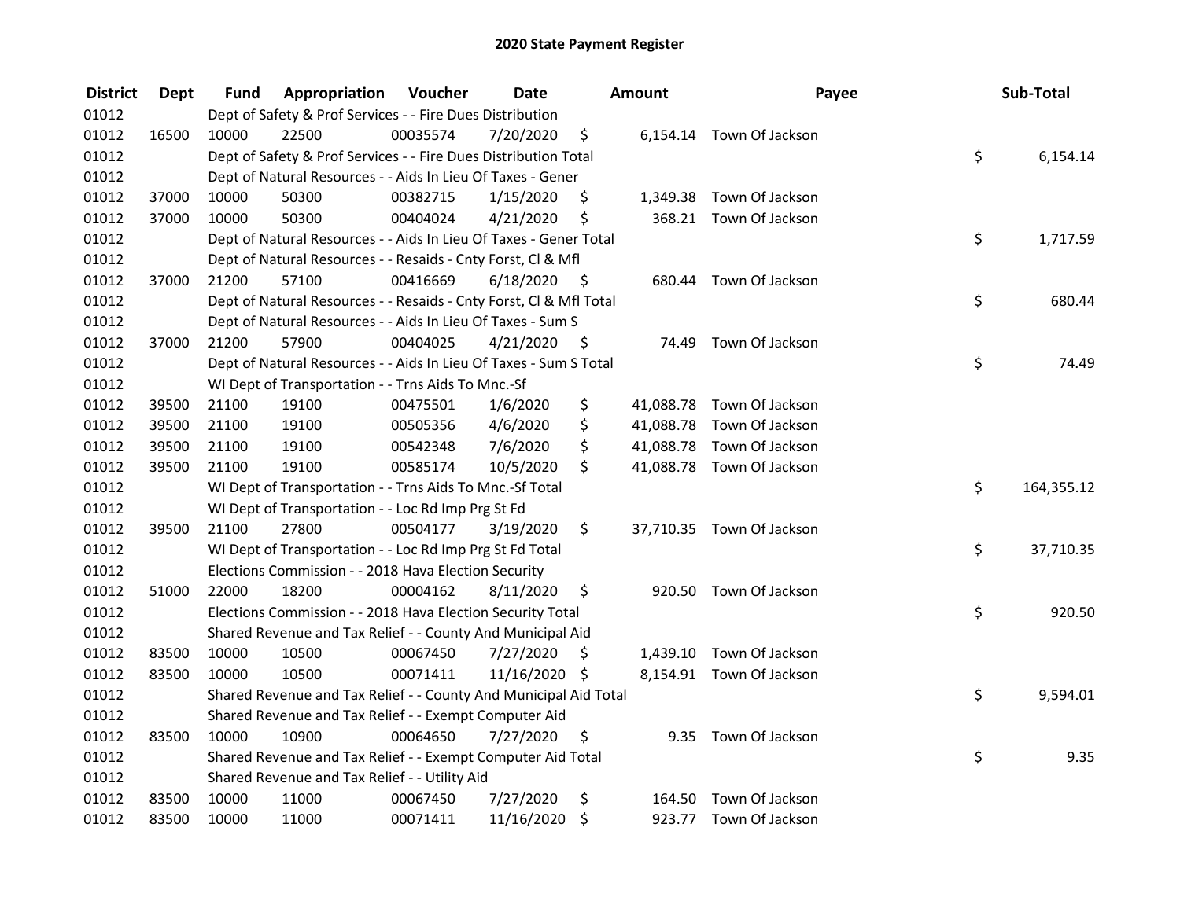## 2020 State Payment Register

| District | Dept | Fund | Appropriation | Voucher | Date | Amount | Payee | Sub-Total |
|---|---|---|---|---|---|---|---|---|
| 01012 | | Dept of Safety & Prof Services - - Fire Dues Distribution | | | | | | |
| 01012 | 16500 | 10000 | 22500 | 00035574 | 7/20/2020 | $ 6,154.14 | Town Of Jackson | |
| 01012 | | Dept of Safety & Prof Services - - Fire Dues Distribution Total | | | | | | $ 6,154.14 |
| 01012 | | Dept of Natural Resources - - Aids In Lieu Of Taxes - Gener | | | | | | |
| 01012 | 37000 | 10000 | 50300 | 00382715 | 1/15/2020 | $ 1,349.38 | Town Of Jackson | |
| 01012 | 37000 | 10000 | 50300 | 00404024 | 4/21/2020 | $ 368.21 | Town Of Jackson | |
| 01012 | | Dept of Natural Resources - - Aids In Lieu Of Taxes - Gener Total | | | | | | $ 1,717.59 |
| 01012 | | Dept of Natural Resources - - Resaids - Cnty Forst, Cl & Mfl | | | | | | |
| 01012 | 37000 | 21200 | 57100 | 00416669 | 6/18/2020 | $ 680.44 | Town Of Jackson | |
| 01012 | | Dept of Natural Resources - - Resaids - Cnty Forst, Cl & Mfl Total | | | | | | $ 680.44 |
| 01012 | | Dept of Natural Resources - - Aids In Lieu Of Taxes - Sum S | | | | | | |
| 01012 | 37000 | 21200 | 57900 | 00404025 | 4/21/2020 | $ 74.49 | Town Of Jackson | |
| 01012 | | Dept of Natural Resources - - Aids In Lieu Of Taxes - Sum S Total | | | | | | $ 74.49 |
| 01012 | | WI Dept of Transportation - - Trns Aids To Mnc.-Sf | | | | | | |
| 01012 | 39500 | 21100 | 19100 | 00475501 | 1/6/2020 | $ 41,088.78 | Town Of Jackson | |
| 01012 | 39500 | 21100 | 19100 | 00505356 | 4/6/2020 | $ 41,088.78 | Town Of Jackson | |
| 01012 | 39500 | 21100 | 19100 | 00542348 | 7/6/2020 | $ 41,088.78 | Town Of Jackson | |
| 01012 | 39500 | 21100 | 19100 | 00585174 | 10/5/2020 | $ 41,088.78 | Town Of Jackson | |
| 01012 | | WI Dept of Transportation - - Trns Aids To Mnc.-Sf Total | | | | | | $ 164,355.12 |
| 01012 | | WI Dept of Transportation - - Loc Rd Imp Prg St Fd | | | | | | |
| 01012 | 39500 | 21100 | 27800 | 00504177 | 3/19/2020 | $ 37,710.35 | Town Of Jackson | |
| 01012 | | WI Dept of Transportation - - Loc Rd Imp Prg St Fd Total | | | | | | $ 37,710.35 |
| 01012 | | Elections Commission - - 2018 Hava Election Security | | | | | | |
| 01012 | 51000 | 22000 | 18200 | 00004162 | 8/11/2020 | $ 920.50 | Town Of Jackson | |
| 01012 | | Elections Commission - - 2018 Hava Election Security Total | | | | | | $ 920.50 |
| 01012 | | Shared Revenue and Tax Relief - - County And Municipal Aid | | | | | | |
| 01012 | 83500 | 10000 | 10500 | 00067450 | 7/27/2020 | $ 1,439.10 | Town Of Jackson | |
| 01012 | 83500 | 10000 | 10500 | 00071411 | 11/16/2020 | $ 8,154.91 | Town Of Jackson | |
| 01012 | | Shared Revenue and Tax Relief - - County And Municipal Aid Total | | | | | | $ 9,594.01 |
| 01012 | | Shared Revenue and Tax Relief - - Exempt Computer Aid | | | | | | |
| 01012 | 83500 | 10000 | 10900 | 00064650 | 7/27/2020 | $ 9.35 | Town Of Jackson | |
| 01012 | | Shared Revenue and Tax Relief - - Exempt Computer Aid Total | | | | | | $ 9.35 |
| 01012 | | Shared Revenue and Tax Relief - - Utility Aid | | | | | | |
| 01012 | 83500 | 10000 | 11000 | 00067450 | 7/27/2020 | $ 164.50 | Town Of Jackson | |
| 01012 | 83500 | 10000 | 11000 | 00071411 | 11/16/2020 | $ 923.77 | Town Of Jackson | |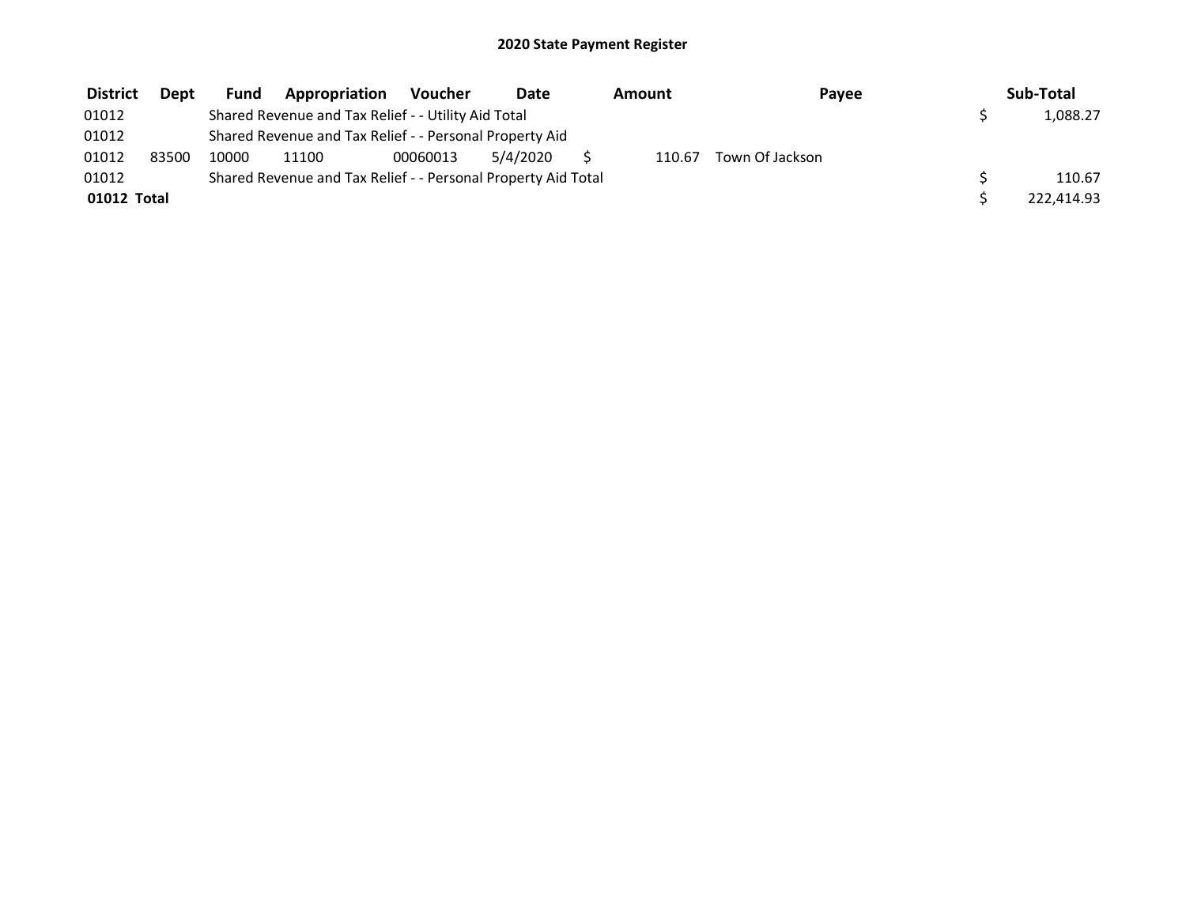## 2020 State Payment Register

| District | Dept | Fund | Appropriation | Voucher | Date | Amount | Payee | Sub-Total |
|---|---|---|---|---|---|---|---|---|
| 01012 | | Shared Revenue and Tax Relief - - Utility Aid Total | | | | | | $ 1,088.27 |
| 01012 | | Shared Revenue and Tax Relief - - Personal Property Aid | | | | | | |
| 01012 | 83500 | 10000 | 11100 | 00060013 | 5/4/2020 | $ 110.67 | Town Of Jackson | |
| 01012 | | Shared Revenue and Tax Relief - - Personal Property Aid Total | | | | | | $ 110.67 |
| **01012 Total** | | | | | | | | $ 222,414.93 |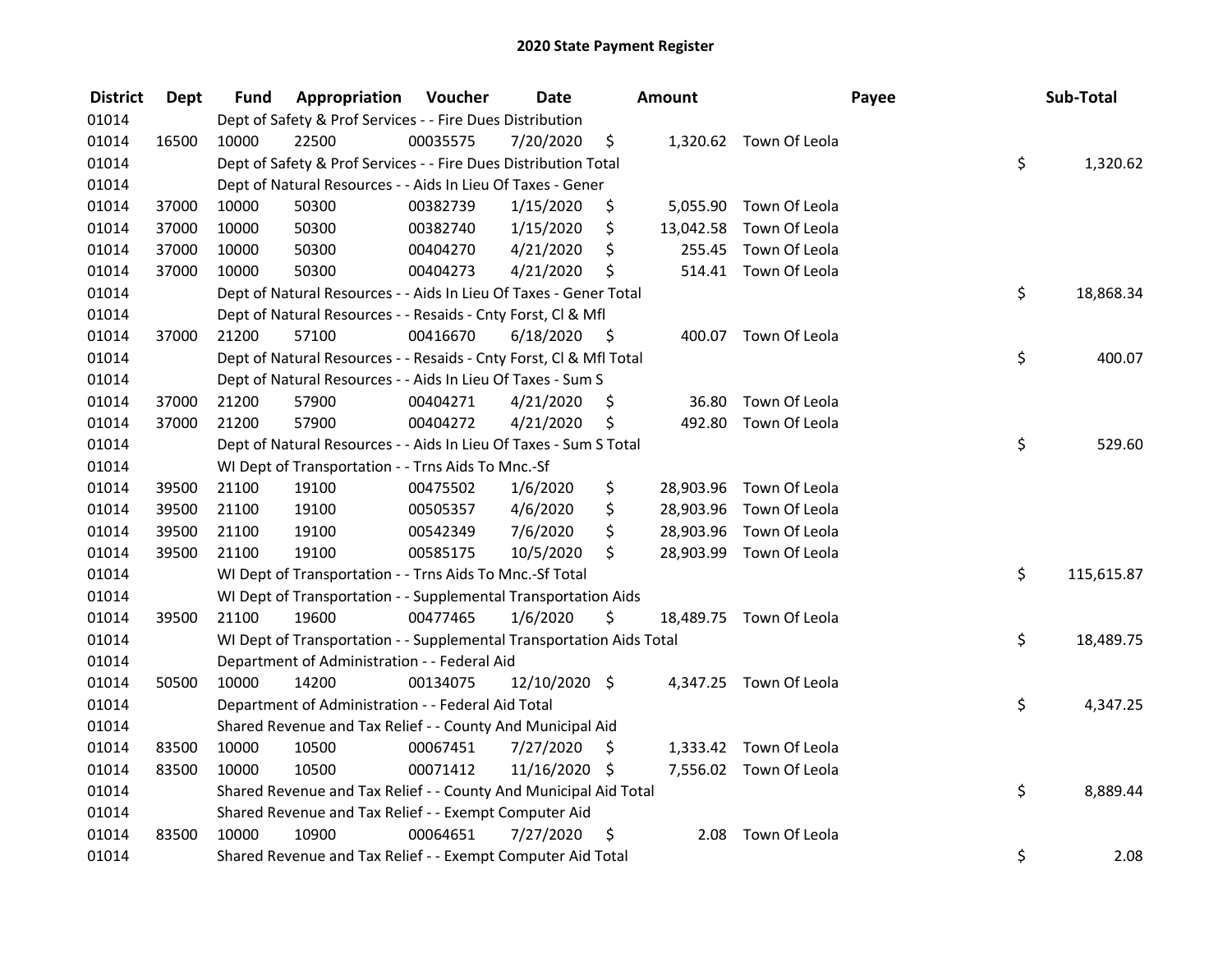# 2020 State Payment Register

| District | Dept | Fund | Appropriation | Voucher | Date | Amount | Payee | Sub-Total |
|---|---|---|---|---|---|---|---|---|
| 01014 | | Dept of Safety & Prof Services - - Fire Dues Distribution | | | | | | |
| 01014 | 16500 | 10000 | 22500 | 00035575 | 7/20/2020 | $ 1,320.62 | Town Of Leola | |
| 01014 | | Dept of Safety & Prof Services - - Fire Dues Distribution Total | | | | | | $ 1,320.62 |
| 01014 | | Dept of Natural Resources - - Aids In Lieu Of Taxes - Gener | | | | | | |
| 01014 | 37000 | 10000 | 50300 | 00382739 | 1/15/2020 | $ 5,055.90 | Town Of Leola | |
| 01014 | 37000 | 10000 | 50300 | 00382740 | 1/15/2020 | $ 13,042.58 | Town Of Leola | |
| 01014 | 37000 | 10000 | 50300 | 00404270 | 4/21/2020 | $ 255.45 | Town Of Leola | |
| 01014 | 37000 | 10000 | 50300 | 00404273 | 4/21/2020 | $ 514.41 | Town Of Leola | |
| 01014 | | Dept of Natural Resources - - Aids In Lieu Of Taxes - Gener Total | | | | | | $ 18,868.34 |
| 01014 | | Dept of Natural Resources - - Resaids - Cnty Forst, Cl & Mfl | | | | | | |
| 01014 | 37000 | 21200 | 57100 | 00416670 | 6/18/2020 | $ 400.07 | Town Of Leola | |
| 01014 | | Dept of Natural Resources - - Resaids - Cnty Forst, Cl & Mfl Total | | | | | | $ 400.07 |
| 01014 | | Dept of Natural Resources - - Aids In Lieu Of Taxes - Sum S | | | | | | |
| 01014 | 37000 | 21200 | 57900 | 00404271 | 4/21/2020 | $ 36.80 | Town Of Leola | |
| 01014 | 37000 | 21200 | 57900 | 00404272 | 4/21/2020 | $ 492.80 | Town Of Leola | |
| 01014 | | Dept of Natural Resources - - Aids In Lieu Of Taxes - Sum S Total | | | | | | $ 529.60 |
| 01014 | | WI Dept of Transportation - - Trns Aids To Mnc.-Sf | | | | | | |
| 01014 | 39500 | 21100 | 19100 | 00475502 | 1/6/2020 | $ 28,903.96 | Town Of Leola | |
| 01014 | 39500 | 21100 | 19100 | 00505357 | 4/6/2020 | $ 28,903.96 | Town Of Leola | |
| 01014 | 39500 | 21100 | 19100 | 00542349 | 7/6/2020 | $ 28,903.96 | Town Of Leola | |
| 01014 | 39500 | 21100 | 19100 | 00585175 | 10/5/2020 | $ 28,903.99 | Town Of Leola | |
| 01014 | | WI Dept of Transportation - - Trns Aids To Mnc.-Sf Total | | | | | | $ 115,615.87 |
| 01014 | | WI Dept of Transportation - - Supplemental Transportation Aids | | | | | | |
| 01014 | 39500 | 21100 | 19600 | 00477465 | 1/6/2020 | $ 18,489.75 | Town Of Leola | |
| 01014 | | WI Dept of Transportation - - Supplemental Transportation Aids Total | | | | | | $ 18,489.75 |
| 01014 | | Department of Administration - - Federal Aid | | | | | | |
| 01014 | 50500 | 10000 | 14200 | 00134075 | 12/10/2020 | $ 4,347.25 | Town Of Leola | |
| 01014 | | Department of Administration - - Federal Aid Total | | | | | | $ 4,347.25 |
| 01014 | | Shared Revenue and Tax Relief - - County And Municipal Aid | | | | | | |
| 01014 | 83500 | 10000 | 10500 | 00067451 | 7/27/2020 | $ 1,333.42 | Town Of Leola | |
| 01014 | 83500 | 10000 | 10500 | 00071412 | 11/16/2020 | $ 7,556.02 | Town Of Leola | |
| 01014 | | Shared Revenue and Tax Relief - - County And Municipal Aid Total | | | | | | $ 8,889.44 |
| 01014 | | Shared Revenue and Tax Relief - - Exempt Computer Aid | | | | | | |
| 01014 | 83500 | 10000 | 10900 | 00064651 | 7/27/2020 | $ 2.08 | Town Of Leola | |
| 01014 | | Shared Revenue and Tax Relief - - Exempt Computer Aid Total | | | | | | $ 2.08 |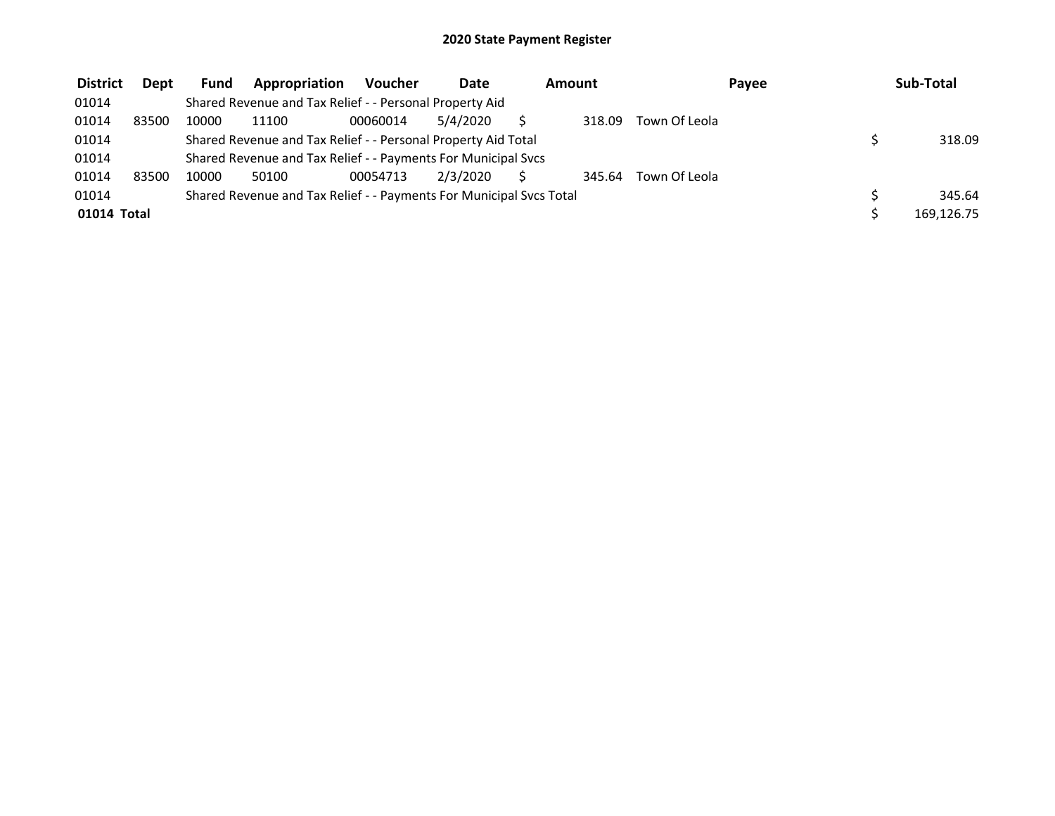# 2020 State Payment Register

| District | Dept | Fund | Appropriation | Voucher | Date | Amount | Payee | Sub-Total |
|---|---|---|---|---|---|---|---|---|
| 01014 | | Shared Revenue and Tax Relief - - Personal Property Aid | | | | | | |
| 01014 | 83500 | 10000 | 11100 | 00060014 | 5/4/2020 | $ 318.09 | Town Of Leola | |
| 01014 | | Shared Revenue and Tax Relief - - Personal Property Aid Total | | | | | | $ 318.09 |
| 01014 | | Shared Revenue and Tax Relief - - Payments For Municipal Svcs | | | | | | |
| 01014 | 83500 | 10000 | 50100 | 00054713 | 2/3/2020 | $ 345.64 | Town Of Leola | |
| 01014 | | Shared Revenue and Tax Relief - - Payments For Municipal Svcs Total | | | | | | $ 345.64 |
| **01014 Total** | | | | | | | | $ 169,126.75 |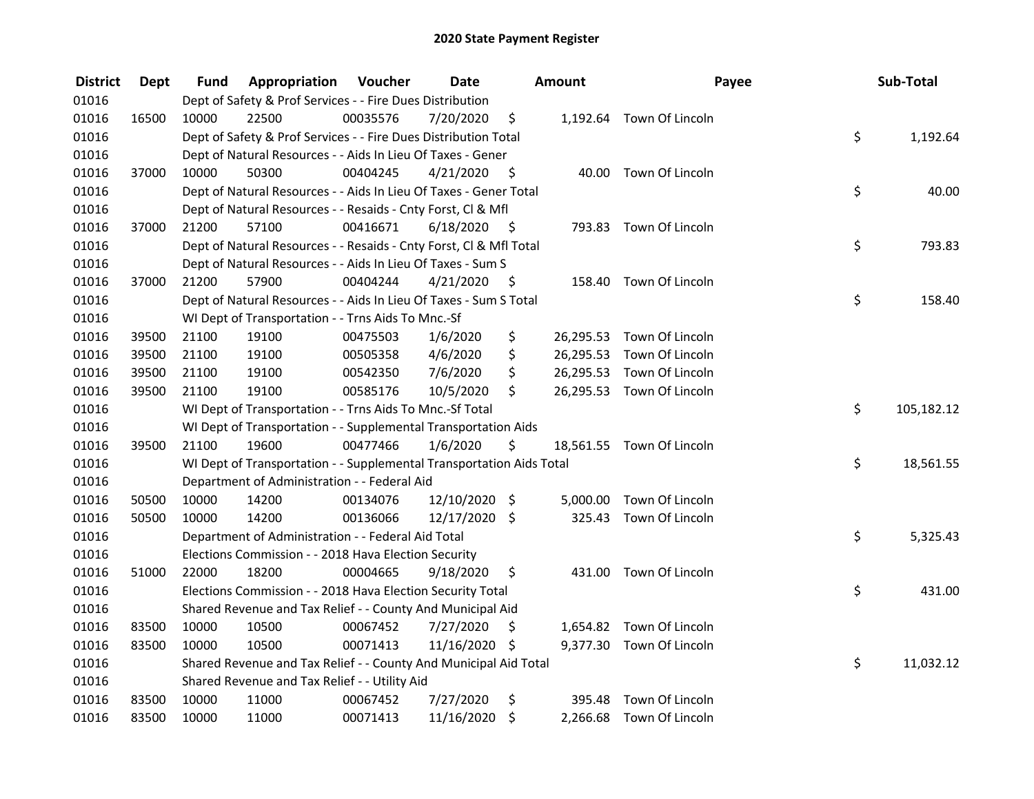# 2020 State Payment Register

| District | Dept | Fund | Appropriation | Voucher | Date | Amount | Payee | Sub-Total |
|---|---|---|---|---|---|---|---|---|
| 01016 | | Dept of Safety & Prof Services - - Fire Dues Distribution | | | | | | |
| 01016 | 16500 | 10000 | 22500 | 00035576 | 7/20/2020 | $ 1,192.64 | Town Of Lincoln | |
| 01016 | | Dept of Safety & Prof Services - - Fire Dues Distribution Total | | | | | | $ 1,192.64 |
| 01016 | | Dept of Natural Resources - - Aids In Lieu Of Taxes - Gener | | | | | | |
| 01016 | 37000 | 10000 | 50300 | 00404245 | 4/21/2020 | $ 40.00 | Town Of Lincoln | |
| 01016 | | Dept of Natural Resources - - Aids In Lieu Of Taxes - Gener Total | | | | | | $ 40.00 |
| 01016 | | Dept of Natural Resources - - Resaids - Cnty Forst, Cl & Mfl | | | | | | |
| 01016 | 37000 | 21200 | 57100 | 00416671 | 6/18/2020 | $ 793.83 | Town Of Lincoln | |
| 01016 | | Dept of Natural Resources - - Resaids - Cnty Forst, Cl & Mfl Total | | | | | | $ 793.83 |
| 01016 | | Dept of Natural Resources - - Aids In Lieu Of Taxes - Sum S | | | | | | |
| 01016 | 37000 | 21200 | 57900 | 00404244 | 4/21/2020 | $ 158.40 | Town Of Lincoln | |
| 01016 | | Dept of Natural Resources - - Aids In Lieu Of Taxes - Sum S Total | | | | | | $ 158.40 |
| 01016 | | WI Dept of Transportation - - Trns Aids To Mnc.-Sf | | | | | | |
| 01016 | 39500 | 21100 | 19100 | 00475503 | 1/6/2020 | $ 26,295.53 | Town Of Lincoln | |
| 01016 | 39500 | 21100 | 19100 | 00505358 | 4/6/2020 | $ 26,295.53 | Town Of Lincoln | |
| 01016 | 39500 | 21100 | 19100 | 00542350 | 7/6/2020 | $ 26,295.53 | Town Of Lincoln | |
| 01016 | 39500 | 21100 | 19100 | 00585176 | 10/5/2020 | $ 26,295.53 | Town Of Lincoln | |
| 01016 | | WI Dept of Transportation - - Trns Aids To Mnc.-Sf Total | | | | | | $ 105,182.12 |
| 01016 | | WI Dept of Transportation - - Supplemental Transportation Aids | | | | | | |
| 01016 | 39500 | 21100 | 19600 | 00477466 | 1/6/2020 | $ 18,561.55 | Town Of Lincoln | |
| 01016 | | WI Dept of Transportation - - Supplemental Transportation Aids Total | | | | | | $ 18,561.55 |
| 01016 | | Department of Administration - - Federal Aid | | | | | | |
| 01016 | 50500 | 10000 | 14200 | 00134076 | 12/10/2020 | $ 5,000.00 | Town Of Lincoln | |
| 01016 | 50500 | 10000 | 14200 | 00136066 | 12/17/2020 | $ 325.43 | Town Of Lincoln | |
| 01016 | | Department of Administration - - Federal Aid Total | | | | | | $ 5,325.43 |
| 01016 | | Elections Commission - - 2018 Hava Election Security | | | | | | |
| 01016 | 51000 | 22000 | 18200 | 00004665 | 9/18/2020 | $ 431.00 | Town Of Lincoln | |
| 01016 | | Elections Commission - - 2018 Hava Election Security Total | | | | | | $ 431.00 |
| 01016 | | Shared Revenue and Tax Relief - - County And Municipal Aid | | | | | | |
| 01016 | 83500 | 10000 | 10500 | 00067452 | 7/27/2020 | $ 1,654.82 | Town Of Lincoln | |
| 01016 | 83500 | 10000 | 10500 | 00071413 | 11/16/2020 | $ 9,377.30 | Town Of Lincoln | |
| 01016 | | Shared Revenue and Tax Relief - - County And Municipal Aid Total | | | | | | $ 11,032.12 |
| 01016 | | Shared Revenue and Tax Relief - - Utility Aid | | | | | | |
| 01016 | 83500 | 10000 | 11000 | 00067452 | 7/27/2020 | $ 395.48 | Town Of Lincoln | |
| 01016 | 83500 | 10000 | 11000 | 00071413 | 11/16/2020 | $ 2,266.68 | Town Of Lincoln | |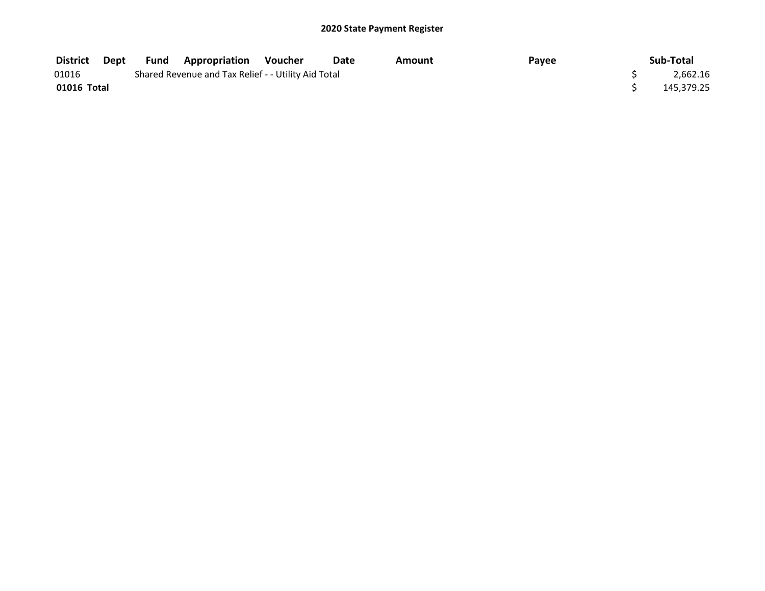## 2020 State Payment Register

| District | Dept | Fund | Appropriation | Voucher | Date | Amount | Payee | Sub-Total |
|---|---|---|---|---|---|---|---|---|
| 01016 | | Shared Revenue and Tax Relief - - Utility Aid Total | | | | | | $ 2,662.16 |
| **01016 Total** | | | | | | | | $ 145,379.25 |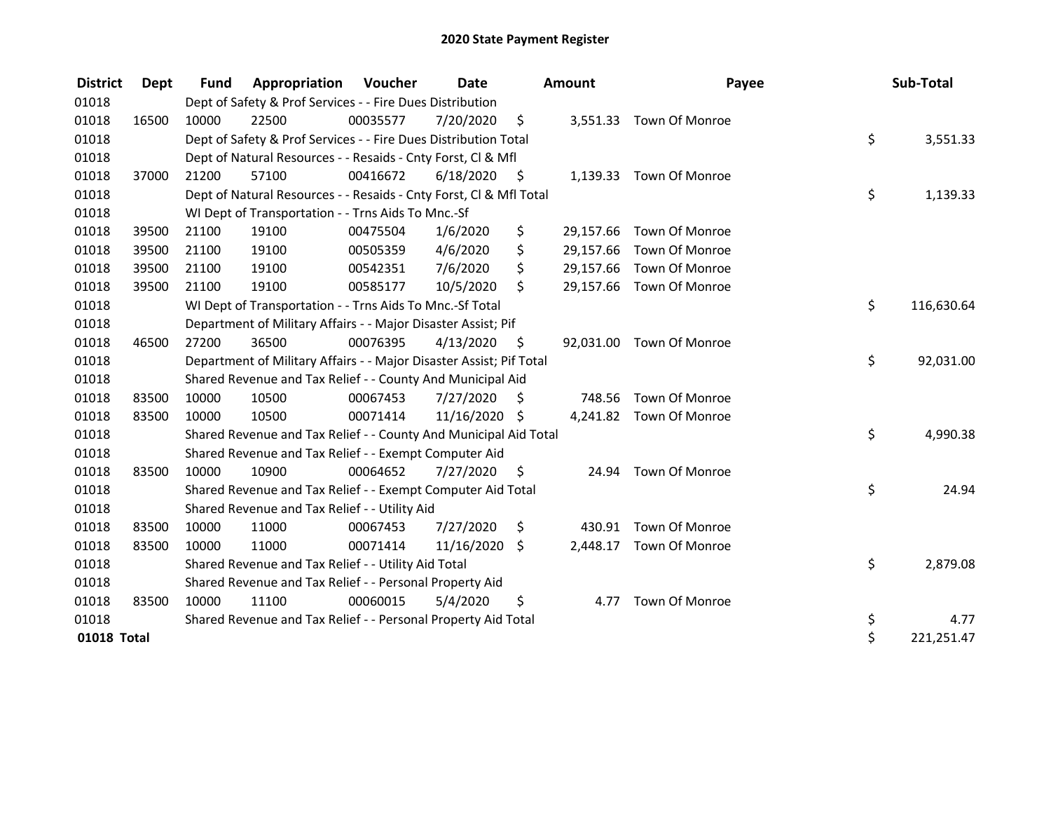# 2020 State Payment Register

| District | Dept | Fund | Appropriation | Voucher | Date | Amount | Payee | Sub-Total |
|---|---|---|---|---|---|---|---|---|
| 01018 | | Dept of Safety & Prof Services - - Fire Dues Distribution | | | | | | |
| 01018 | 16500 | 10000 | 22500 | 00035577 | 7/20/2020 | $ 3,551.33 | Town Of Monroe | |
| 01018 | | Dept of Safety & Prof Services - - Fire Dues Distribution Total | | | | | | $ 3,551.33 |
| 01018 | | Dept of Natural Resources - - Resaids - Cnty Forst, Cl & Mfl | | | | | | |
| 01018 | 37000 | 21200 | 57100 | 00416672 | 6/18/2020 | $ 1,139.33 | Town Of Monroe | |
| 01018 | | Dept of Natural Resources - - Resaids - Cnty Forst, Cl & Mfl Total | | | | | | $ 1,139.33 |
| 01018 | | WI Dept of Transportation - - Trns Aids To Mnc.-Sf | | | | | | |
| 01018 | 39500 | 21100 | 19100 | 00475504 | 1/6/2020 | $ 29,157.66 | Town Of Monroe | |
| 01018 | 39500 | 21100 | 19100 | 00505359 | 4/6/2020 | $ 29,157.66 | Town Of Monroe | |
| 01018 | 39500 | 21100 | 19100 | 00542351 | 7/6/2020 | $ 29,157.66 | Town Of Monroe | |
| 01018 | 39500 | 21100 | 19100 | 00585177 | 10/5/2020 | $ 29,157.66 | Town Of Monroe | |
| 01018 | | WI Dept of Transportation - - Trns Aids To Mnc.-Sf Total | | | | | | $ 116,630.64 |
| 01018 | | Department of Military Affairs - - Major Disaster Assist; Pif | | | | | | |
| 01018 | 46500 | 27200 | 36500 | 00076395 | 4/13/2020 | $ 92,031.00 | Town Of Monroe | |
| 01018 | | Department of Military Affairs - - Major Disaster Assist; Pif Total | | | | | | $ 92,031.00 |
| 01018 | | Shared Revenue and Tax Relief - - County And Municipal Aid | | | | | | |
| 01018 | 83500 | 10000 | 10500 | 00067453 | 7/27/2020 | $ 748.56 | Town Of Monroe | |
| 01018 | 83500 | 10000 | 10500 | 00071414 | 11/16/2020 | $ 4,241.82 | Town Of Monroe | |
| 01018 | | Shared Revenue and Tax Relief - - County And Municipal Aid Total | | | | | | $ 4,990.38 |
| 01018 | | Shared Revenue and Tax Relief - - Exempt Computer Aid | | | | | | |
| 01018 | 83500 | 10000 | 10900 | 00064652 | 7/27/2020 | $ 24.94 | Town Of Monroe | |
| 01018 | | Shared Revenue and Tax Relief - - Exempt Computer Aid Total | | | | | | $ 24.94 |
| 01018 | | Shared Revenue and Tax Relief - - Utility Aid | | | | | | |
| 01018 | 83500 | 10000 | 11000 | 00067453 | 7/27/2020 | $ 430.91 | Town Of Monroe | |
| 01018 | 83500 | 10000 | 11000 | 00071414 | 11/16/2020 | $ 2,448.17 | Town Of Monroe | |
| 01018 | | Shared Revenue and Tax Relief - - Utility Aid Total | | | | | | $ 2,879.08 |
| 01018 | | Shared Revenue and Tax Relief - - Personal Property Aid | | | | | | |
| 01018 | 83500 | 10000 | 11100 | 00060015 | 5/4/2020 | $ 4.77 | Town Of Monroe | |
| 01018 | | Shared Revenue and Tax Relief - - Personal Property Aid Total | | | | | | $ 4.77 |
| **01018 Total** | | | | | | | | $ 221,251.47 |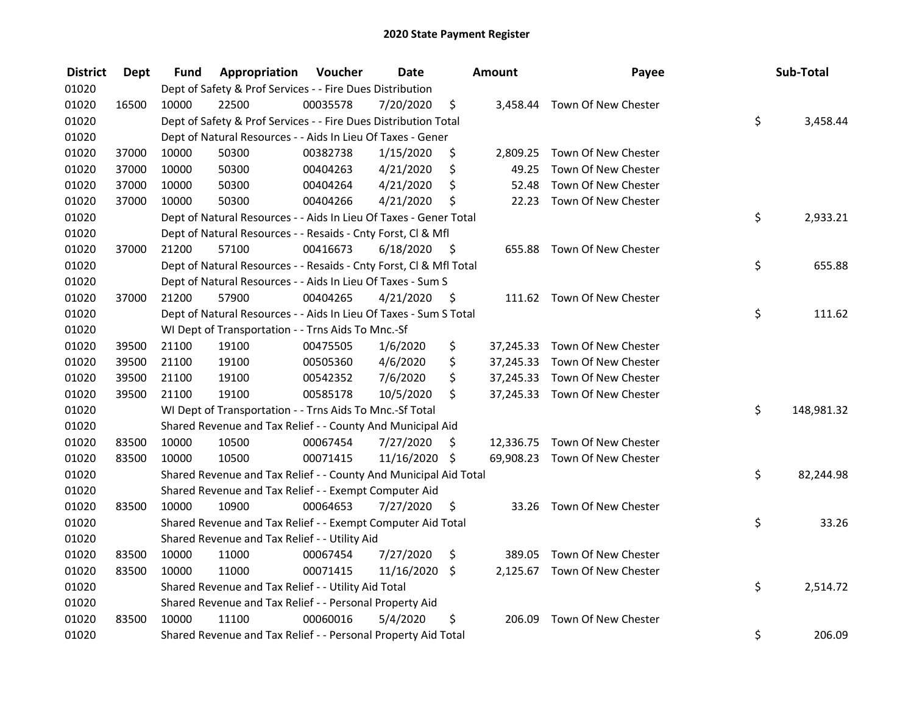# 2020 State Payment Register

| District | Dept | Fund | Appropriation | Voucher | Date | Amount | Payee | Sub-Total |
|---|---|---|---|---|---|---|---|---|
| 01020 | | Dept of Safety & Prof Services - - Fire Dues Distribution | | | | | | |
| 01020 | 16500 | 10000 | 22500 | 00035578 | 7/20/2020 | $ 3,458.44 | Town Of New Chester | |
| 01020 | | Dept of Safety & Prof Services - - Fire Dues Distribution Total | | | | | | $ 3,458.44 |
| 01020 | | Dept of Natural Resources - - Aids In Lieu Of Taxes - Gener | | | | | | |
| 01020 | 37000 | 10000 | 50300 | 00382738 | 1/15/2020 | $ 2,809.25 | Town Of New Chester | |
| 01020 | 37000 | 10000 | 50300 | 00404263 | 4/21/2020 | $ 49.25 | Town Of New Chester | |
| 01020 | 37000 | 10000 | 50300 | 00404264 | 4/21/2020 | $ 52.48 | Town Of New Chester | |
| 01020 | 37000 | 10000 | 50300 | 00404266 | 4/21/2020 | $ 22.23 | Town Of New Chester | |
| 01020 | | Dept of Natural Resources - - Aids In Lieu Of Taxes - Gener Total | | | | | | $ 2,933.21 |
| 01020 | | Dept of Natural Resources - - Resaids - Cnty Forst, Cl & Mfl | | | | | | |
| 01020 | 37000 | 21200 | 57100 | 00416673 | 6/18/2020 | $ 655.88 | Town Of New Chester | |
| 01020 | | Dept of Natural Resources - - Resaids - Cnty Forst, Cl & Mfl Total | | | | | | $ 655.88 |
| 01020 | | Dept of Natural Resources - - Aids In Lieu Of Taxes - Sum S | | | | | | |
| 01020 | 37000 | 21200 | 57900 | 00404265 | 4/21/2020 | $ 111.62 | Town Of New Chester | |
| 01020 | | Dept of Natural Resources - - Aids In Lieu Of Taxes - Sum S Total | | | | | | $ 111.62 |
| 01020 | | WI Dept of Transportation - - Trns Aids To Mnc.-Sf | | | | | | |
| 01020 | 39500 | 21100 | 19100 | 00475505 | 1/6/2020 | $ 37,245.33 | Town Of New Chester | |
| 01020 | 39500 | 21100 | 19100 | 00505360 | 4/6/2020 | $ 37,245.33 | Town Of New Chester | |
| 01020 | 39500 | 21100 | 19100 | 00542352 | 7/6/2020 | $ 37,245.33 | Town Of New Chester | |
| 01020 | 39500 | 21100 | 19100 | 00585178 | 10/5/2020 | $ 37,245.33 | Town Of New Chester | |
| 01020 | | WI Dept of Transportation - - Trns Aids To Mnc.-Sf Total | | | | | | $ 148,981.32 |
| 01020 | | Shared Revenue and Tax Relief - - County And Municipal Aid | | | | | | |
| 01020 | 83500 | 10000 | 10500 | 00067454 | 7/27/2020 | $ 12,336.75 | Town Of New Chester | |
| 01020 | 83500 | 10000 | 10500 | 00071415 | 11/16/2020 | $ 69,908.23 | Town Of New Chester | |
| 01020 | | Shared Revenue and Tax Relief - - County And Municipal Aid Total | | | | | | $ 82,244.98 |
| 01020 | | Shared Revenue and Tax Relief - - Exempt Computer Aid | | | | | | |
| 01020 | 83500 | 10000 | 10900 | 00064653 | 7/27/2020 | $ 33.26 | Town Of New Chester | |
| 01020 | | Shared Revenue and Tax Relief - - Exempt Computer Aid Total | | | | | | $ 33.26 |
| 01020 | | Shared Revenue and Tax Relief - - Utility Aid | | | | | | |
| 01020 | 83500 | 10000 | 11000 | 00067454 | 7/27/2020 | $ 389.05 | Town Of New Chester | |
| 01020 | 83500 | 10000 | 11000 | 00071415 | 11/16/2020 | $ 2,125.67 | Town Of New Chester | |
| 01020 | | Shared Revenue and Tax Relief - - Utility Aid Total | | | | | | $ 2,514.72 |
| 01020 | | Shared Revenue and Tax Relief - - Personal Property Aid | | | | | | |
| 01020 | 83500 | 10000 | 11100 | 00060016 | 5/4/2020 | $ 206.09 | Town Of New Chester | |
| 01020 | | Shared Revenue and Tax Relief - - Personal Property Aid Total | | | | | | $ 206.09 |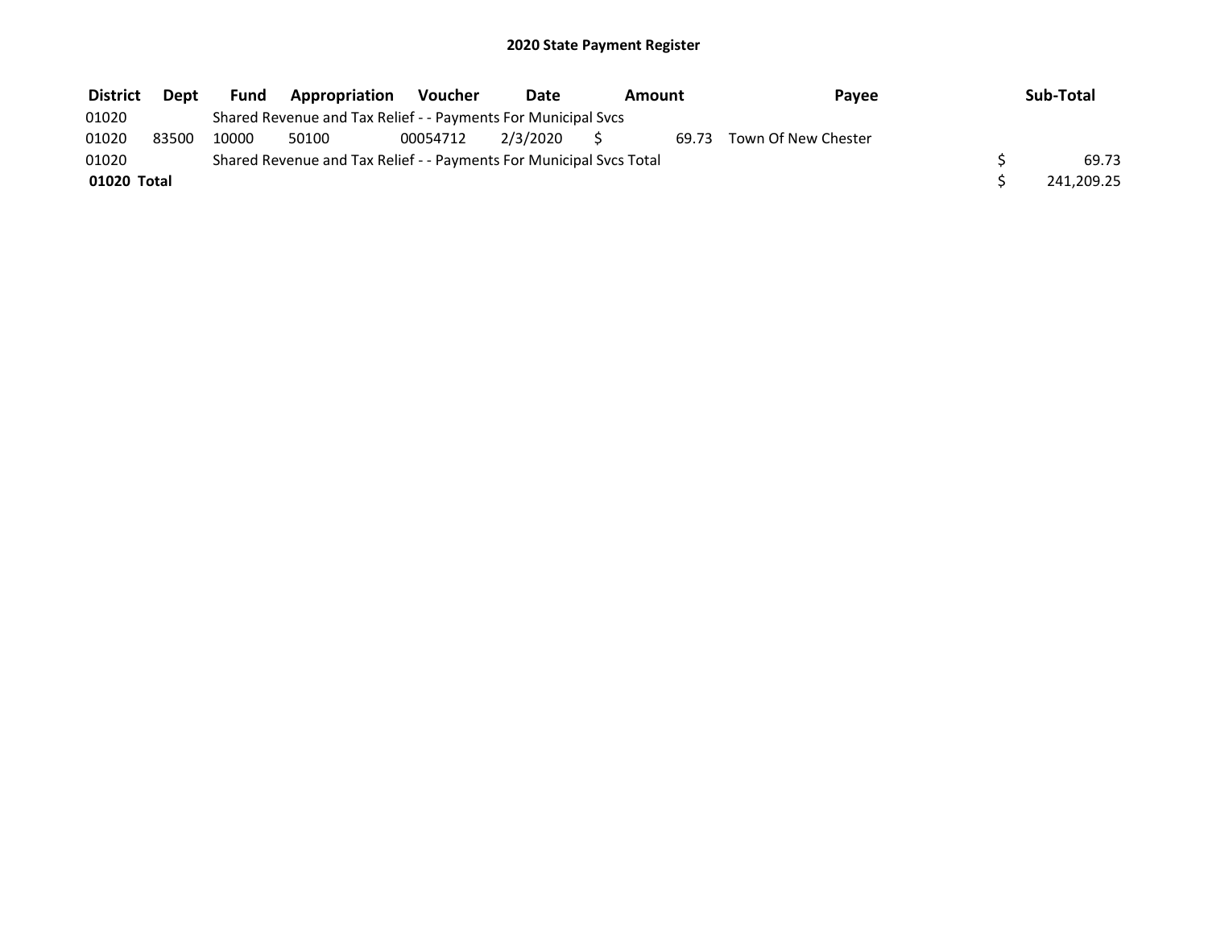# 2020 State Payment Register

| District | Dept | Fund | Appropriation | Voucher | Date | Amount | Payee | Sub-Total |
|---|---|---|---|---|---|---|---|---|
| 01020 | | Shared Revenue and Tax Relief - - Payments For Municipal Svcs | | | | | | |
| 01020 | 83500 | 10000 | 50100 | 00054712 | 2/3/2020 | $ 69.73 | Town Of New Chester | |
| 01020 | | Shared Revenue and Tax Relief - - Payments For Municipal Svcs Total | | | | | | $ 69.73 |
| **01020 Total** | | | | | | | | $ 241,209.25 |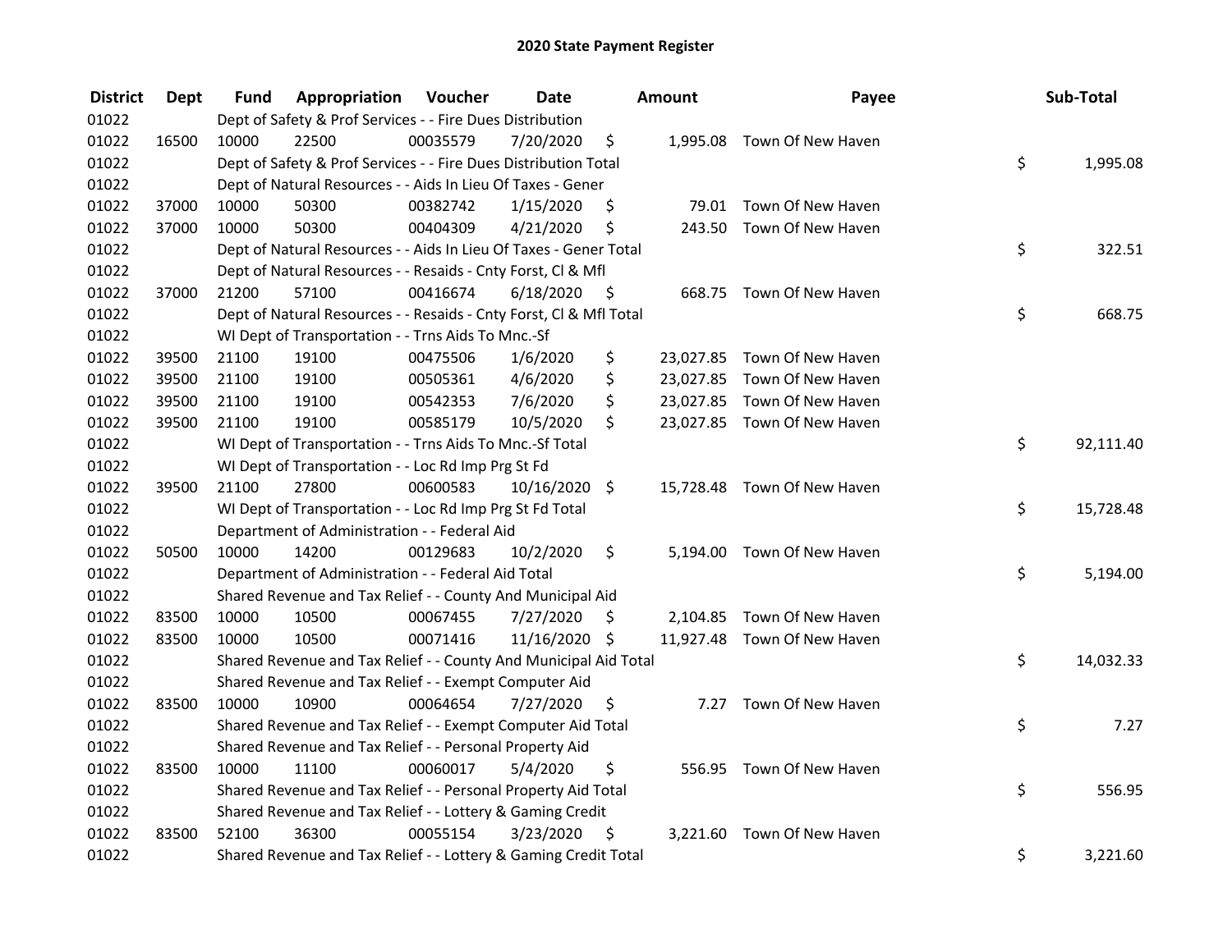# 2020 State Payment Register

| District | Dept | Fund | Appropriation | Voucher | Date | Amount | Payee | Sub-Total |
|---|---|---|---|---|---|---|---|---|
| 01022 | | Dept of Safety & Prof Services - - Fire Dues Distribution | | | | | | |
| 01022 | 16500 | 10000 | 22500 | 00035579 | 7/20/2020 | $ 1,995.08 | Town Of New Haven | |
| 01022 | | Dept of Safety & Prof Services - - Fire Dues Distribution Total | | | | | | $ 1,995.08 |
| 01022 | | Dept of Natural Resources - - Aids In Lieu Of Taxes - Gener | | | | | | |
| 01022 | 37000 | 10000 | 50300 | 00382742 | 1/15/2020 | $ 79.01 | Town Of New Haven | |
| 01022 | 37000 | 10000 | 50300 | 00404309 | 4/21/2020 | $ 243.50 | Town Of New Haven | |
| 01022 | | Dept of Natural Resources - - Aids In Lieu Of Taxes - Gener Total | | | | | | $ 322.51 |
| 01022 | | Dept of Natural Resources - - Resaids - Cnty Forst, Cl & Mfl | | | | | | |
| 01022 | 37000 | 21200 | 57100 | 00416674 | 6/18/2020 | $ 668.75 | Town Of New Haven | |
| 01022 | | Dept of Natural Resources - - Resaids - Cnty Forst, Cl & Mfl Total | | | | | | $ 668.75 |
| 01022 | | WI Dept of Transportation - - Trns Aids To Mnc.-Sf | | | | | | |
| 01022 | 39500 | 21100 | 19100 | 00475506 | 1/6/2020 | $ 23,027.85 | Town Of New Haven | |
| 01022 | 39500 | 21100 | 19100 | 00505361 | 4/6/2020 | $ 23,027.85 | Town Of New Haven | |
| 01022 | 39500 | 21100 | 19100 | 00542353 | 7/6/2020 | $ 23,027.85 | Town Of New Haven | |
| 01022 | 39500 | 21100 | 19100 | 00585179 | 10/5/2020 | $ 23,027.85 | Town Of New Haven | |
| 01022 | | WI Dept of Transportation - - Trns Aids To Mnc.-Sf Total | | | | | | $ 92,111.40 |
| 01022 | | WI Dept of Transportation - - Loc Rd Imp Prg St Fd | | | | | | |
| 01022 | 39500 | 21100 | 27800 | 00600583 | 10/16/2020 | $ 15,728.48 | Town Of New Haven | |
| 01022 | | WI Dept of Transportation - - Loc Rd Imp Prg St Fd Total | | | | | | $ 15,728.48 |
| 01022 | | Department of Administration - - Federal Aid | | | | | | |
| 01022 | 50500 | 10000 | 14200 | 00129683 | 10/2/2020 | $ 5,194.00 | Town Of New Haven | |
| 01022 | | Department of Administration - - Federal Aid Total | | | | | | $ 5,194.00 |
| 01022 | | Shared Revenue and Tax Relief - - County And Municipal Aid | | | | | | |
| 01022 | 83500 | 10000 | 10500 | 00067455 | 7/27/2020 | $ 2,104.85 | Town Of New Haven | |
| 01022 | 83500 | 10000 | 10500 | 00071416 | 11/16/2020 | $ 11,927.48 | Town Of New Haven | |
| 01022 | | Shared Revenue and Tax Relief - - County And Municipal Aid Total | | | | | | $ 14,032.33 |
| 01022 | | Shared Revenue and Tax Relief - - Exempt Computer Aid | | | | | | |
| 01022 | 83500 | 10000 | 10900 | 00064654 | 7/27/2020 | $ 7.27 | Town Of New Haven | |
| 01022 | | Shared Revenue and Tax Relief - - Exempt Computer Aid Total | | | | | | $ 7.27 |
| 01022 | | Shared Revenue and Tax Relief - - Personal Property Aid | | | | | | |
| 01022 | 83500 | 10000 | 11100 | 00060017 | 5/4/2020 | $ 556.95 | Town Of New Haven | |
| 01022 | | Shared Revenue and Tax Relief - - Personal Property Aid Total | | | | | | $ 556.95 |
| 01022 | | Shared Revenue and Tax Relief - - Lottery & Gaming Credit | | | | | | |
| 01022 | 83500 | 52100 | 36300 | 00055154 | 3/23/2020 | $ 3,221.60 | Town Of New Haven | |
| 01022 | | Shared Revenue and Tax Relief - - Lottery & Gaming Credit Total | | | | | | $ 3,221.60 |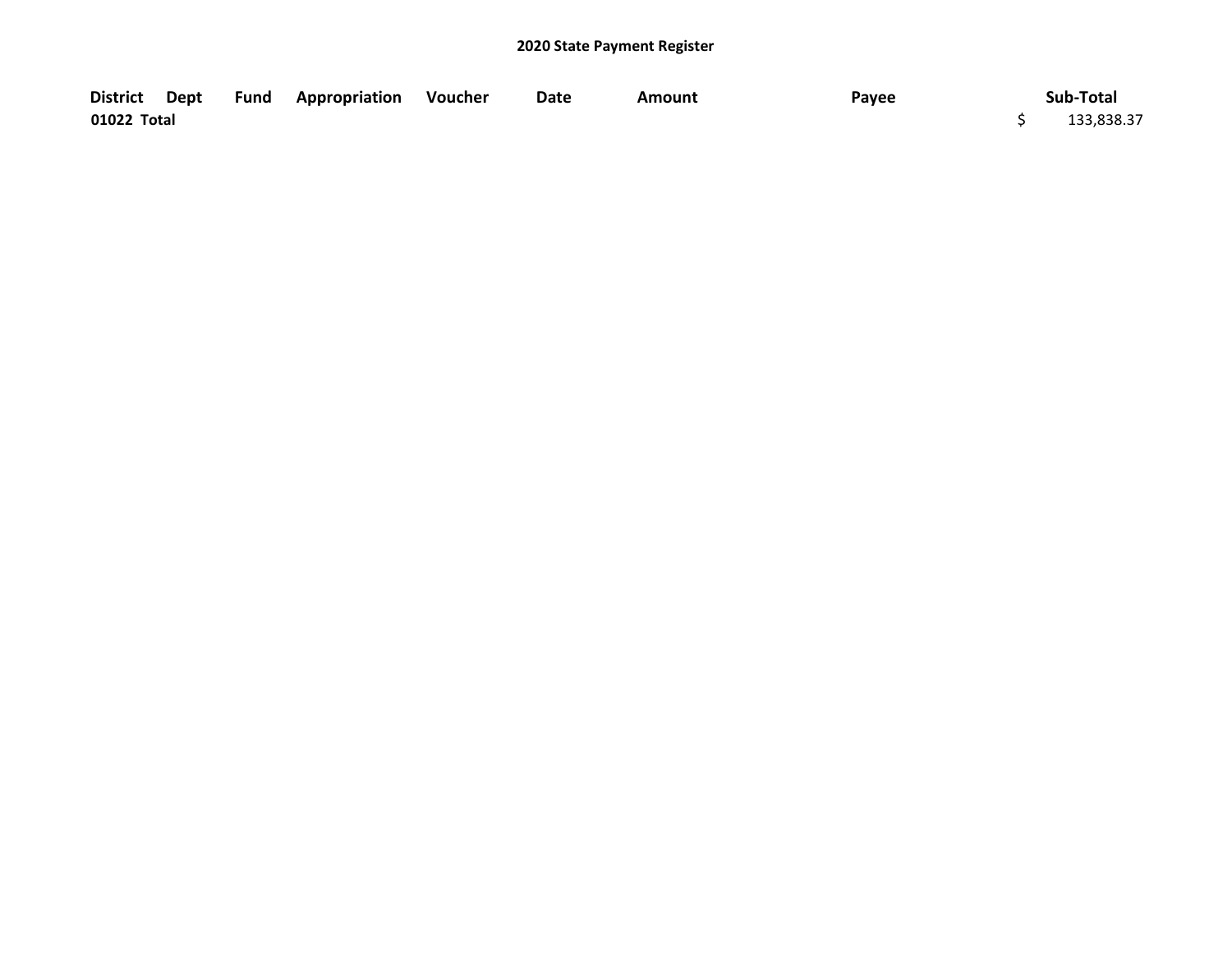## 2020 State Payment Register

| District | Dept | Fund | Appropriation | Voucher | Date | Amount | Payee | Sub-Total |
|---|---|---|---|---|---|---|---|---|
| **01022 Total** | | | | | | | | $ 133,838.37 |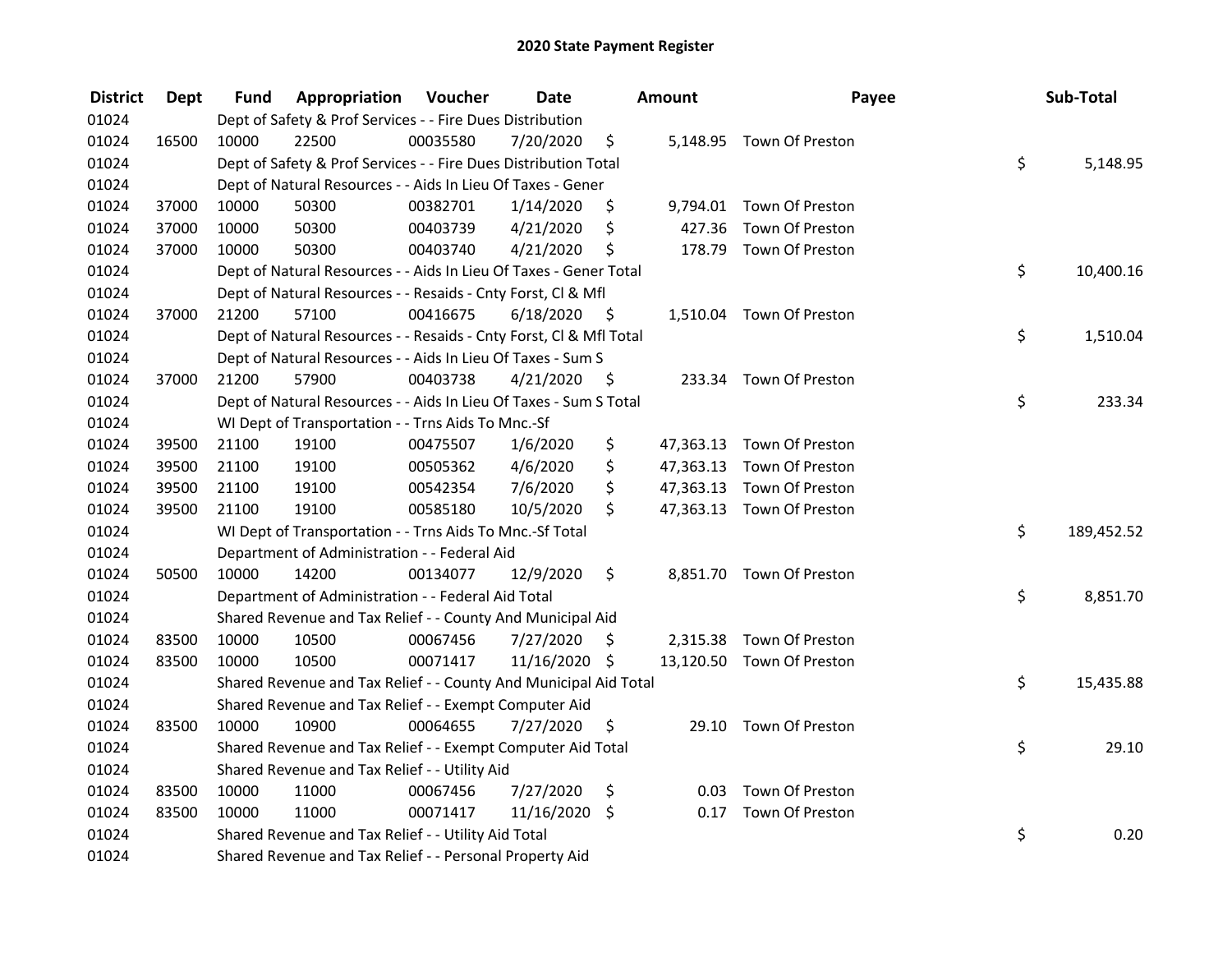# 2020 State Payment Register

| District | Dept | Fund | Appropriation | Voucher | Date | Amount | Payee | Sub-Total |
|---|---|---|---|---|---|---|---|---|
| 01024 | | Dept of Safety & Prof Services - - Fire Dues Distribution | | | | | | |
| 01024 | 16500 | 10000 | 22500 | 00035580 | 7/20/2020 | $ 5,148.95 | Town Of Preston | |
| 01024 | | Dept of Safety & Prof Services - - Fire Dues Distribution Total | | | | | | $ 5,148.95 |
| 01024 | | Dept of Natural Resources - - Aids In Lieu Of Taxes - Gener | | | | | | |
| 01024 | 37000 | 10000 | 50300 | 00382701 | 1/14/2020 | $ 9,794.01 | Town Of Preston | |
| 01024 | 37000 | 10000 | 50300 | 00403739 | 4/21/2020 | $ 427.36 | Town Of Preston | |
| 01024 | 37000 | 10000 | 50300 | 00403740 | 4/21/2020 | $ 178.79 | Town Of Preston | |
| 01024 | | Dept of Natural Resources - - Aids In Lieu Of Taxes - Gener Total | | | | | | $ 10,400.16 |
| 01024 | | Dept of Natural Resources - - Resaids - Cnty Forst, Cl & Mfl | | | | | | |
| 01024 | 37000 | 21200 | 57100 | 00416675 | 6/18/2020 | $ 1,510.04 | Town Of Preston | |
| 01024 | | Dept of Natural Resources - - Resaids - Cnty Forst, Cl & Mfl Total | | | | | | $ 1,510.04 |
| 01024 | | Dept of Natural Resources - - Aids In Lieu Of Taxes - Sum S | | | | | | |
| 01024 | 37000 | 21200 | 57900 | 00403738 | 4/21/2020 | $ 233.34 | Town Of Preston | |
| 01024 | | Dept of Natural Resources - - Aids In Lieu Of Taxes - Sum S Total | | | | | | $ 233.34 |
| 01024 | | WI Dept of Transportation - - Trns Aids To Mnc.-Sf | | | | | | |
| 01024 | 39500 | 21100 | 19100 | 00475507 | 1/6/2020 | $ 47,363.13 | Town Of Preston | |
| 01024 | 39500 | 21100 | 19100 | 00505362 | 4/6/2020 | $ 47,363.13 | Town Of Preston | |
| 01024 | 39500 | 21100 | 19100 | 00542354 | 7/6/2020 | $ 47,363.13 | Town Of Preston | |
| 01024 | 39500 | 21100 | 19100 | 00585180 | 10/5/2020 | $ 47,363.13 | Town Of Preston | |
| 01024 | | WI Dept of Transportation - - Trns Aids To Mnc.-Sf Total | | | | | | $ 189,452.52 |
| 01024 | | Department of Administration - - Federal Aid | | | | | | |
| 01024 | 50500 | 10000 | 14200 | 00134077 | 12/9/2020 | $ 8,851.70 | Town Of Preston | |
| 01024 | | Department of Administration - - Federal Aid Total | | | | | | $ 8,851.70 |
| 01024 | | Shared Revenue and Tax Relief - - County And Municipal Aid | | | | | | |
| 01024 | 83500 | 10000 | 10500 | 00067456 | 7/27/2020 | $ 2,315.38 | Town Of Preston | |
| 01024 | 83500 | 10000 | 10500 | 00071417 | 11/16/2020 | $ 13,120.50 | Town Of Preston | |
| 01024 | | Shared Revenue and Tax Relief - - County And Municipal Aid Total | | | | | | $ 15,435.88 |
| 01024 | | Shared Revenue and Tax Relief - - Exempt Computer Aid | | | | | | |
| 01024 | 83500 | 10000 | 10900 | 00064655 | 7/27/2020 | $ 29.10 | Town Of Preston | |
| 01024 | | Shared Revenue and Tax Relief - - Exempt Computer Aid Total | | | | | | $ 29.10 |
| 01024 | | Shared Revenue and Tax Relief - - Utility Aid | | | | | | |
| 01024 | 83500 | 10000 | 11000 | 00067456 | 7/27/2020 | $ 0.03 | Town Of Preston | |
| 01024 | 83500 | 10000 | 11000 | 00071417 | 11/16/2020 | $ 0.17 | Town Of Preston | |
| 01024 | | Shared Revenue and Tax Relief - - Utility Aid Total | | | | | | $ 0.20 |
| 01024 | | Shared Revenue and Tax Relief - - Personal Property Aid | | | | | | |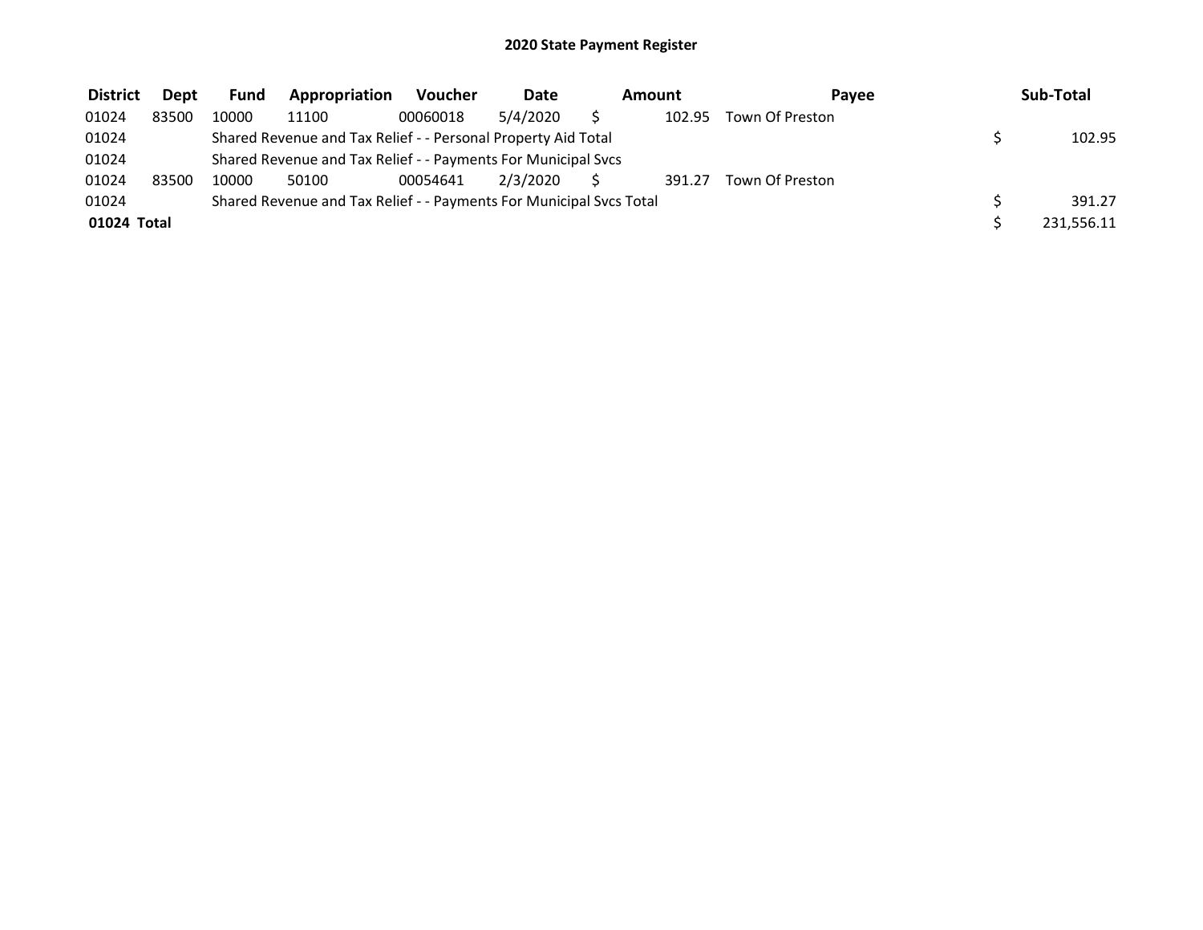# 2020 State Payment Register

| District | Dept | Fund | Appropriation | Voucher | Date | Amount | Payee | Sub-Total |
|---|---|---|---|---|---|---|---|---|
| 01024 | 83500 | 10000 | 11100 | 00060018 | 5/4/2020 | $ 102.95 | Town Of Preston | |
| 01024 | | Shared Revenue and Tax Relief - - Personal Property Aid Total | | | | | | $ 102.95 |
| 01024 | | Shared Revenue and Tax Relief - - Payments For Municipal Svcs | | | | | | |
| 01024 | 83500 | 10000 | 50100 | 00054641 | 2/3/2020 | $ 391.27 | Town Of Preston | |
| 01024 | | Shared Revenue and Tax Relief - - Payments For Municipal Svcs Total | | | | | | $ 391.27 |
| **01024 Total** | | | | | | | | $ 231,556.11 |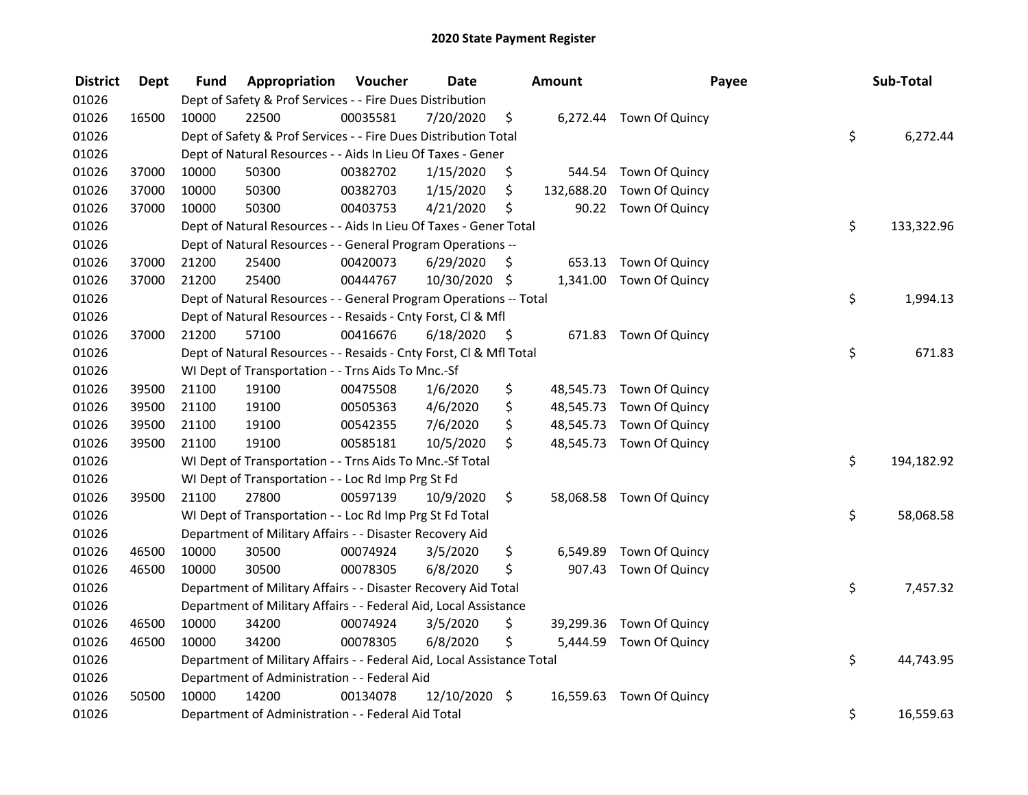# 2020 State Payment Register

| District | Dept | Fund | Appropriation | Voucher | Date | Amount | Payee | Sub-Total |
|---|---|---|---|---|---|---|---|---|
| 01026 | | Dept of Safety & Prof Services - - Fire Dues Distribution | | | | | | |
| 01026 | 16500 | 10000 | 22500 | 00035581 | 7/20/2020 | $ 6,272.44 | Town Of Quincy | |
| 01026 | | Dept of Safety & Prof Services - - Fire Dues Distribution Total | | | | | | $ 6,272.44 |
| 01026 | | Dept of Natural Resources - - Aids In Lieu Of Taxes - Gener | | | | | | |
| 01026 | 37000 | 10000 | 50300 | 00382702 | 1/15/2020 | $ 544.54 | Town Of Quincy | |
| 01026 | 37000 | 10000 | 50300 | 00382703 | 1/15/2020 | $ 132,688.20 | Town Of Quincy | |
| 01026 | 37000 | 10000 | 50300 | 00403753 | 4/21/2020 | $ 90.22 | Town Of Quincy | |
| 01026 | | Dept of Natural Resources - - Aids In Lieu Of Taxes - Gener Total | | | | | | $ 133,322.96 |
| 01026 | | Dept of Natural Resources - - General Program Operations -- | | | | | | |
| 01026 | 37000 | 21200 | 25400 | 00420073 | 6/29/2020 | $ 653.13 | Town Of Quincy | |
| 01026 | 37000 | 21200 | 25400 | 00444767 | 10/30/2020 | $ 1,341.00 | Town Of Quincy | |
| 01026 | | Dept of Natural Resources - - General Program Operations -- Total | | | | | | $ 1,994.13 |
| 01026 | | Dept of Natural Resources - - Resaids - Cnty Forst, Cl & Mfl | | | | | | |
| 01026 | 37000 | 21200 | 57100 | 00416676 | 6/18/2020 | $ 671.83 | Town Of Quincy | |
| 01026 | | Dept of Natural Resources - - Resaids - Cnty Forst, Cl & Mfl Total | | | | | | $ 671.83 |
| 01026 | | WI Dept of Transportation - - Trns Aids To Mnc.-Sf | | | | | | |
| 01026 | 39500 | 21100 | 19100 | 00475508 | 1/6/2020 | $ 48,545.73 | Town Of Quincy | |
| 01026 | 39500 | 21100 | 19100 | 00505363 | 4/6/2020 | $ 48,545.73 | Town Of Quincy | |
| 01026 | 39500 | 21100 | 19100 | 00542355 | 7/6/2020 | $ 48,545.73 | Town Of Quincy | |
| 01026 | 39500 | 21100 | 19100 | 00585181 | 10/5/2020 | $ 48,545.73 | Town Of Quincy | |
| 01026 | | WI Dept of Transportation - - Trns Aids To Mnc.-Sf Total | | | | | | $ 194,182.92 |
| 01026 | | WI Dept of Transportation - - Loc Rd Imp Prg St Fd | | | | | | |
| 01026 | 39500 | 21100 | 27800 | 00597139 | 10/9/2020 | $ 58,068.58 | Town Of Quincy | |
| 01026 | | WI Dept of Transportation - - Loc Rd Imp Prg St Fd Total | | | | | | $ 58,068.58 |
| 01026 | | Department of Military Affairs - - Disaster Recovery Aid | | | | | | |
| 01026 | 46500 | 10000 | 30500 | 00074924 | 3/5/2020 | $ 6,549.89 | Town Of Quincy | |
| 01026 | 46500 | 10000 | 30500 | 00078305 | 6/8/2020 | $ 907.43 | Town Of Quincy | |
| 01026 | | Department of Military Affairs - - Disaster Recovery Aid Total | | | | | | $ 7,457.32 |
| 01026 | | Department of Military Affairs - - Federal Aid, Local Assistance | | | | | | |
| 01026 | 46500 | 10000 | 34200 | 00074924 | 3/5/2020 | $ 39,299.36 | Town Of Quincy | |
| 01026 | 46500 | 10000 | 34200 | 00078305 | 6/8/2020 | $ 5,444.59 | Town Of Quincy | |
| 01026 | | Department of Military Affairs - - Federal Aid, Local Assistance Total | | | | | | $ 44,743.95 |
| 01026 | | Department of Administration - - Federal Aid | | | | | | |
| 01026 | 50500 | 10000 | 14200 | 00134078 | 12/10/2020 | $ 16,559.63 | Town Of Quincy | |
| 01026 | | Department of Administration - - Federal Aid Total | | | | | | $ 16,559.63 |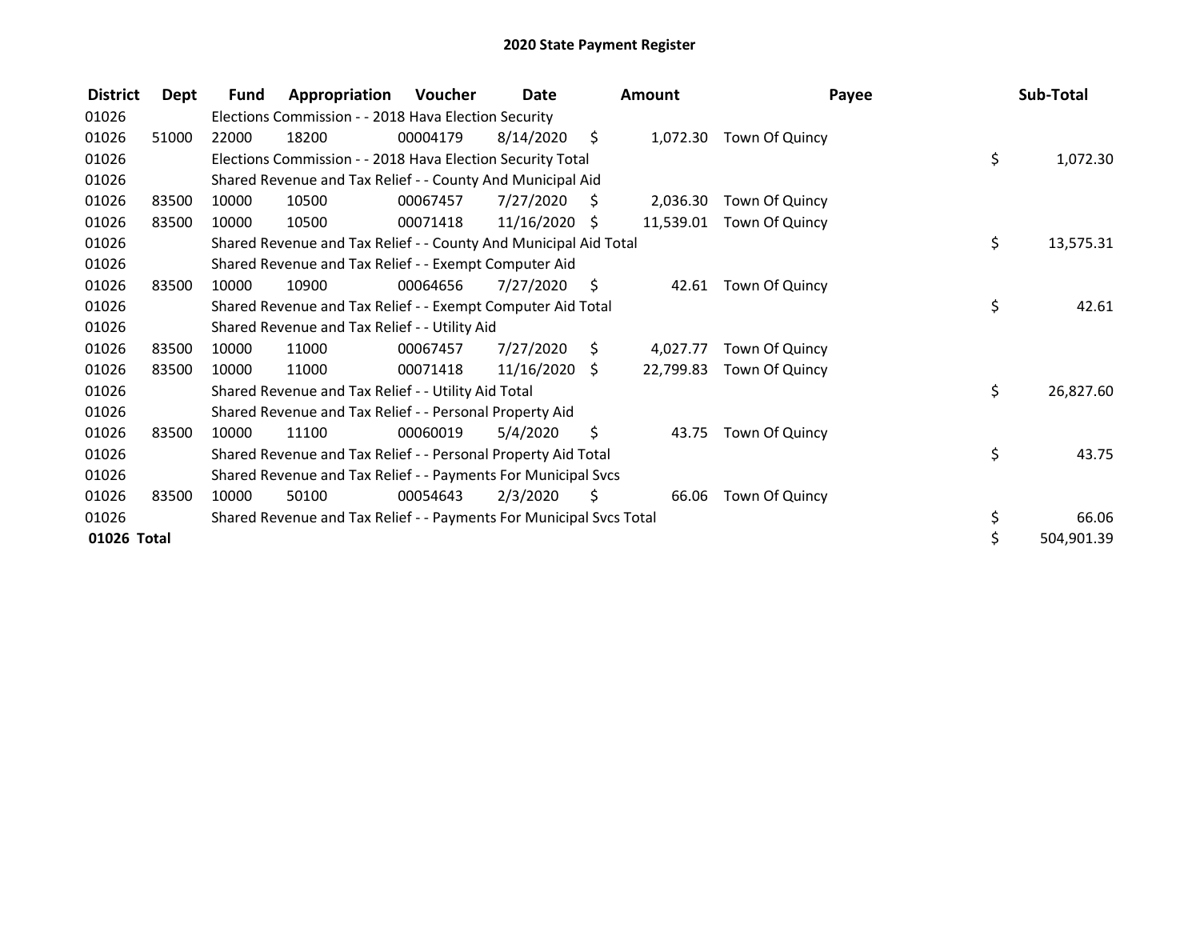# 2020 State Payment Register

| District | Dept | Fund | Appropriation | Voucher | Date | Amount | Payee | Sub-Total |
|---|---|---|---|---|---|---|---|---|
| 01026 | | Elections Commission - - 2018 Hava Election Security | | | | | | |
| 01026 | 51000 | 22000 | 18200 | 00004179 | 8/14/2020 | $ 1,072.30 | Town Of Quincy | |
| 01026 | | Elections Commission - - 2018 Hava Election Security Total | | | | | | $ 1,072.30 |
| 01026 | | Shared Revenue and Tax Relief - - County And Municipal Aid | | | | | | |
| 01026 | 83500 | 10000 | 10500 | 00067457 | 7/27/2020 | $ 2,036.30 | Town Of Quincy | |
| 01026 | 83500 | 10000 | 10500 | 00071418 | 11/16/2020 | $ 11,539.01 | Town Of Quincy | |
| 01026 | | Shared Revenue and Tax Relief - - County And Municipal Aid Total | | | | | | $ 13,575.31 |
| 01026 | | Shared Revenue and Tax Relief - - Exempt Computer Aid | | | | | | |
| 01026 | 83500 | 10000 | 10900 | 00064656 | 7/27/2020 | $ 42.61 | Town Of Quincy | |
| 01026 | | Shared Revenue and Tax Relief - - Exempt Computer Aid Total | | | | | | $ 42.61 |
| 01026 | | Shared Revenue and Tax Relief - - Utility Aid | | | | | | |
| 01026 | 83500 | 10000 | 11000 | 00067457 | 7/27/2020 | $ 4,027.77 | Town Of Quincy | |
| 01026 | 83500 | 10000 | 11000 | 00071418 | 11/16/2020 | $ 22,799.83 | Town Of Quincy | |
| 01026 | | Shared Revenue and Tax Relief - - Utility Aid Total | | | | | | $ 26,827.60 |
| 01026 | | Shared Revenue and Tax Relief - - Personal Property Aid | | | | | | |
| 01026 | 83500 | 10000 | 11100 | 00060019 | 5/4/2020 | $ 43.75 | Town Of Quincy | |
| 01026 | | Shared Revenue and Tax Relief - - Personal Property Aid Total | | | | | | $ 43.75 |
| 01026 | | Shared Revenue and Tax Relief - - Payments For Municipal Svcs | | | | | | |
| 01026 | 83500 | 10000 | 50100 | 00054643 | 2/3/2020 | $ 66.06 | Town Of Quincy | |
| 01026 | | Shared Revenue and Tax Relief - - Payments For Municipal Svcs Total | | | | | | $ 66.06 |
| **01026 Total** | | | | | | | | $ 504,901.39 |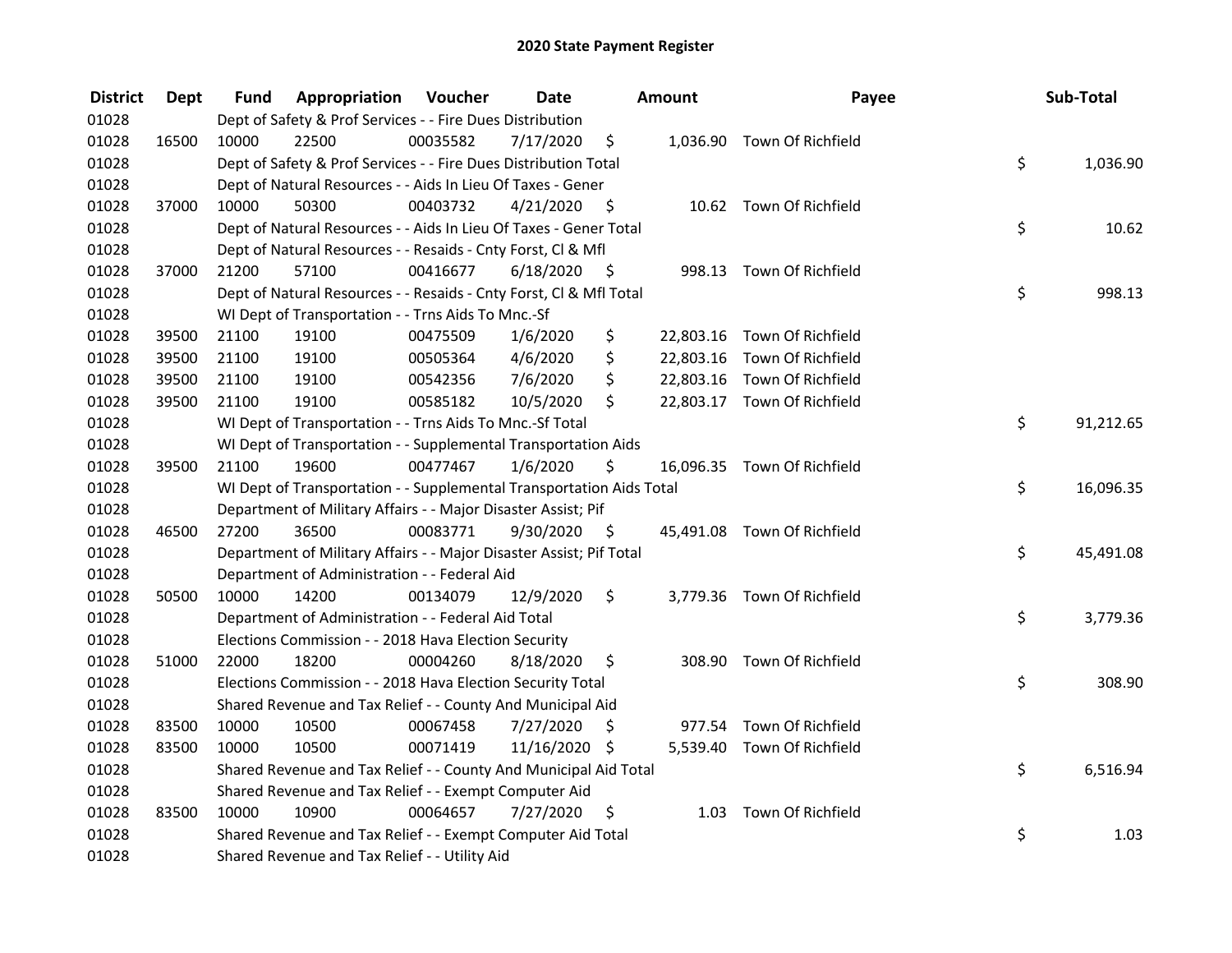# 2020 State Payment Register

| District | Dept | Fund | Appropriation | Voucher | Date | Amount | Payee | Sub-Total |
|---|---|---|---|---|---|---|---|---|
| 01028 | | Dept of Safety & Prof Services - - Fire Dues Distribution | | | | | | |
| 01028 | 16500 | 10000 | 22500 | 00035582 | 7/17/2020 | $ 1,036.90 | Town Of Richfield | |
| 01028 | | Dept of Safety & Prof Services - - Fire Dues Distribution Total | | | | | | $ 1,036.90 |
| 01028 | | Dept of Natural Resources - - Aids In Lieu Of Taxes - Gener | | | | | | |
| 01028 | 37000 | 10000 | 50300 | 00403732 | 4/21/2020 | $ 10.62 | Town Of Richfield | |
| 01028 | | Dept of Natural Resources - - Aids In Lieu Of Taxes - Gener Total | | | | | | $ 10.62 |
| 01028 | | Dept of Natural Resources - - Resaids - Cnty Forst, Cl & Mfl | | | | | | |
| 01028 | 37000 | 21200 | 57100 | 00416677 | 6/18/2020 | $ 998.13 | Town Of Richfield | |
| 01028 | | Dept of Natural Resources - - Resaids - Cnty Forst, Cl & Mfl Total | | | | | | $ 998.13 |
| 01028 | | WI Dept of Transportation - - Trns Aids To Mnc.-Sf | | | | | | |
| 01028 | 39500 | 21100 | 19100 | 00475509 | 1/6/2020 | $ 22,803.16 | Town Of Richfield | |
| 01028 | 39500 | 21100 | 19100 | 00505364 | 4/6/2020 | $ 22,803.16 | Town Of Richfield | |
| 01028 | 39500 | 21100 | 19100 | 00542356 | 7/6/2020 | $ 22,803.16 | Town Of Richfield | |
| 01028 | 39500 | 21100 | 19100 | 00585182 | 10/5/2020 | $ 22,803.17 | Town Of Richfield | |
| 01028 | | WI Dept of Transportation - - Trns Aids To Mnc.-Sf Total | | | | | | $ 91,212.65 |
| 01028 | | WI Dept of Transportation - - Supplemental Transportation Aids | | | | | | |
| 01028 | 39500 | 21100 | 19600 | 00477467 | 1/6/2020 | $ 16,096.35 | Town Of Richfield | |
| 01028 | | WI Dept of Transportation - - Supplemental Transportation Aids Total | | | | | | $ 16,096.35 |
| 01028 | | Department of Military Affairs - - Major Disaster Assist; Pif | | | | | | |
| 01028 | 46500 | 27200 | 36500 | 00083771 | 9/30/2020 | $ 45,491.08 | Town Of Richfield | |
| 01028 | | Department of Military Affairs - - Major Disaster Assist; Pif Total | | | | | | $ 45,491.08 |
| 01028 | | Department of Administration - - Federal Aid | | | | | | |
| 01028 | 50500 | 10000 | 14200 | 00134079 | 12/9/2020 | $ 3,779.36 | Town Of Richfield | |
| 01028 | | Department of Administration - - Federal Aid Total | | | | | | $ 3,779.36 |
| 01028 | | Elections Commission - - 2018 Hava Election Security | | | | | | |
| 01028 | 51000 | 22000 | 18200 | 00004260 | 8/18/2020 | $ 308.90 | Town Of Richfield | |
| 01028 | | Elections Commission - - 2018 Hava Election Security Total | | | | | | $ 308.90 |
| 01028 | | Shared Revenue and Tax Relief - - County And Municipal Aid | | | | | | |
| 01028 | 83500 | 10000 | 10500 | 00067458 | 7/27/2020 | $ 977.54 | Town Of Richfield | |
| 01028 | 83500 | 10000 | 10500 | 00071419 | 11/16/2020 | $ 5,539.40 | Town Of Richfield | |
| 01028 | | Shared Revenue and Tax Relief - - County And Municipal Aid Total | | | | | | $ 6,516.94 |
| 01028 | | Shared Revenue and Tax Relief - - Exempt Computer Aid | | | | | | |
| 01028 | 83500 | 10000 | 10900 | 00064657 | 7/27/2020 | $ 1.03 | Town Of Richfield | |
| 01028 | | Shared Revenue and Tax Relief - - Exempt Computer Aid Total | | | | | | $ 1.03 |
| 01028 | | Shared Revenue and Tax Relief - - Utility Aid | | | | | | |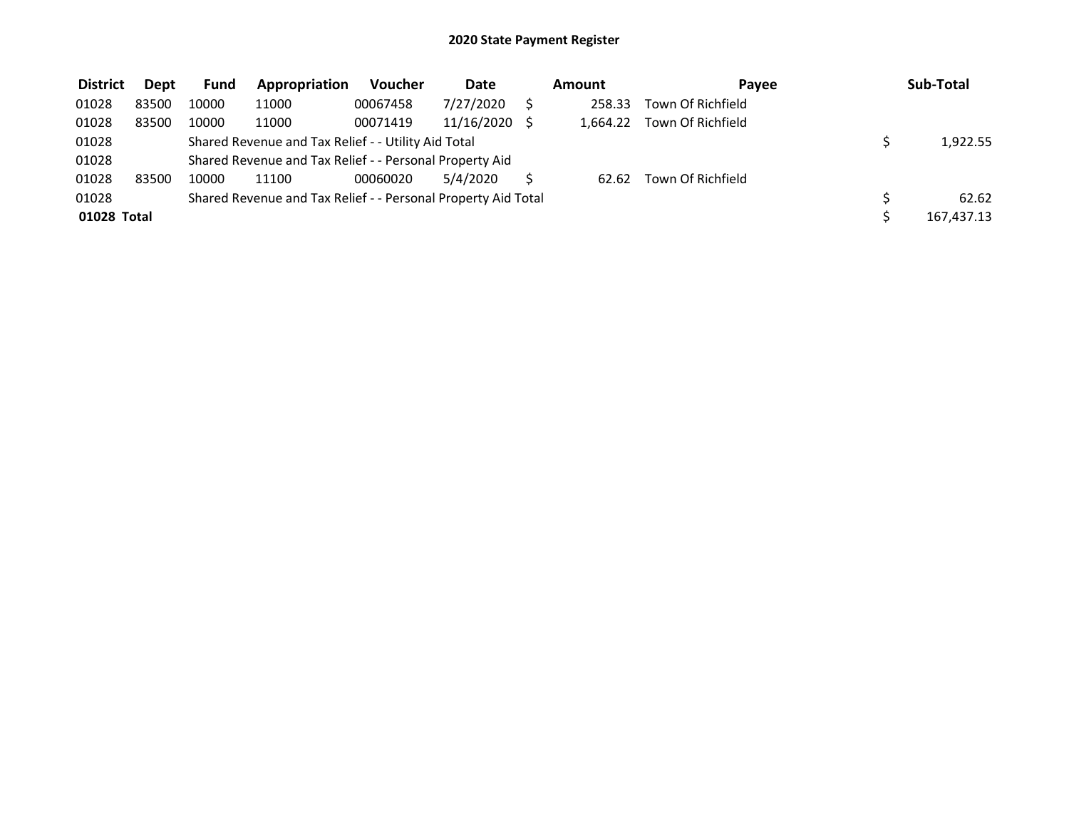# 2020 State Payment Register

| District | Dept | Fund | Appropriation | Voucher | Date | | Amount | Payee | | Sub-Total |
|---|---|---|---|---|---|---|---|---|---|---|
| 01028 | 83500 | 10000 | 11000 | 00067458 | 7/27/2020 | $ | 258.33 | Town Of Richfield | | |
| 01028 | 83500 | 10000 | 11000 | 00071419 | 11/16/2020 | $ | 1,664.22 | Town Of Richfield | | |
| 01028 | | Shared Revenue and Tax Relief - - Utility Aid Total | | | | | | | $ | 1,922.55 |
| 01028 | | Shared Revenue and Tax Relief - - Personal Property Aid | | | | | | | | |
| 01028 | 83500 | 10000 | 11100 | 00060020 | 5/4/2020 | $ | 62.62 | Town Of Richfield | | |
| 01028 | | Shared Revenue and Tax Relief - - Personal Property Aid Total | | | | | | | $ | 62.62 |
| **01028 Total** | | | | | | | | | $ | 167,437.13 |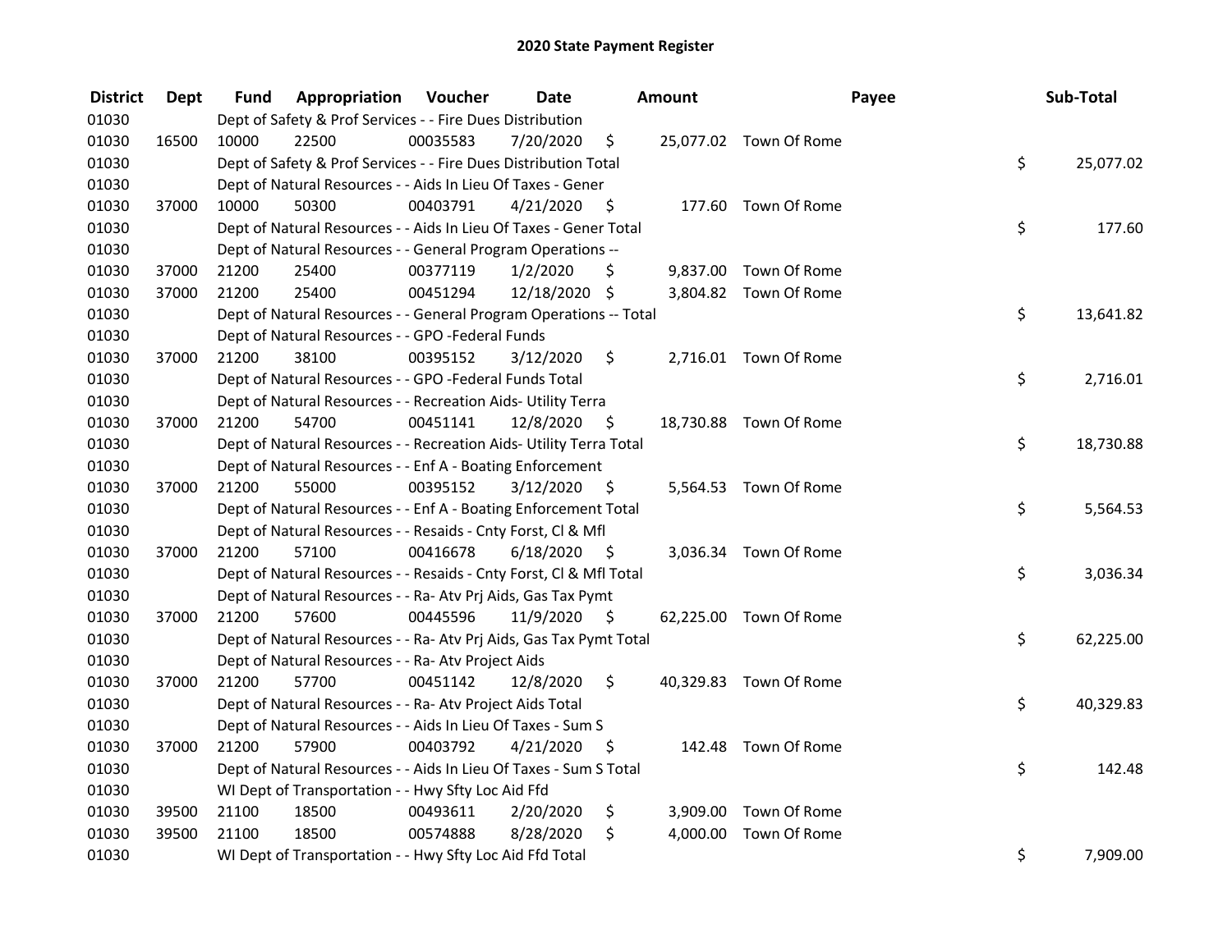# 2020 State Payment Register

| District | Dept | Fund | Appropriation | Voucher | Date | Amount | Payee | Sub-Total |
|---|---|---|---|---|---|---|---|---|
| 01030 | | Dept of Safety & Prof Services - - Fire Dues Distribution | | | | | | |
| 01030 | 16500 | 10000 | 22500 | 00035583 | 7/20/2020 | $ 25,077.02 | Town Of Rome | |
| 01030 | | Dept of Safety & Prof Services - - Fire Dues Distribution Total | | | | | | $ 25,077.02 |
| 01030 | | Dept of Natural Resources - - Aids In Lieu Of Taxes - Gener | | | | | | |
| 01030 | 37000 | 10000 | 50300 | 00403791 | 4/21/2020 | $ 177.60 | Town Of Rome | |
| 01030 | | Dept of Natural Resources - - Aids In Lieu Of Taxes - Gener Total | | | | | | $ 177.60 |
| 01030 | | Dept of Natural Resources - - General Program Operations -- | | | | | | |
| 01030 | 37000 | 21200 | 25400 | 00377119 | 1/2/2020 | $ 9,837.00 | Town Of Rome | |
| 01030 | 37000 | 21200 | 25400 | 00451294 | 12/18/2020 | $ 3,804.82 | Town Of Rome | |
| 01030 | | Dept of Natural Resources - - General Program Operations -- Total | | | | | | $ 13,641.82 |
| 01030 | | Dept of Natural Resources - - GPO -Federal Funds | | | | | | |
| 01030 | 37000 | 21200 | 38100 | 00395152 | 3/12/2020 | $ 2,716.01 | Town Of Rome | |
| 01030 | | Dept of Natural Resources - - GPO -Federal Funds Total | | | | | | $ 2,716.01 |
| 01030 | | Dept of Natural Resources - - Recreation Aids- Utility Terra | | | | | | |
| 01030 | 37000 | 21200 | 54700 | 00451141 | 12/8/2020 | $ 18,730.88 | Town Of Rome | |
| 01030 | | Dept of Natural Resources - - Recreation Aids- Utility Terra Total | | | | | | $ 18,730.88 |
| 01030 | | Dept of Natural Resources - - Enf A - Boating Enforcement | | | | | | |
| 01030 | 37000 | 21200 | 55000 | 00395152 | 3/12/2020 | $ 5,564.53 | Town Of Rome | |
| 01030 | | Dept of Natural Resources - - Enf A - Boating Enforcement Total | | | | | | $ 5,564.53 |
| 01030 | | Dept of Natural Resources - - Resaids - Cnty Forst, Cl & Mfl | | | | | | |
| 01030 | 37000 | 21200 | 57100 | 00416678 | 6/18/2020 | $ 3,036.34 | Town Of Rome | |
| 01030 | | Dept of Natural Resources - - Resaids - Cnty Forst, Cl & Mfl Total | | | | | | $ 3,036.34 |
| 01030 | | Dept of Natural Resources - - Ra- Atv Prj Aids, Gas Tax Pymt | | | | | | |
| 01030 | 37000 | 21200 | 57600 | 00445596 | 11/9/2020 | $ 62,225.00 | Town Of Rome | |
| 01030 | | Dept of Natural Resources - - Ra- Atv Prj Aids, Gas Tax Pymt Total | | | | | | $ 62,225.00 |
| 01030 | | Dept of Natural Resources - - Ra- Atv Project Aids | | | | | | |
| 01030 | 37000 | 21200 | 57700 | 00451142 | 12/8/2020 | $ 40,329.83 | Town Of Rome | |
| 01030 | | Dept of Natural Resources - - Ra- Atv Project Aids Total | | | | | | $ 40,329.83 |
| 01030 | | Dept of Natural Resources - - Aids In Lieu Of Taxes - Sum S | | | | | | |
| 01030 | 37000 | 21200 | 57900 | 00403792 | 4/21/2020 | $ 142.48 | Town Of Rome | |
| 01030 | | Dept of Natural Resources - - Aids In Lieu Of Taxes - Sum S Total | | | | | | $ 142.48 |
| 01030 | | WI Dept of Transportation - - Hwy Sfty Loc Aid Ffd | | | | | | |
| 01030 | 39500 | 21100 | 18500 | 00493611 | 2/20/2020 | $ 3,909.00 | Town Of Rome | |
| 01030 | 39500 | 21100 | 18500 | 00574888 | 8/28/2020 | $ 4,000.00 | Town Of Rome | |
| 01030 | | WI Dept of Transportation - - Hwy Sfty Loc Aid Ffd Total | | | | | | $ 7,909.00 |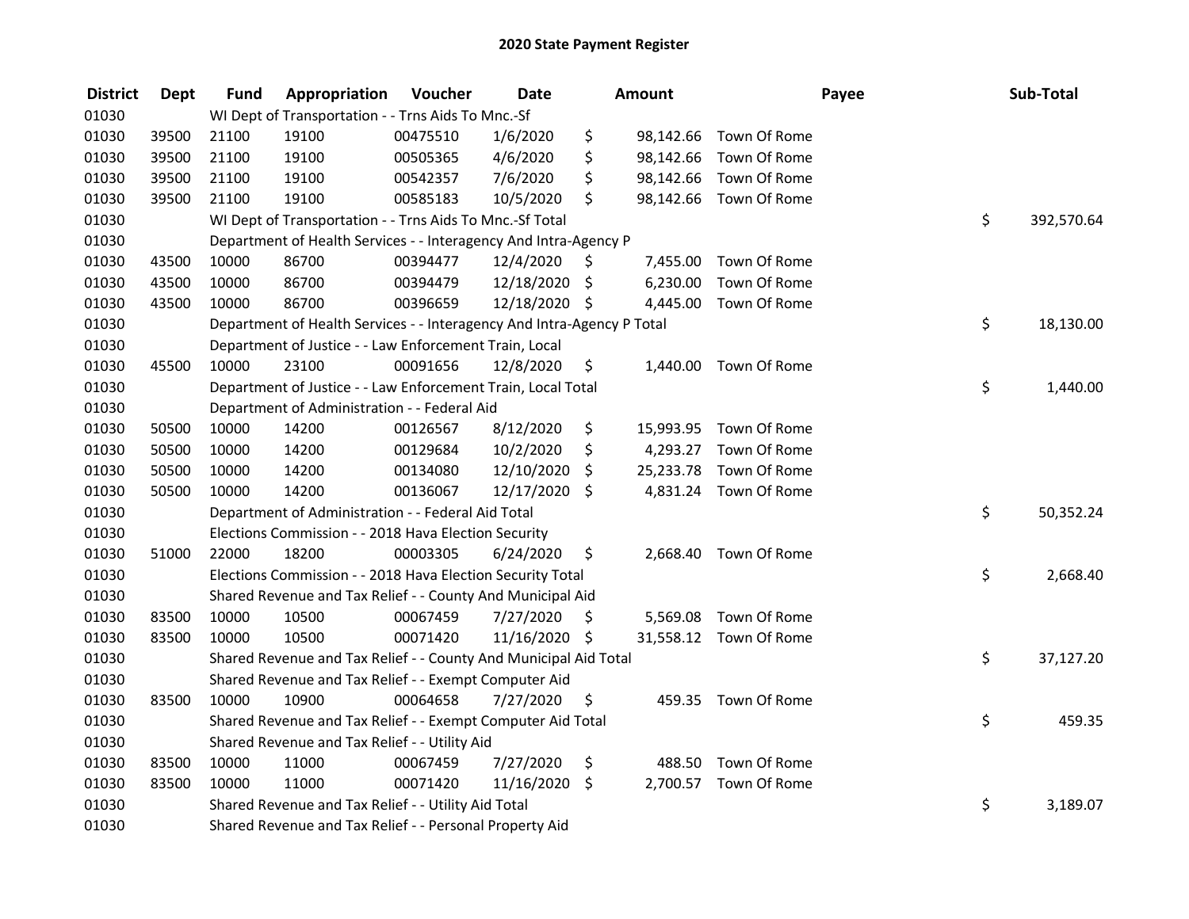# 2020 State Payment Register

| District | Dept | Fund | Appropriation | Voucher | Date | Amount | Payee | Sub-Total |
|---|---|---|---|---|---|---|---|---|
| 01030 | | WI Dept of Transportation - - Trns Aids To Mnc.-Sf | | | | | | |
| 01030 | 39500 | 21100 | 19100 | 00475510 | 1/6/2020 | $ 98,142.66 | Town Of Rome | |
| 01030 | 39500 | 21100 | 19100 | 00505365 | 4/6/2020 | $ 98,142.66 | Town Of Rome | |
| 01030 | 39500 | 21100 | 19100 | 00542357 | 7/6/2020 | $ 98,142.66 | Town Of Rome | |
| 01030 | 39500 | 21100 | 19100 | 00585183 | 10/5/2020 | $ 98,142.66 | Town Of Rome | |
| 01030 | | WI Dept of Transportation - - Trns Aids To Mnc.-Sf Total | | | | | | $ 392,570.64 |
| 01030 | | Department of Health Services - - Interagency And Intra-Agency P | | | | | | |
| 01030 | 43500 | 10000 | 86700 | 00394477 | 12/4/2020 | $ 7,455.00 | Town Of Rome | |
| 01030 | 43500 | 10000 | 86700 | 00394479 | 12/18/2020 | $ 6,230.00 | Town Of Rome | |
| 01030 | 43500 | 10000 | 86700 | 00396659 | 12/18/2020 | $ 4,445.00 | Town Of Rome | |
| 01030 | | Department of Health Services - - Interagency And Intra-Agency P Total | | | | | | $ 18,130.00 |
| 01030 | | Department of Justice - - Law Enforcement Train, Local | | | | | | |
| 01030 | 45500 | 10000 | 23100 | 00091656 | 12/8/2020 | $ 1,440.00 | Town Of Rome | |
| 01030 | | Department of Justice - - Law Enforcement Train, Local Total | | | | | | $ 1,440.00 |
| 01030 | | Department of Administration - - Federal Aid | | | | | | |
| 01030 | 50500 | 10000 | 14200 | 00126567 | 8/12/2020 | $ 15,993.95 | Town Of Rome | |
| 01030 | 50500 | 10000 | 14200 | 00129684 | 10/2/2020 | $ 4,293.27 | Town Of Rome | |
| 01030 | 50500 | 10000 | 14200 | 00134080 | 12/10/2020 | $ 25,233.78 | Town Of Rome | |
| 01030 | 50500 | 10000 | 14200 | 00136067 | 12/17/2020 | $ 4,831.24 | Town Of Rome | |
| 01030 | | Department of Administration - - Federal Aid Total | | | | | | $ 50,352.24 |
| 01030 | | Elections Commission - - 2018 Hava Election Security | | | | | | |
| 01030 | 51000 | 22000 | 18200 | 00003305 | 6/24/2020 | $ 2,668.40 | Town Of Rome | |
| 01030 | | Elections Commission - - 2018 Hava Election Security Total | | | | | | $ 2,668.40 |
| 01030 | | Shared Revenue and Tax Relief - - County And Municipal Aid | | | | | | |
| 01030 | 83500 | 10000 | 10500 | 00067459 | 7/27/2020 | $ 5,569.08 | Town Of Rome | |
| 01030 | 83500 | 10000 | 10500 | 00071420 | 11/16/2020 | $ 31,558.12 | Town Of Rome | |
| 01030 | | Shared Revenue and Tax Relief - - County And Municipal Aid Total | | | | | | $ 37,127.20 |
| 01030 | | Shared Revenue and Tax Relief - - Exempt Computer Aid | | | | | | |
| 01030 | 83500 | 10000 | 10900 | 00064658 | 7/27/2020 | $ 459.35 | Town Of Rome | |
| 01030 | | Shared Revenue and Tax Relief - - Exempt Computer Aid Total | | | | | | $ 459.35 |
| 01030 | | Shared Revenue and Tax Relief - - Utility Aid | | | | | | |
| 01030 | 83500 | 10000 | 11000 | 00067459 | 7/27/2020 | $ 488.50 | Town Of Rome | |
| 01030 | 83500 | 10000 | 11000 | 00071420 | 11/16/2020 | $ 2,700.57 | Town Of Rome | |
| 01030 | | Shared Revenue and Tax Relief - - Utility Aid Total | | | | | | $ 3,189.07 |
| 01030 | | Shared Revenue and Tax Relief - - Personal Property Aid | | | | | | |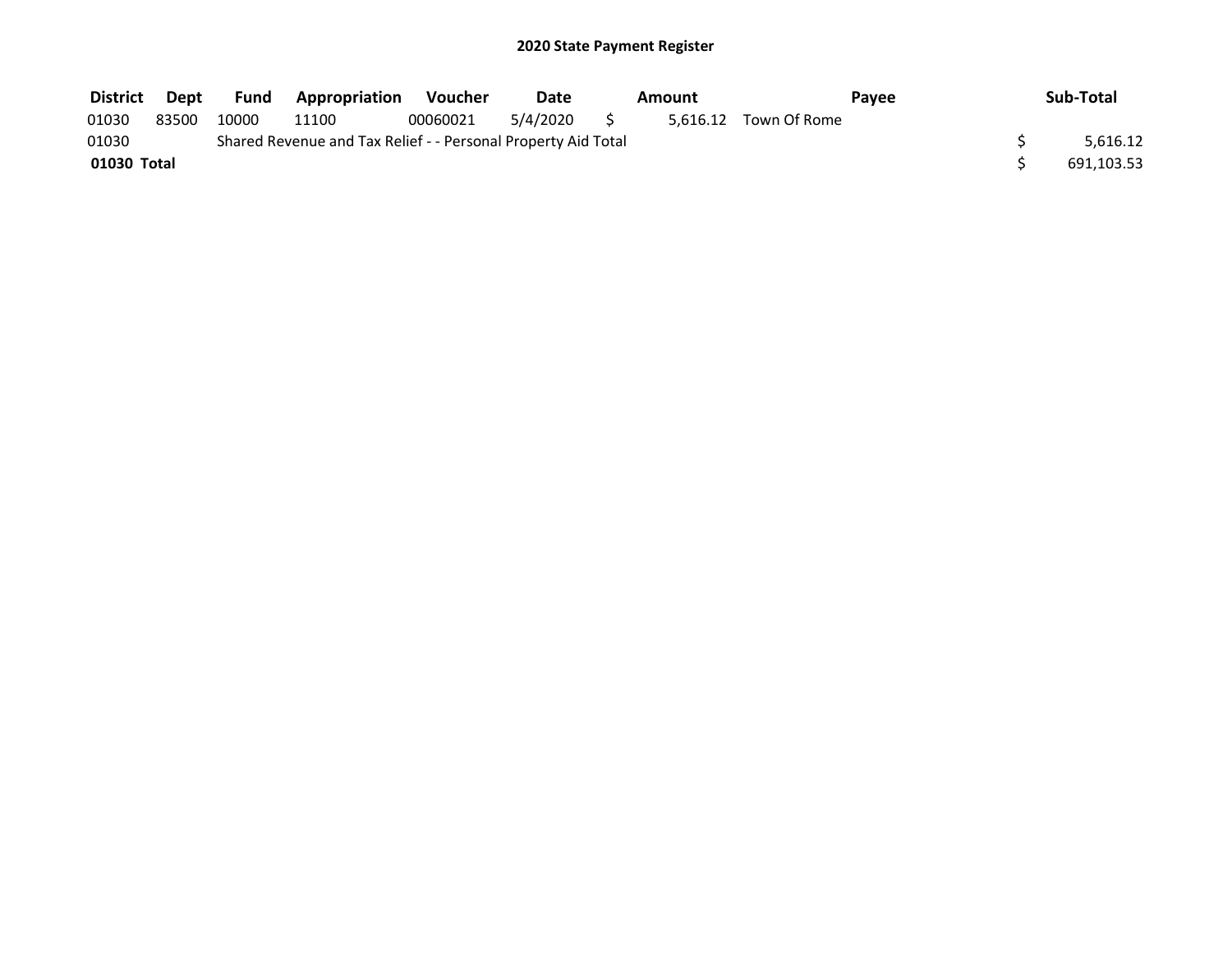# 2020 State Payment Register

| District | Dept | Fund | Appropriation | Voucher | Date | Amount | Payee | Sub-Total |
|---|---|---|---|---|---|---|---|---|
| 01030 | 83500 | 10000 | 11100 | 00060021 | 5/4/2020 | $ 5,616.12 | Town Of Rome | |
| 01030 | | Shared Revenue and Tax Relief - - Personal Property Aid Total | | | | | | $ 5,616.12 |
| **01030 Total** | | | | | | | | $ 691,103.53 |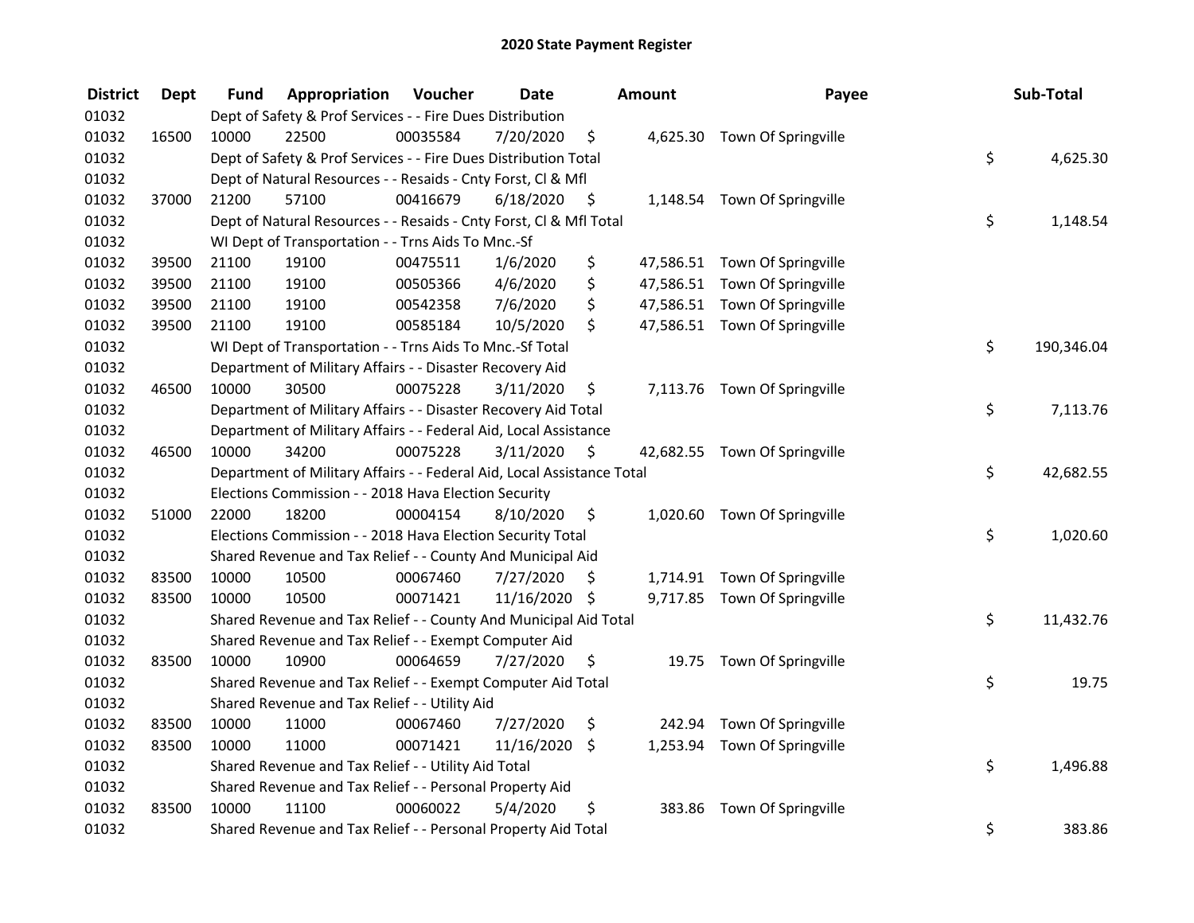# 2020 State Payment Register

| District | Dept | Fund | Appropriation | Voucher | Date | Amount | Payee | Sub-Total |
|---|---|---|---|---|---|---|---|---|
| 01032 | | Dept of Safety & Prof Services - - Fire Dues Distribution | | | | | | |
| 01032 | 16500 | 10000 | 22500 | 00035584 | 7/20/2020 | $ 4,625.30 | Town Of Springville | |
| 01032 | | Dept of Safety & Prof Services - - Fire Dues Distribution Total | | | | | | $ 4,625.30 |
| 01032 | | Dept of Natural Resources - - Resaids - Cnty Forst, Cl & Mfl | | | | | | |
| 01032 | 37000 | 21200 | 57100 | 00416679 | 6/18/2020 | $ 1,148.54 | Town Of Springville | |
| 01032 | | Dept of Natural Resources - - Resaids - Cnty Forst, Cl & Mfl Total | | | | | | $ 1,148.54 |
| 01032 | | WI Dept of Transportation - - Trns Aids To Mnc.-Sf | | | | | | |
| 01032 | 39500 | 21100 | 19100 | 00475511 | 1/6/2020 | $ 47,586.51 | Town Of Springville | |
| 01032 | 39500 | 21100 | 19100 | 00505366 | 4/6/2020 | $ 47,586.51 | Town Of Springville | |
| 01032 | 39500 | 21100 | 19100 | 00542358 | 7/6/2020 | $ 47,586.51 | Town Of Springville | |
| 01032 | 39500 | 21100 | 19100 | 00585184 | 10/5/2020 | $ 47,586.51 | Town Of Springville | |
| 01032 | | WI Dept of Transportation - - Trns Aids To Mnc.-Sf Total | | | | | | $ 190,346.04 |
| 01032 | | Department of Military Affairs - - Disaster Recovery Aid | | | | | | |
| 01032 | 46500 | 10000 | 30500 | 00075228 | 3/11/2020 | $ 7,113.76 | Town Of Springville | |
| 01032 | | Department of Military Affairs - - Disaster Recovery Aid Total | | | | | | $ 7,113.76 |
| 01032 | | Department of Military Affairs - - Federal Aid, Local Assistance | | | | | | |
| 01032 | 46500 | 10000 | 34200 | 00075228 | 3/11/2020 | $ 42,682.55 | Town Of Springville | |
| 01032 | | Department of Military Affairs - - Federal Aid, Local Assistance Total | | | | | | $ 42,682.55 |
| 01032 | | Elections Commission - - 2018 Hava Election Security | | | | | | |
| 01032 | 51000 | 22000 | 18200 | 00004154 | 8/10/2020 | $ 1,020.60 | Town Of Springville | |
| 01032 | | Elections Commission - - 2018 Hava Election Security Total | | | | | | $ 1,020.60 |
| 01032 | | Shared Revenue and Tax Relief - - County And Municipal Aid | | | | | | |
| 01032 | 83500 | 10000 | 10500 | 00067460 | 7/27/2020 | $ 1,714.91 | Town Of Springville | |
| 01032 | 83500 | 10000 | 10500 | 00071421 | 11/16/2020 | $ 9,717.85 | Town Of Springville | |
| 01032 | | Shared Revenue and Tax Relief - - County And Municipal Aid Total | | | | | | $ 11,432.76 |
| 01032 | | Shared Revenue and Tax Relief - - Exempt Computer Aid | | | | | | |
| 01032 | 83500 | 10000 | 10900 | 00064659 | 7/27/2020 | $ 19.75 | Town Of Springville | |
| 01032 | | Shared Revenue and Tax Relief - - Exempt Computer Aid Total | | | | | | $ 19.75 |
| 01032 | | Shared Revenue and Tax Relief - - Utility Aid | | | | | | |
| 01032 | 83500 | 10000 | 11000 | 00067460 | 7/27/2020 | $ 242.94 | Town Of Springville | |
| 01032 | 83500 | 10000 | 11000 | 00071421 | 11/16/2020 | $ 1,253.94 | Town Of Springville | |
| 01032 | | Shared Revenue and Tax Relief - - Utility Aid Total | | | | | | $ 1,496.88 |
| 01032 | | Shared Revenue and Tax Relief - - Personal Property Aid | | | | | | |
| 01032 | 83500 | 10000 | 11100 | 00060022 | 5/4/2020 | $ 383.86 | Town Of Springville | |
| 01032 | | Shared Revenue and Tax Relief - - Personal Property Aid Total | | | | | | $ 383.86 |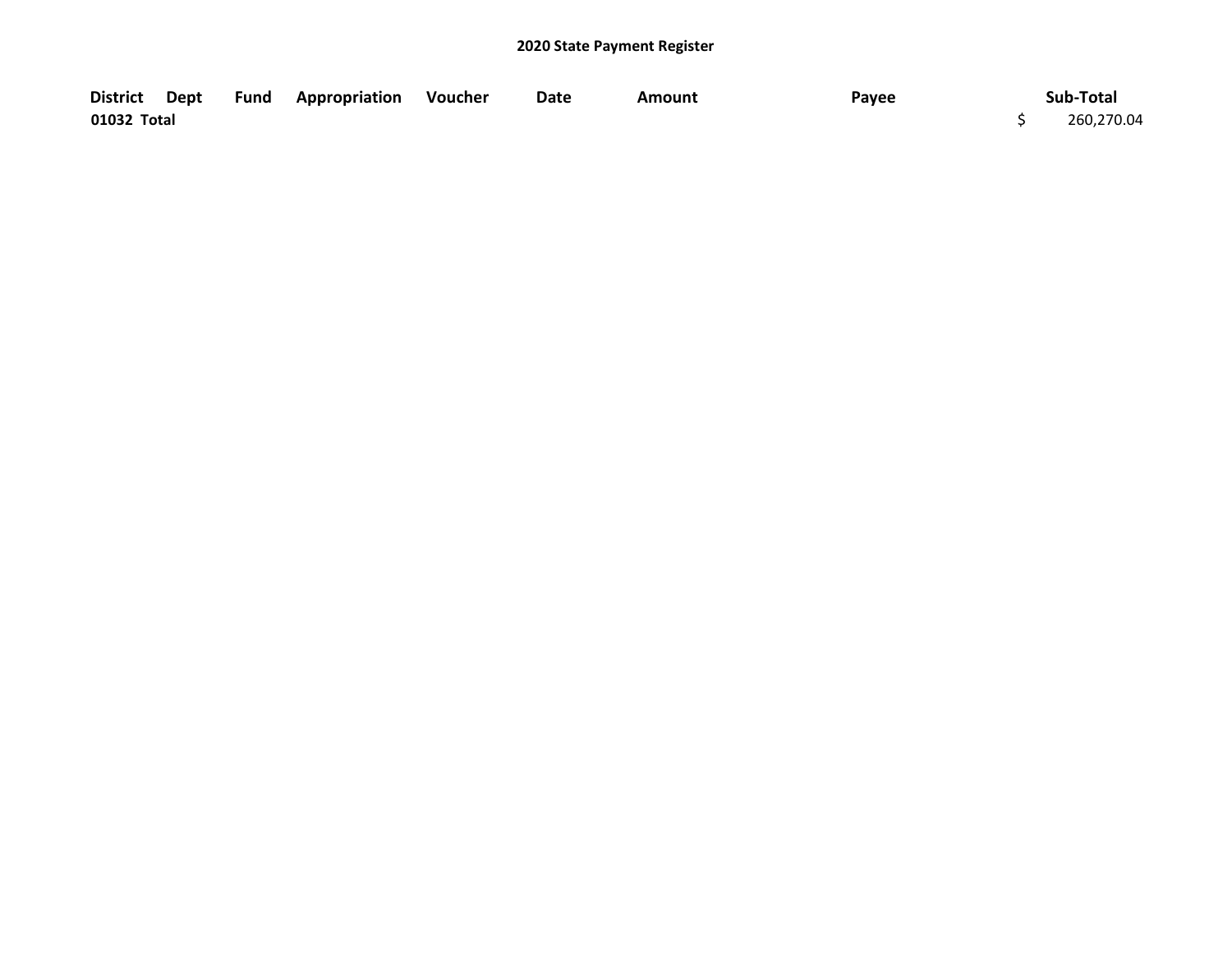# 2020 State Payment Register

| District | Dept | Fund | Appropriation | Voucher | Date | Amount | Payee | Sub-Total |
|---|---|---|---|---|---|---|---|---|
| **01032 Total** | | | | | | | | $ 260,270.04 |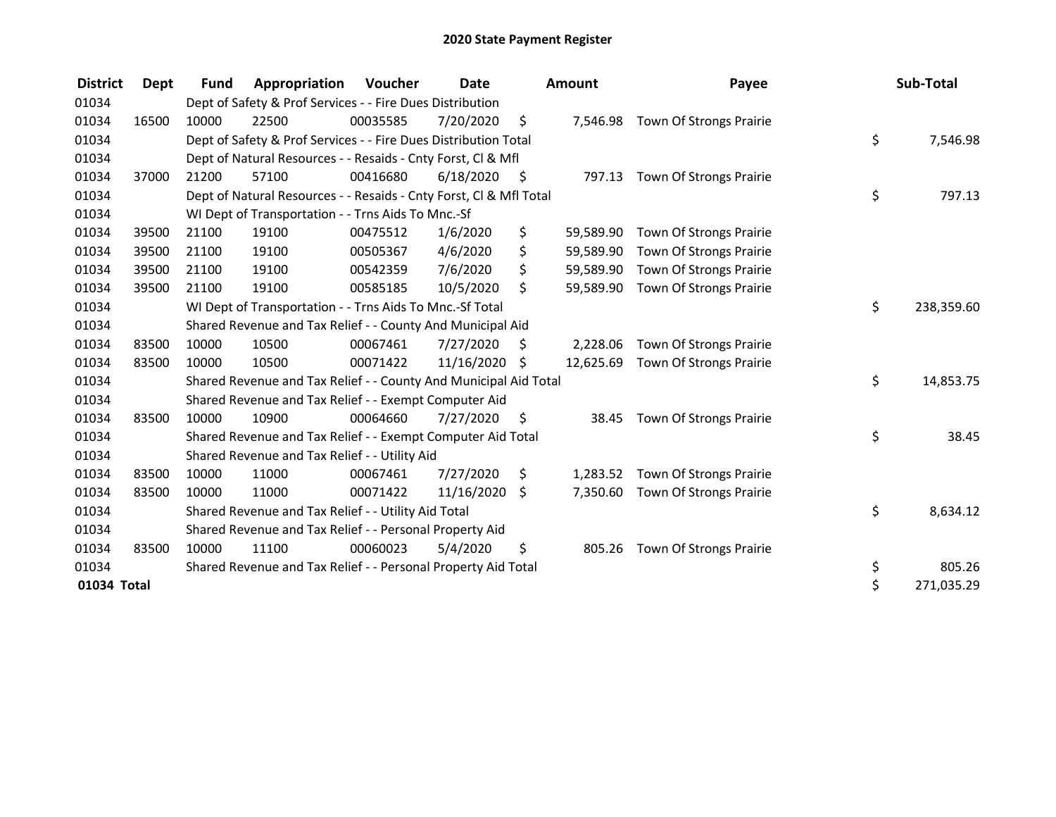# 2020 State Payment Register

| District | Dept | Fund | Appropriation | Voucher | Date | Amount | Payee | Sub-Total |
|---|---|---|---|---|---|---|---|---|
| 01034 | | Dept of Safety & Prof Services - - Fire Dues Distribution | | | | | | |
| 01034 | 16500 | 10000 | 22500 | 00035585 | 7/20/2020 | $ 7,546.98 | Town Of Strongs Prairie | |
| 01034 | | Dept of Safety & Prof Services - - Fire Dues Distribution Total | | | | | | $ 7,546.98 |
| 01034 | | Dept of Natural Resources - - Resaids - Cnty Forst, Cl & Mfl | | | | | | |
| 01034 | 37000 | 21200 | 57100 | 00416680 | 6/18/2020 | $ 797.13 | Town Of Strongs Prairie | |
| 01034 | | Dept of Natural Resources - - Resaids - Cnty Forst, Cl & Mfl Total | | | | | | $ 797.13 |
| 01034 | | WI Dept of Transportation - - Trns Aids To Mnc.-Sf | | | | | | |
| 01034 | 39500 | 21100 | 19100 | 00475512 | 1/6/2020 | $ 59,589.90 | Town Of Strongs Prairie | |
| 01034 | 39500 | 21100 | 19100 | 00505367 | 4/6/2020 | $ 59,589.90 | Town Of Strongs Prairie | |
| 01034 | 39500 | 21100 | 19100 | 00542359 | 7/6/2020 | $ 59,589.90 | Town Of Strongs Prairie | |
| 01034 | 39500 | 21100 | 19100 | 00585185 | 10/5/2020 | $ 59,589.90 | Town Of Strongs Prairie | |
| 01034 | | WI Dept of Transportation - - Trns Aids To Mnc.-Sf Total | | | | | | $ 238,359.60 |
| 01034 | | Shared Revenue and Tax Relief - - County And Municipal Aid | | | | | | |
| 01034 | 83500 | 10000 | 10500 | 00067461 | 7/27/2020 | $ 2,228.06 | Town Of Strongs Prairie | |
| 01034 | 83500 | 10000 | 10500 | 00071422 | 11/16/2020 | $ 12,625.69 | Town Of Strongs Prairie | |
| 01034 | | Shared Revenue and Tax Relief - - County And Municipal Aid Total | | | | | | $ 14,853.75 |
| 01034 | | Shared Revenue and Tax Relief - - Exempt Computer Aid | | | | | | |
| 01034 | 83500 | 10000 | 10900 | 00064660 | 7/27/2020 | $ 38.45 | Town Of Strongs Prairie | |
| 01034 | | Shared Revenue and Tax Relief - - Exempt Computer Aid Total | | | | | | $ 38.45 |
| 01034 | | Shared Revenue and Tax Relief - - Utility Aid | | | | | | |
| 01034 | 83500 | 10000 | 11000 | 00067461 | 7/27/2020 | $ 1,283.52 | Town Of Strongs Prairie | |
| 01034 | 83500 | 10000 | 11000 | 00071422 | 11/16/2020 | $ 7,350.60 | Town Of Strongs Prairie | |
| 01034 | | Shared Revenue and Tax Relief - - Utility Aid Total | | | | | | $ 8,634.12 |
| 01034 | | Shared Revenue and Tax Relief - - Personal Property Aid | | | | | | |
| 01034 | 83500 | 10000 | 11100 | 00060023 | 5/4/2020 | $ 805.26 | Town Of Strongs Prairie | |
| 01034 | | Shared Revenue and Tax Relief - - Personal Property Aid Total | | | | | | $ 805.26 |
| **01034 Total** | | | | | | | | $ 271,035.29 |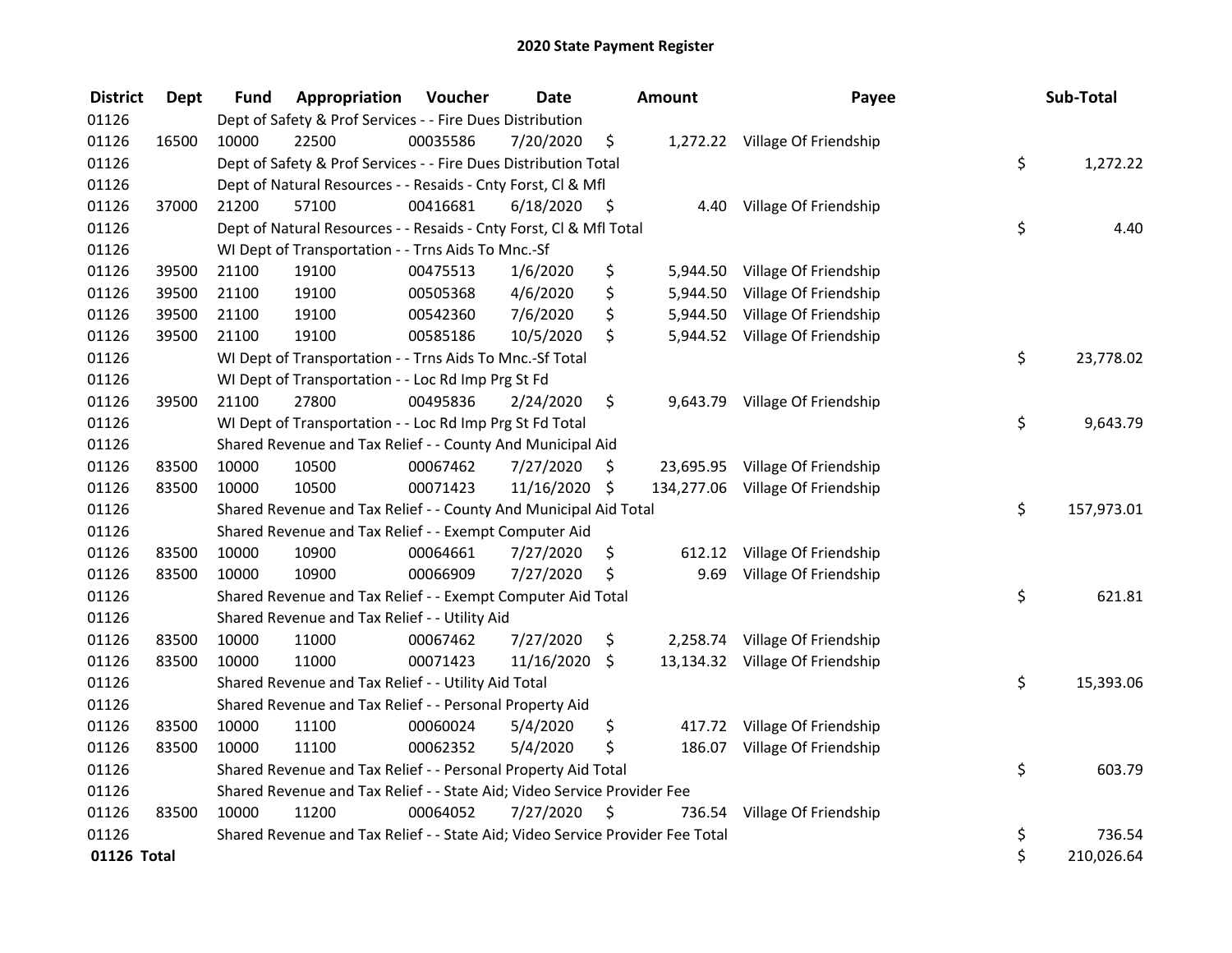# 2020 State Payment Register

| District | Dept | Fund | Appropriation | Voucher | Date | Amount | Payee | Sub-Total |
|---|---|---|---|---|---|---|---|---|
| 01126 | | Dept of Safety & Prof Services - - Fire Dues Distribution | | | | | | |
| 01126 | 16500 | 10000 | 22500 | 00035586 | 7/20/2020 | $ 1,272.22 | Village Of Friendship | |
| 01126 | | Dept of Safety & Prof Services - - Fire Dues Distribution Total | | | | | | $ 1,272.22 |
| 01126 | | Dept of Natural Resources - - Resaids - Cnty Forst, Cl & Mfl | | | | | | |
| 01126 | 37000 | 21200 | 57100 | 00416681 | 6/18/2020 | $ 4.40 | Village Of Friendship | |
| 01126 | | Dept of Natural Resources - - Resaids - Cnty Forst, Cl & Mfl Total | | | | | | $ 4.40 |
| 01126 | | WI Dept of Transportation - - Trns Aids To Mnc.-Sf | | | | | | |
| 01126 | 39500 | 21100 | 19100 | 00475513 | 1/6/2020 | $ 5,944.50 | Village Of Friendship | |
| 01126 | 39500 | 21100 | 19100 | 00505368 | 4/6/2020 | $ 5,944.50 | Village Of Friendship | |
| 01126 | 39500 | 21100 | 19100 | 00542360 | 7/6/2020 | $ 5,944.50 | Village Of Friendship | |
| 01126 | 39500 | 21100 | 19100 | 00585186 | 10/5/2020 | $ 5,944.52 | Village Of Friendship | |
| 01126 | | WI Dept of Transportation - - Trns Aids To Mnc.-Sf Total | | | | | | $ 23,778.02 |
| 01126 | | WI Dept of Transportation - - Loc Rd Imp Prg St Fd | | | | | | |
| 01126 | 39500 | 21100 | 27800 | 00495836 | 2/24/2020 | $ 9,643.79 | Village Of Friendship | |
| 01126 | | WI Dept of Transportation - - Loc Rd Imp Prg St Fd Total | | | | | | $ 9,643.79 |
| 01126 | | Shared Revenue and Tax Relief - - County And Municipal Aid | | | | | | |
| 01126 | 83500 | 10000 | 10500 | 00067462 | 7/27/2020 | $ 23,695.95 | Village Of Friendship | |
| 01126 | 83500 | 10000 | 10500 | 00071423 | 11/16/2020 | $ 134,277.06 | Village Of Friendship | |
| 01126 | | Shared Revenue and Tax Relief - - County And Municipal Aid Total | | | | | | $ 157,973.01 |
| 01126 | | Shared Revenue and Tax Relief - - Exempt Computer Aid | | | | | | |
| 01126 | 83500 | 10000 | 10900 | 00064661 | 7/27/2020 | $ 612.12 | Village Of Friendship | |
| 01126 | 83500 | 10000 | 10900 | 00066909 | 7/27/2020 | $ 9.69 | Village Of Friendship | |
| 01126 | | Shared Revenue and Tax Relief - - Exempt Computer Aid Total | | | | | | $ 621.81 |
| 01126 | | Shared Revenue and Tax Relief - - Utility Aid | | | | | | |
| 01126 | 83500 | 10000 | 11000 | 00067462 | 7/27/2020 | $ 2,258.74 | Village Of Friendship | |
| 01126 | 83500 | 10000 | 11000 | 00071423 | 11/16/2020 | $ 13,134.32 | Village Of Friendship | |
| 01126 | | Shared Revenue and Tax Relief - - Utility Aid Total | | | | | | $ 15,393.06 |
| 01126 | | Shared Revenue and Tax Relief - - Personal Property Aid | | | | | | |
| 01126 | 83500 | 10000 | 11100 | 00060024 | 5/4/2020 | $ 417.72 | Village Of Friendship | |
| 01126 | 83500 | 10000 | 11100 | 00062352 | 5/4/2020 | $ 186.07 | Village Of Friendship | |
| 01126 | | Shared Revenue and Tax Relief - - Personal Property Aid Total | | | | | | $ 603.79 |
| 01126 | | Shared Revenue and Tax Relief - - State Aid; Video Service Provider Fee | | | | | | |
| 01126 | 83500 | 10000 | 11200 | 00064052 | 7/27/2020 | $ 736.54 | Village Of Friendship | |
| 01126 | | Shared Revenue and Tax Relief - - State Aid; Video Service Provider Fee Total | | | | | | $ 736.54 |
| **01126 Total** | | | | | | | | $ 210,026.64 |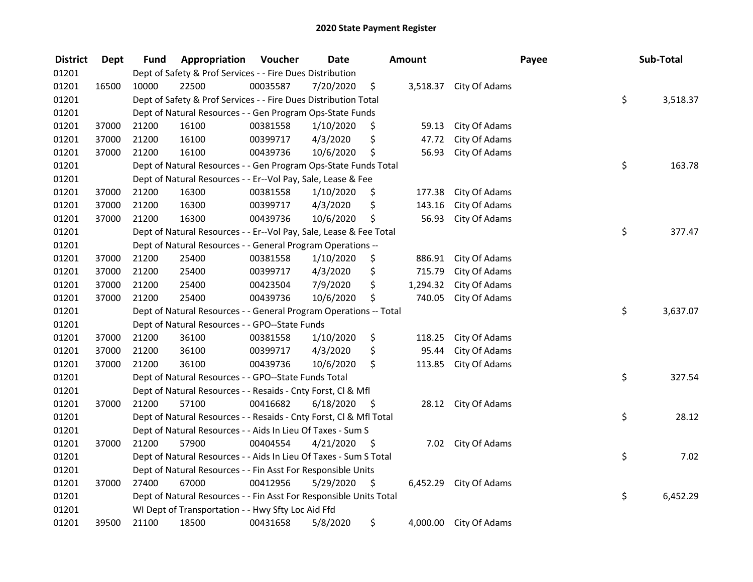# 2020 State Payment Register

| District | Dept | Fund | Appropriation | Voucher | Date | Amount | Payee | Sub-Total |
|---|---|---|---|---|---|---|---|---|
| 01201 | | Dept of Safety & Prof Services - - Fire Dues Distribution | | | | | | |
| 01201 | 16500 | 10000 | 22500 | 00035587 | 7/20/2020 | $ 3,518.37 | City Of Adams | |
| 01201 | | Dept of Safety & Prof Services - - Fire Dues Distribution Total | | | | | | $ 3,518.37 |
| 01201 | | Dept of Natural Resources - - Gen Program Ops-State Funds | | | | | | |
| 01201 | 37000 | 21200 | 16100 | 00381558 | 1/10/2020 | $ 59.13 | City Of Adams | |
| 01201 | 37000 | 21200 | 16100 | 00399717 | 4/3/2020 | $ 47.72 | City Of Adams | |
| 01201 | 37000 | 21200 | 16100 | 00439736 | 10/6/2020 | $ 56.93 | City Of Adams | |
| 01201 | | Dept of Natural Resources - - Gen Program Ops-State Funds Total | | | | | | $ 163.78 |
| 01201 | | Dept of Natural Resources - - Er--Vol Pay, Sale, Lease & Fee | | | | | | |
| 01201 | 37000 | 21200 | 16300 | 00381558 | 1/10/2020 | $ 177.38 | City Of Adams | |
| 01201 | 37000 | 21200 | 16300 | 00399717 | 4/3/2020 | $ 143.16 | City Of Adams | |
| 01201 | 37000 | 21200 | 16300 | 00439736 | 10/6/2020 | $ 56.93 | City Of Adams | |
| 01201 | | Dept of Natural Resources - - Er--Vol Pay, Sale, Lease & Fee Total | | | | | | $ 377.47 |
| 01201 | | Dept of Natural Resources - - General Program Operations -- | | | | | | |
| 01201 | 37000 | 21200 | 25400 | 00381558 | 1/10/2020 | $ 886.91 | City Of Adams | |
| 01201 | 37000 | 21200 | 25400 | 00399717 | 4/3/2020 | $ 715.79 | City Of Adams | |
| 01201 | 37000 | 21200 | 25400 | 00423504 | 7/9/2020 | $ 1,294.32 | City Of Adams | |
| 01201 | 37000 | 21200 | 25400 | 00439736 | 10/6/2020 | $ 740.05 | City Of Adams | |
| 01201 | | Dept of Natural Resources - - General Program Operations -- Total | | | | | | $ 3,637.07 |
| 01201 | | Dept of Natural Resources - - GPO--State Funds | | | | | | |
| 01201 | 37000 | 21200 | 36100 | 00381558 | 1/10/2020 | $ 118.25 | City Of Adams | |
| 01201 | 37000 | 21200 | 36100 | 00399717 | 4/3/2020 | $ 95.44 | City Of Adams | |
| 01201 | 37000 | 21200 | 36100 | 00439736 | 10/6/2020 | $ 113.85 | City Of Adams | |
| 01201 | | Dept of Natural Resources - - GPO--State Funds Total | | | | | | $ 327.54 |
| 01201 | | Dept of Natural Resources - - Resaids - Cnty Forst, Cl & Mfl | | | | | | |
| 01201 | 37000 | 21200 | 57100 | 00416682 | 6/18/2020 | $ 28.12 | City Of Adams | |
| 01201 | | Dept of Natural Resources - - Resaids - Cnty Forst, Cl & Mfl Total | | | | | | $ 28.12 |
| 01201 | | Dept of Natural Resources - - Aids In Lieu Of Taxes - Sum S | | | | | | |
| 01201 | 37000 | 21200 | 57900 | 00404554 | 4/21/2020 | $ 7.02 | City Of Adams | |
| 01201 | | Dept of Natural Resources - - Aids In Lieu Of Taxes - Sum S Total | | | | | | $ 7.02 |
| 01201 | | Dept of Natural Resources - - Fin Asst For Responsible Units | | | | | | |
| 01201 | 37000 | 27400 | 67000 | 00412956 | 5/29/2020 | $ 6,452.29 | City Of Adams | |
| 01201 | | Dept of Natural Resources - - Fin Asst For Responsible Units Total | | | | | | $ 6,452.29 |
| 01201 | | WI Dept of Transportation - - Hwy Sfty Loc Aid Ffd | | | | | | |
| 01201 | 39500 | 21100 | 18500 | 00431658 | 5/8/2020 | $ 4,000.00 | City Of Adams | |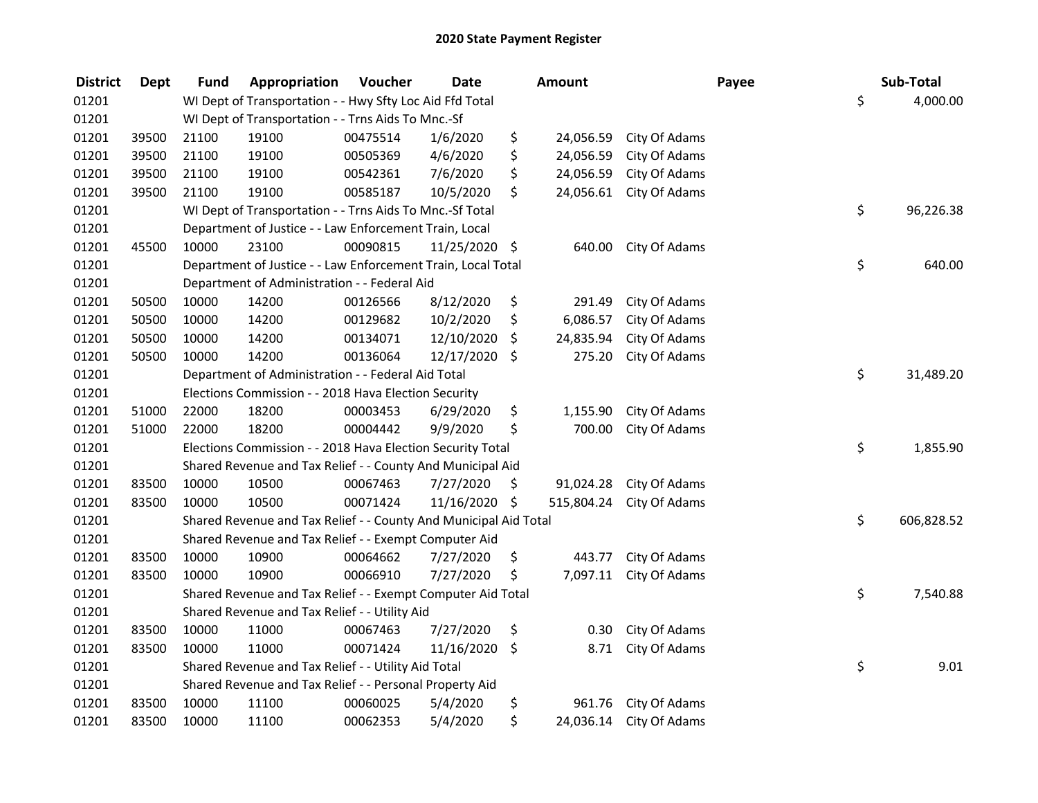# 2020 State Payment Register

| District | Dept | Fund | Appropriation | Voucher | Date | Amount | Payee | Sub-Total |
|---|---|---|---|---|---|---|---|---|
| 01201 | | WI Dept of Transportation - - Hwy Sfty Loc Aid Ffd Total | | | | | | $ 4,000.00 |
| 01201 | | WI Dept of Transportation - - Trns Aids To Mnc.-Sf | | | | | | |
| 01201 | 39500 | 21100 | 19100 | 00475514 | 1/6/2020 | $ 24,056.59 | City Of Adams | |
| 01201 | 39500 | 21100 | 19100 | 00505369 | 4/6/2020 | $ 24,056.59 | City Of Adams | |
| 01201 | 39500 | 21100 | 19100 | 00542361 | 7/6/2020 | $ 24,056.59 | City Of Adams | |
| 01201 | 39500 | 21100 | 19100 | 00585187 | 10/5/2020 | $ 24,056.61 | City Of Adams | |
| 01201 | | WI Dept of Transportation - - Trns Aids To Mnc.-Sf Total | | | | | | $ 96,226.38 |
| 01201 | | Department of Justice - - Law Enforcement Train, Local | | | | | | |
| 01201 | 45500 | 10000 | 23100 | 00090815 | 11/25/2020 | $ 640.00 | City Of Adams | |
| 01201 | | Department of Justice - - Law Enforcement Train, Local Total | | | | | | $ 640.00 |
| 01201 | | Department of Administration - - Federal Aid | | | | | | |
| 01201 | 50500 | 10000 | 14200 | 00126566 | 8/12/2020 | $ 291.49 | City Of Adams | |
| 01201 | 50500 | 10000 | 14200 | 00129682 | 10/2/2020 | $ 6,086.57 | City Of Adams | |
| 01201 | 50500 | 10000 | 14200 | 00134071 | 12/10/2020 | $ 24,835.94 | City Of Adams | |
| 01201 | 50500 | 10000 | 14200 | 00136064 | 12/17/2020 | $ 275.20 | City Of Adams | |
| 01201 | | Department of Administration - - Federal Aid Total | | | | | | $ 31,489.20 |
| 01201 | | Elections Commission - - 2018 Hava Election Security | | | | | | |
| 01201 | 51000 | 22000 | 18200 | 00003453 | 6/29/2020 | $ 1,155.90 | City Of Adams | |
| 01201 | 51000 | 22000 | 18200 | 00004442 | 9/9/2020 | $ 700.00 | City Of Adams | |
| 01201 | | Elections Commission - - 2018 Hava Election Security Total | | | | | | $ 1,855.90 |
| 01201 | | Shared Revenue and Tax Relief - - County And Municipal Aid | | | | | | |
| 01201 | 83500 | 10000 | 10500 | 00067463 | 7/27/2020 | $ 91,024.28 | City Of Adams | |
| 01201 | 83500 | 10000 | 10500 | 00071424 | 11/16/2020 | $ 515,804.24 | City Of Adams | |
| 01201 | | Shared Revenue and Tax Relief - - County And Municipal Aid Total | | | | | | $ 606,828.52 |
| 01201 | | Shared Revenue and Tax Relief - - Exempt Computer Aid | | | | | | |
| 01201 | 83500 | 10000 | 10900 | 00064662 | 7/27/2020 | $ 443.77 | City Of Adams | |
| 01201 | 83500 | 10000 | 10900 | 00066910 | 7/27/2020 | $ 7,097.11 | City Of Adams | |
| 01201 | | Shared Revenue and Tax Relief - - Exempt Computer Aid Total | | | | | | $ 7,540.88 |
| 01201 | | Shared Revenue and Tax Relief - - Utility Aid | | | | | | |
| 01201 | 83500 | 10000 | 11000 | 00067463 | 7/27/2020 | $ 0.30 | City Of Adams | |
| 01201 | 83500 | 10000 | 11000 | 00071424 | 11/16/2020 | $ 8.71 | City Of Adams | |
| 01201 | | Shared Revenue and Tax Relief - - Utility Aid Total | | | | | | $ 9.01 |
| 01201 | | Shared Revenue and Tax Relief - - Personal Property Aid | | | | | | |
| 01201 | 83500 | 10000 | 11100 | 00060025 | 5/4/2020 | $ 961.76 | City Of Adams | |
| 01201 | 83500 | 10000 | 11100 | 00062353 | 5/4/2020 | $ 24,036.14 | City Of Adams | |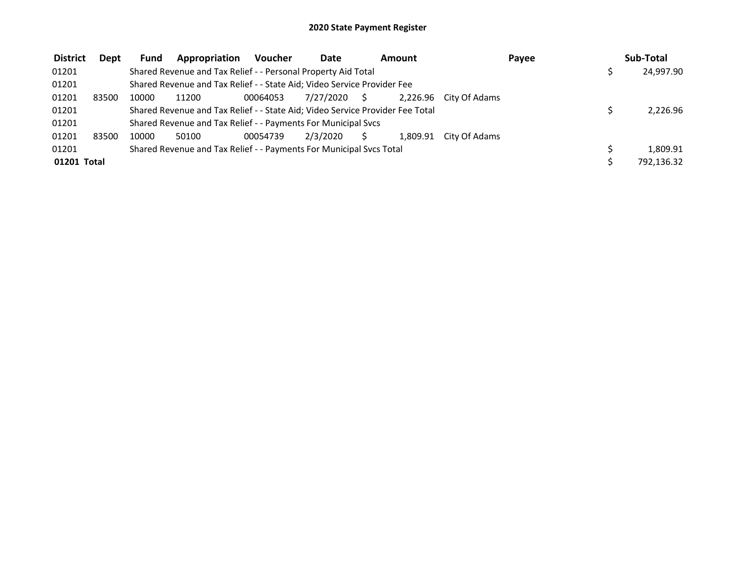# 2020 State Payment Register

| District | Dept | Fund | Appropriation | Voucher | Date | Amount | Payee | Sub-Total |
|---|---|---|---|---|---|---|---|---|
| 01201 | | Shared Revenue and Tax Relief - - Personal Property Aid Total | | | | | | $ 24,997.90 |
| 01201 | | Shared Revenue and Tax Relief - - State Aid; Video Service Provider Fee | | | | | | |
| 01201 | 83500 | 10000 | 11200 | 00064053 | 7/27/2020 | $ 2,226.96 | City Of Adams | |
| 01201 | | Shared Revenue and Tax Relief - - State Aid; Video Service Provider Fee Total | | | | | | $ 2,226.96 |
| 01201 | | Shared Revenue and Tax Relief - - Payments For Municipal Svcs | | | | | | |
| 01201 | 83500 | 10000 | 50100 | 00054739 | 2/3/2020 | $ 1,809.91 | City Of Adams | |
| 01201 | | Shared Revenue and Tax Relief - - Payments For Municipal Svcs Total | | | | | | $ 1,809.91 |
| **01201 Total** | | | | | | | | $ 792,136.32 |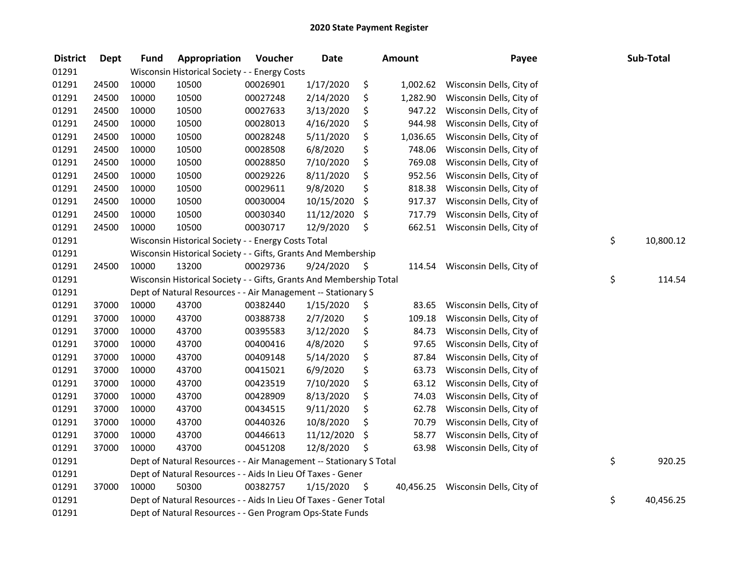# 2020 State Payment Register

| District | Dept | Fund | Appropriation | Voucher | Date | Amount | Payee | Sub-Total |
|---|---|---|---|---|---|---|---|---|
| 01291 | | Wisconsin Historical Society - - Energy Costs | | | | | | |
| 01291 | 24500 | 10000 | 10500 | 00026901 | 1/17/2020 | $ 1,002.62 | Wisconsin Dells, City of | |
| 01291 | 24500 | 10000 | 10500 | 00027248 | 2/14/2020 | $ 1,282.90 | Wisconsin Dells, City of | |
| 01291 | 24500 | 10000 | 10500 | 00027633 | 3/13/2020 | $ 947.22 | Wisconsin Dells, City of | |
| 01291 | 24500 | 10000 | 10500 | 00028013 | 4/16/2020 | $ 944.98 | Wisconsin Dells, City of | |
| 01291 | 24500 | 10000 | 10500 | 00028248 | 5/11/2020 | $ 1,036.65 | Wisconsin Dells, City of | |
| 01291 | 24500 | 10000 | 10500 | 00028508 | 6/8/2020 | $ 748.06 | Wisconsin Dells, City of | |
| 01291 | 24500 | 10000 | 10500 | 00028850 | 7/10/2020 | $ 769.08 | Wisconsin Dells, City of | |
| 01291 | 24500 | 10000 | 10500 | 00029226 | 8/11/2020 | $ 952.56 | Wisconsin Dells, City of | |
| 01291 | 24500 | 10000 | 10500 | 00029611 | 9/8/2020 | $ 818.38 | Wisconsin Dells, City of | |
| 01291 | 24500 | 10000 | 10500 | 00030004 | 10/15/2020 | $ 917.37 | Wisconsin Dells, City of | |
| 01291 | 24500 | 10000 | 10500 | 00030340 | 11/12/2020 | $ 717.79 | Wisconsin Dells, City of | |
| 01291 | 24500 | 10000 | 10500 | 00030717 | 12/9/2020 | $ 662.51 | Wisconsin Dells, City of | |
| 01291 | | Wisconsin Historical Society - - Energy Costs Total | | | | | | $ 10,800.12 |
| 01291 | | Wisconsin Historical Society - - Gifts, Grants And Membership | | | | | | |
| 01291 | 24500 | 10000 | 13200 | 00029736 | 9/24/2020 | $ 114.54 | Wisconsin Dells, City of | |
| 01291 | | Wisconsin Historical Society - - Gifts, Grants And Membership Total | | | | | | $ 114.54 |
| 01291 | | Dept of Natural Resources - - Air Management -- Stationary S | | | | | | |
| 01291 | 37000 | 10000 | 43700 | 00382440 | 1/15/2020 | $ 83.65 | Wisconsin Dells, City of | |
| 01291 | 37000 | 10000 | 43700 | 00388738 | 2/7/2020 | $ 109.18 | Wisconsin Dells, City of | |
| 01291 | 37000 | 10000 | 43700 | 00395583 | 3/12/2020 | $ 84.73 | Wisconsin Dells, City of | |
| 01291 | 37000 | 10000 | 43700 | 00400416 | 4/8/2020 | $ 97.65 | Wisconsin Dells, City of | |
| 01291 | 37000 | 10000 | 43700 | 00409148 | 5/14/2020 | $ 87.84 | Wisconsin Dells, City of | |
| 01291 | 37000 | 10000 | 43700 | 00415021 | 6/9/2020 | $ 63.73 | Wisconsin Dells, City of | |
| 01291 | 37000 | 10000 | 43700 | 00423519 | 7/10/2020 | $ 63.12 | Wisconsin Dells, City of | |
| 01291 | 37000 | 10000 | 43700 | 00428909 | 8/13/2020 | $ 74.03 | Wisconsin Dells, City of | |
| 01291 | 37000 | 10000 | 43700 | 00434515 | 9/11/2020 | $ 62.78 | Wisconsin Dells, City of | |
| 01291 | 37000 | 10000 | 43700 | 00440326 | 10/8/2020 | $ 70.79 | Wisconsin Dells, City of | |
| 01291 | 37000 | 10000 | 43700 | 00446613 | 11/12/2020 | $ 58.77 | Wisconsin Dells, City of | |
| 01291 | 37000 | 10000 | 43700 | 00451208 | 12/8/2020 | $ 63.98 | Wisconsin Dells, City of | |
| 01291 | | Dept of Natural Resources - - Air Management -- Stationary S Total | | | | | | $ 920.25 |
| 01291 | | Dept of Natural Resources - - Aids In Lieu Of Taxes - Gener | | | | | | |
| 01291 | 37000 | 10000 | 50300 | 00382757 | 1/15/2020 | $ 40,456.25 | Wisconsin Dells, City of | |
| 01291 | | Dept of Natural Resources - - Aids In Lieu Of Taxes - Gener Total | | | | | | $ 40,456.25 |
| 01291 | | Dept of Natural Resources - - Gen Program Ops-State Funds | | | | | | |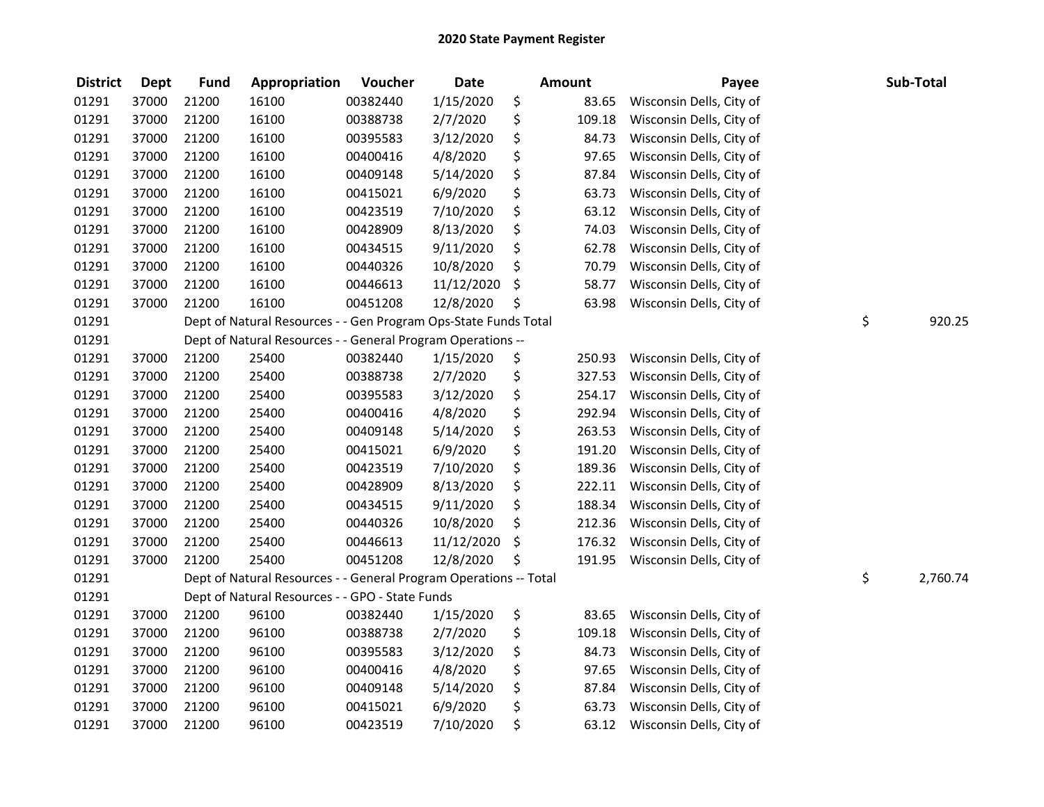# 2020 State Payment Register

| District | Dept | Fund | Appropriation | Voucher | Date | Amount | Payee | Sub-Total |
|---|---|---|---|---|---|---|---|---|
| 01291 | 37000 | 21200 | 16100 | 00382440 | 1/15/2020 | $ 83.65 | Wisconsin Dells, City of | |
| 01291 | 37000 | 21200 | 16100 | 00388738 | 2/7/2020 | $ 109.18 | Wisconsin Dells, City of | |
| 01291 | 37000 | 21200 | 16100 | 00395583 | 3/12/2020 | $ 84.73 | Wisconsin Dells, City of | |
| 01291 | 37000 | 21200 | 16100 | 00400416 | 4/8/2020 | $ 97.65 | Wisconsin Dells, City of | |
| 01291 | 37000 | 21200 | 16100 | 00409148 | 5/14/2020 | $ 87.84 | Wisconsin Dells, City of | |
| 01291 | 37000 | 21200 | 16100 | 00415021 | 6/9/2020 | $ 63.73 | Wisconsin Dells, City of | |
| 01291 | 37000 | 21200 | 16100 | 00423519 | 7/10/2020 | $ 63.12 | Wisconsin Dells, City of | |
| 01291 | 37000 | 21200 | 16100 | 00428909 | 8/13/2020 | $ 74.03 | Wisconsin Dells, City of | |
| 01291 | 37000 | 21200 | 16100 | 00434515 | 9/11/2020 | $ 62.78 | Wisconsin Dells, City of | |
| 01291 | 37000 | 21200 | 16100 | 00440326 | 10/8/2020 | $ 70.79 | Wisconsin Dells, City of | |
| 01291 | 37000 | 21200 | 16100 | 00446613 | 11/12/2020 | $ 58.77 | Wisconsin Dells, City of | |
| 01291 | 37000 | 21200 | 16100 | 00451208 | 12/8/2020 | $ 63.98 | Wisconsin Dells, City of | |
| 01291 | | Dept of Natural Resources - - Gen Program Ops-State Funds Total | | | | | | $ 920.25 |
| 01291 | | Dept of Natural Resources - - General Program Operations -- | | | | | | |
| 01291 | 37000 | 21200 | 25400 | 00382440 | 1/15/2020 | $ 250.93 | Wisconsin Dells, City of | |
| 01291 | 37000 | 21200 | 25400 | 00388738 | 2/7/2020 | $ 327.53 | Wisconsin Dells, City of | |
| 01291 | 37000 | 21200 | 25400 | 00395583 | 3/12/2020 | $ 254.17 | Wisconsin Dells, City of | |
| 01291 | 37000 | 21200 | 25400 | 00400416 | 4/8/2020 | $ 292.94 | Wisconsin Dells, City of | |
| 01291 | 37000 | 21200 | 25400 | 00409148 | 5/14/2020 | $ 263.53 | Wisconsin Dells, City of | |
| 01291 | 37000 | 21200 | 25400 | 00415021 | 6/9/2020 | $ 191.20 | Wisconsin Dells, City of | |
| 01291 | 37000 | 21200 | 25400 | 00423519 | 7/10/2020 | $ 189.36 | Wisconsin Dells, City of | |
| 01291 | 37000 | 21200 | 25400 | 00428909 | 8/13/2020 | $ 222.11 | Wisconsin Dells, City of | |
| 01291 | 37000 | 21200 | 25400 | 00434515 | 9/11/2020 | $ 188.34 | Wisconsin Dells, City of | |
| 01291 | 37000 | 21200 | 25400 | 00440326 | 10/8/2020 | $ 212.36 | Wisconsin Dells, City of | |
| 01291 | 37000 | 21200 | 25400 | 00446613 | 11/12/2020 | $ 176.32 | Wisconsin Dells, City of | |
| 01291 | 37000 | 21200 | 25400 | 00451208 | 12/8/2020 | $ 191.95 | Wisconsin Dells, City of | |
| 01291 | | Dept of Natural Resources - - General Program Operations -- Total | | | | | | $ 2,760.74 |
| 01291 | | Dept of Natural Resources - - GPO - State Funds | | | | | | |
| 01291 | 37000 | 21200 | 96100 | 00382440 | 1/15/2020 | $ 83.65 | Wisconsin Dells, City of | |
| 01291 | 37000 | 21200 | 96100 | 00388738 | 2/7/2020 | $ 109.18 | Wisconsin Dells, City of | |
| 01291 | 37000 | 21200 | 96100 | 00395583 | 3/12/2020 | $ 84.73 | Wisconsin Dells, City of | |
| 01291 | 37000 | 21200 | 96100 | 00400416 | 4/8/2020 | $ 97.65 | Wisconsin Dells, City of | |
| 01291 | 37000 | 21200 | 96100 | 00409148 | 5/14/2020 | $ 87.84 | Wisconsin Dells, City of | |
| 01291 | 37000 | 21200 | 96100 | 00415021 | 6/9/2020 | $ 63.73 | Wisconsin Dells, City of | |
| 01291 | 37000 | 21200 | 96100 | 00423519 | 7/10/2020 | $ 63.12 | Wisconsin Dells, City of | |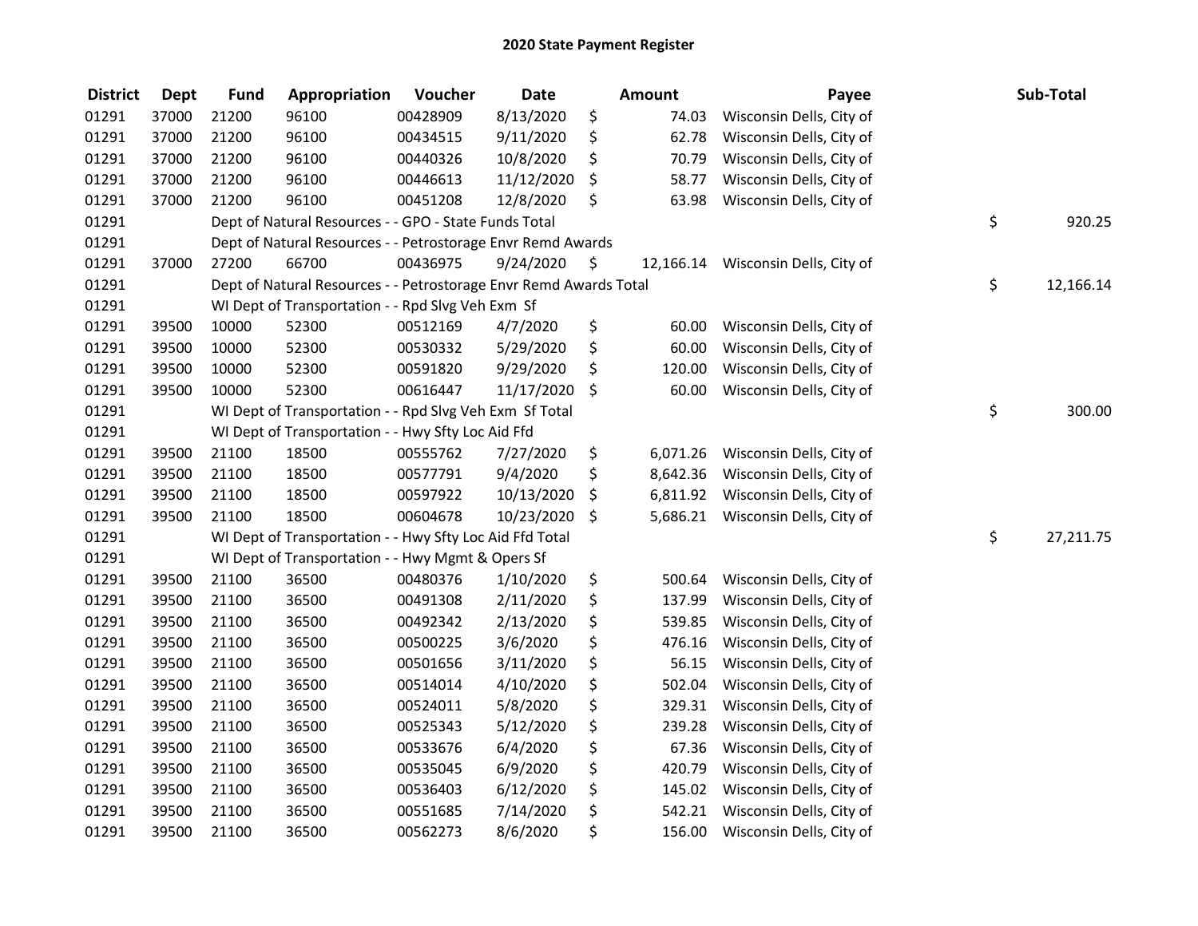# 2020 State Payment Register

| District | Dept | Fund | Appropriation | Voucher | Date | Amount | Payee | Sub-Total |
|---|---|---|---|---|---|---|---|---|
| 01291 | 37000 | 21200 | 96100 | 00428909 | 8/13/2020 | $ 74.03 | Wisconsin Dells, City of | |
| 01291 | 37000 | 21200 | 96100 | 00434515 | 9/11/2020 | $ 62.78 | Wisconsin Dells, City of | |
| 01291 | 37000 | 21200 | 96100 | 00440326 | 10/8/2020 | $ 70.79 | Wisconsin Dells, City of | |
| 01291 | 37000 | 21200 | 96100 | 00446613 | 11/12/2020 | $ 58.77 | Wisconsin Dells, City of | |
| 01291 | 37000 | 21200 | 96100 | 00451208 | 12/8/2020 | $ 63.98 | Wisconsin Dells, City of | |
| 01291 | | Dept of Natural Resources - - GPO - State Funds Total | | | | | | $ 920.25 |
| 01291 | | Dept of Natural Resources - - Petrostorage Envr Remd Awards | | | | | | |
| 01291 | 37000 | 27200 | 66700 | 00436975 | 9/24/2020 | $ 12,166.14 | Wisconsin Dells, City of | |
| 01291 | | Dept of Natural Resources - - Petrostorage Envr Remd Awards Total | | | | | | $ 12,166.14 |
| 01291 | | WI Dept of Transportation - - Rpd Slvg Veh Exm Sf | | | | | | |
| 01291 | 39500 | 10000 | 52300 | 00512169 | 4/7/2020 | $ 60.00 | Wisconsin Dells, City of | |
| 01291 | 39500 | 10000 | 52300 | 00530332 | 5/29/2020 | $ 60.00 | Wisconsin Dells, City of | |
| 01291 | 39500 | 10000 | 52300 | 00591820 | 9/29/2020 | $ 120.00 | Wisconsin Dells, City of | |
| 01291 | 39500 | 10000 | 52300 | 00616447 | 11/17/2020 | $ 60.00 | Wisconsin Dells, City of | |
| 01291 | | WI Dept of Transportation - - Rpd Slvg Veh Exm Sf Total | | | | | | $ 300.00 |
| 01291 | | WI Dept of Transportation - - Hwy Sfty Loc Aid Ffd | | | | | | |
| 01291 | 39500 | 21100 | 18500 | 00555762 | 7/27/2020 | $ 6,071.26 | Wisconsin Dells, City of | |
| 01291 | 39500 | 21100 | 18500 | 00577791 | 9/4/2020 | $ 8,642.36 | Wisconsin Dells, City of | |
| 01291 | 39500 | 21100 | 18500 | 00597922 | 10/13/2020 | $ 6,811.92 | Wisconsin Dells, City of | |
| 01291 | 39500 | 21100 | 18500 | 00604678 | 10/23/2020 | $ 5,686.21 | Wisconsin Dells, City of | |
| 01291 | | WI Dept of Transportation - - Hwy Sfty Loc Aid Ffd Total | | | | | | $ 27,211.75 |
| 01291 | | WI Dept of Transportation - - Hwy Mgmt & Opers Sf | | | | | | |
| 01291 | 39500 | 21100 | 36500 | 00480376 | 1/10/2020 | $ 500.64 | Wisconsin Dells, City of | |
| 01291 | 39500 | 21100 | 36500 | 00491308 | 2/11/2020 | $ 137.99 | Wisconsin Dells, City of | |
| 01291 | 39500 | 21100 | 36500 | 00492342 | 2/13/2020 | $ 539.85 | Wisconsin Dells, City of | |
| 01291 | 39500 | 21100 | 36500 | 00500225 | 3/6/2020 | $ 476.16 | Wisconsin Dells, City of | |
| 01291 | 39500 | 21100 | 36500 | 00501656 | 3/11/2020 | $ 56.15 | Wisconsin Dells, City of | |
| 01291 | 39500 | 21100 | 36500 | 00514014 | 4/10/2020 | $ 502.04 | Wisconsin Dells, City of | |
| 01291 | 39500 | 21100 | 36500 | 00524011 | 5/8/2020 | $ 329.31 | Wisconsin Dells, City of | |
| 01291 | 39500 | 21100 | 36500 | 00525343 | 5/12/2020 | $ 239.28 | Wisconsin Dells, City of | |
| 01291 | 39500 | 21100 | 36500 | 00533676 | 6/4/2020 | $ 67.36 | Wisconsin Dells, City of | |
| 01291 | 39500 | 21100 | 36500 | 00535045 | 6/9/2020 | $ 420.79 | Wisconsin Dells, City of | |
| 01291 | 39500 | 21100 | 36500 | 00536403 | 6/12/2020 | $ 145.02 | Wisconsin Dells, City of | |
| 01291 | 39500 | 21100 | 36500 | 00551685 | 7/14/2020 | $ 542.21 | Wisconsin Dells, City of | |
| 01291 | 39500 | 21100 | 36500 | 00562273 | 8/6/2020 | $ 156.00 | Wisconsin Dells, City of | |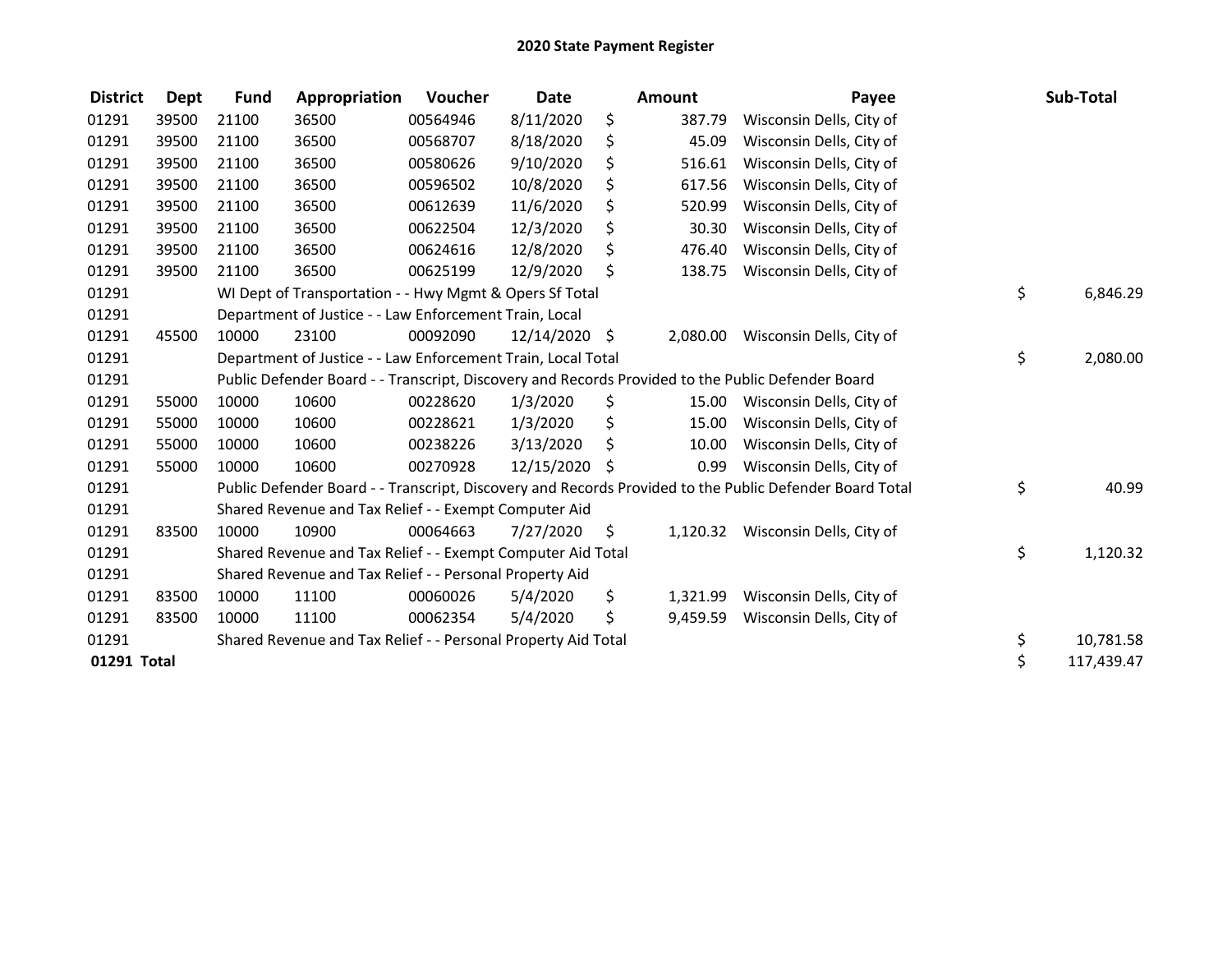# 2020 State Payment Register

| District | Dept | Fund | Appropriation | Voucher | Date | Amount | Payee | Sub-Total |
|---|---|---|---|---|---|---|---|---|
| 01291 | 39500 | 21100 | 36500 | 00564946 | 8/11/2020 | $ 387.79 | Wisconsin Dells, City of | |
| 01291 | 39500 | 21100 | 36500 | 00568707 | 8/18/2020 | $ 45.09 | Wisconsin Dells, City of | |
| 01291 | 39500 | 21100 | 36500 | 00580626 | 9/10/2020 | $ 516.61 | Wisconsin Dells, City of | |
| 01291 | 39500 | 21100 | 36500 | 00596502 | 10/8/2020 | $ 617.56 | Wisconsin Dells, City of | |
| 01291 | 39500 | 21100 | 36500 | 00612639 | 11/6/2020 | $ 520.99 | Wisconsin Dells, City of | |
| 01291 | 39500 | 21100 | 36500 | 00622504 | 12/3/2020 | $ 30.30 | Wisconsin Dells, City of | |
| 01291 | 39500 | 21100 | 36500 | 00624616 | 12/8/2020 | $ 476.40 | Wisconsin Dells, City of | |
| 01291 | 39500 | 21100 | 36500 | 00625199 | 12/9/2020 | $ 138.75 | Wisconsin Dells, City of | |
| 01291 | | WI Dept of Transportation - - Hwy Mgmt & Opers Sf Total | | | | | | $ 6,846.29 |
| 01291 | | Department of Justice - - Law Enforcement Train, Local | | | | | | |
| 01291 | 45500 | 10000 | 23100 | 00092090 | 12/14/2020 | $ 2,080.00 | Wisconsin Dells, City of | |
| 01291 | | Department of Justice - - Law Enforcement Train, Local Total | | | | | | $ 2,080.00 |
| 01291 | | Public Defender Board - - Transcript, Discovery and Records Provided to the Public Defender Board | | | | | | |
| 01291 | 55000 | 10000 | 10600 | 00228620 | 1/3/2020 | $ 15.00 | Wisconsin Dells, City of | |
| 01291 | 55000 | 10000 | 10600 | 00228621 | 1/3/2020 | $ 15.00 | Wisconsin Dells, City of | |
| 01291 | 55000 | 10000 | 10600 | 00238226 | 3/13/2020 | $ 10.00 | Wisconsin Dells, City of | |
| 01291 | 55000 | 10000 | 10600 | 00270928 | 12/15/2020 | $ 0.99 | Wisconsin Dells, City of | |
| 01291 | | Public Defender Board - - Transcript, Discovery and Records Provided to the Public Defender Board Total | | | | | | $ 40.99 |
| 01291 | | Shared Revenue and Tax Relief - - Exempt Computer Aid | | | | | | |
| 01291 | 83500 | 10000 | 10900 | 00064663 | 7/27/2020 | $ 1,120.32 | Wisconsin Dells, City of | |
| 01291 | | Shared Revenue and Tax Relief - - Exempt Computer Aid Total | | | | | | $ 1,120.32 |
| 01291 | | Shared Revenue and Tax Relief - - Personal Property Aid | | | | | | |
| 01291 | 83500 | 10000 | 11100 | 00060026 | 5/4/2020 | $ 1,321.99 | Wisconsin Dells, City of | |
| 01291 | 83500 | 10000 | 11100 | 00062354 | 5/4/2020 | $ 9,459.59 | Wisconsin Dells, City of | |
| 01291 | | Shared Revenue and Tax Relief - - Personal Property Aid Total | | | | | | $ 10,781.58 |
| **01291 Total** | | | | | | | | $ 117,439.47 |